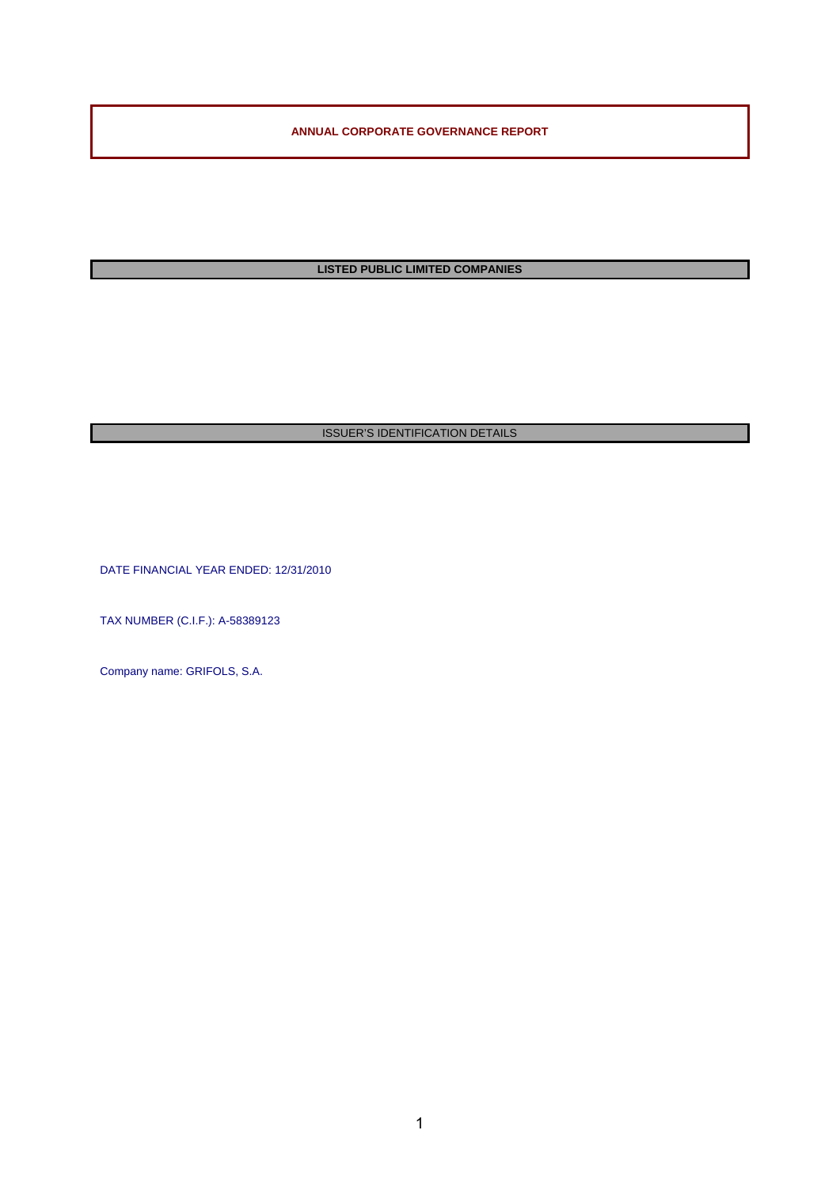# ANNUAL CORPORATE GOVERNANCE REPORT

## LISTED PUBLIC LIMITED COMPANIES

## ISSUER'S IDENTIFICATION DETAILS

DATE FINANCIAL YEAR ENDED: 12/31/2010

TAX NUMBER (C.I.F.): A-58389123

Company name: GRIFOLS, S.A.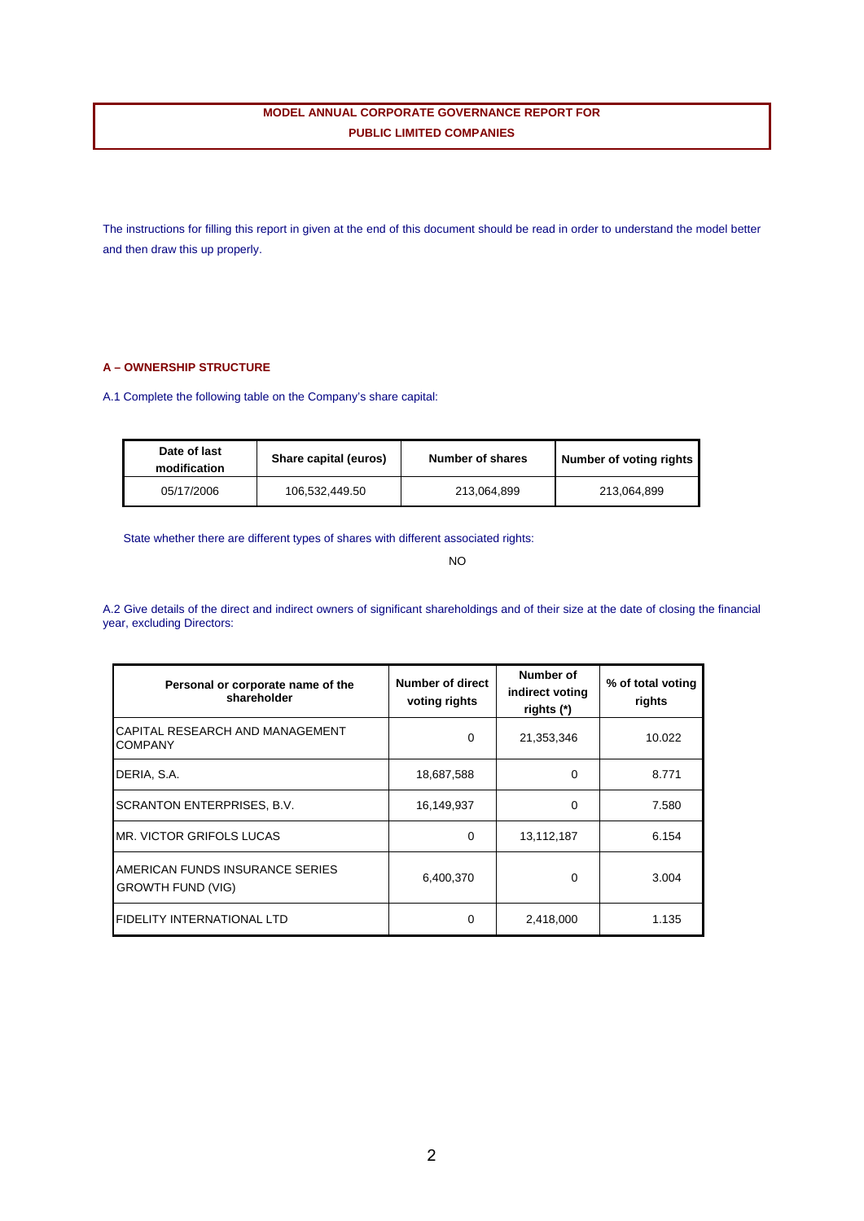# MODEL ANNUAL CORPORATE GOVERNANCE REPORT FOR PUBLIC LIMITED COMPANIES

The instructions for filling this report in given at the end of this document should be read in order to understand the model better and then draw this up properly.

## A – OWNERSHIP STRUCTURE

A.1 Complete the following table on the Company's share capital:

| Date of last modification | Share capital (euros) | Number of shares | Number of voting rights |
|---|---|---|---|
| 05/17/2006 | 106,532,449.50 | 213,064,899 | 213,064,899 |

State whether there are different types of shares with different associated rights:

NO

A.2 Give details of the direct and indirect owners of significant shareholdings and of their size at the date of closing the financial year, excluding Directors:

| Personal or corporate name of the shareholder | Number of direct voting rights | Number of indirect voting rights (*) | % of total voting rights |
|---|---|---|---|
| CAPITAL RESEARCH AND MANAGEMENT COMPANY | 0 | 21,353,346 | 10.022 |
| DERIA, S.A. | 18,687,588 | 0 | 8.771 |
| SCRANTON ENTERPRISES, B.V. | 16,149,937 | 0 | 7.580 |
| MR. VICTOR GRIFOLS LUCAS | 0 | 13,112,187 | 6.154 |
| AMERICAN FUNDS INSURANCE SERIES GROWTH FUND (VIG) | 6,400,370 | 0 | 3.004 |
| FIDELITY INTERNATIONAL LTD | 0 | 2,418,000 | 1.135 |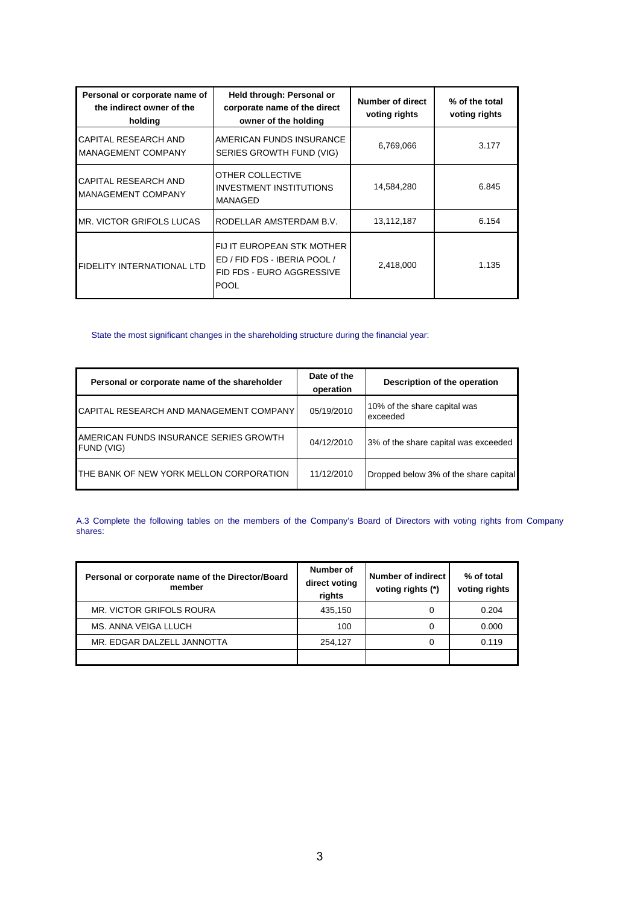| Personal or corporate name of the indirect owner of the holding | Held through: Personal or corporate name of the direct owner of the holding | Number of direct voting rights | % of the total voting rights |
|---|---|---|---|
| CAPITAL RESEARCH AND MANAGEMENT COMPANY | AMERICAN FUNDS INSURANCE SERIES GROWTH FUND (VIG) | 6,769,066 | 3.177 |
| CAPITAL RESEARCH AND MANAGEMENT COMPANY | OTHER COLLECTIVE INVESTMENT INSTITUTIONS MANAGED | 14,584,280 | 6.845 |
| MR. VICTOR GRIFOLS LUCAS | RODELLAR AMSTERDAM B.V. | 13,112,187 | 6.154 |
| FIDELITY INTERNATIONAL LTD | FIJ IT EUROPEAN STK MOTHER ED / FID FDS - IBERIA POOL / FID FDS - EURO AGGRESSIVE POOL | 2,418,000 | 1.135 |

State the most significant changes in the shareholding structure during the financial year:

| Personal or corporate name of the shareholder | Date of the operation | Description of the operation |
|---|---|---|
| CAPITAL RESEARCH AND MANAGEMENT COMPANY | 05/19/2010 | 10% of the share capital was exceeded |
| AMERICAN FUNDS INSURANCE SERIES GROWTH FUND (VIG) | 04/12/2010 | 3% of the share capital was exceeded |
| THE BANK OF NEW YORK MELLON CORPORATION | 11/12/2010 | Dropped below 3% of the share capital |

A.3 Complete the following tables on the members of the Company's Board of Directors with voting rights from Company shares:

| Personal or corporate name of the Director/Board member | Number of direct voting rights | Number of indirect voting rights (*) | % of total voting rights |
|---|---|---|---|
| MR. VICTOR GRIFOLS ROURA | 435,150 | 0 | 0.204 |
| MS. ANNA VEIGA LLUCH | 100 | 0 | 0.000 |
| MR. EDGAR DALZELL JANNOTTA | 254,127 | 0 | 0.119 |
| | | | |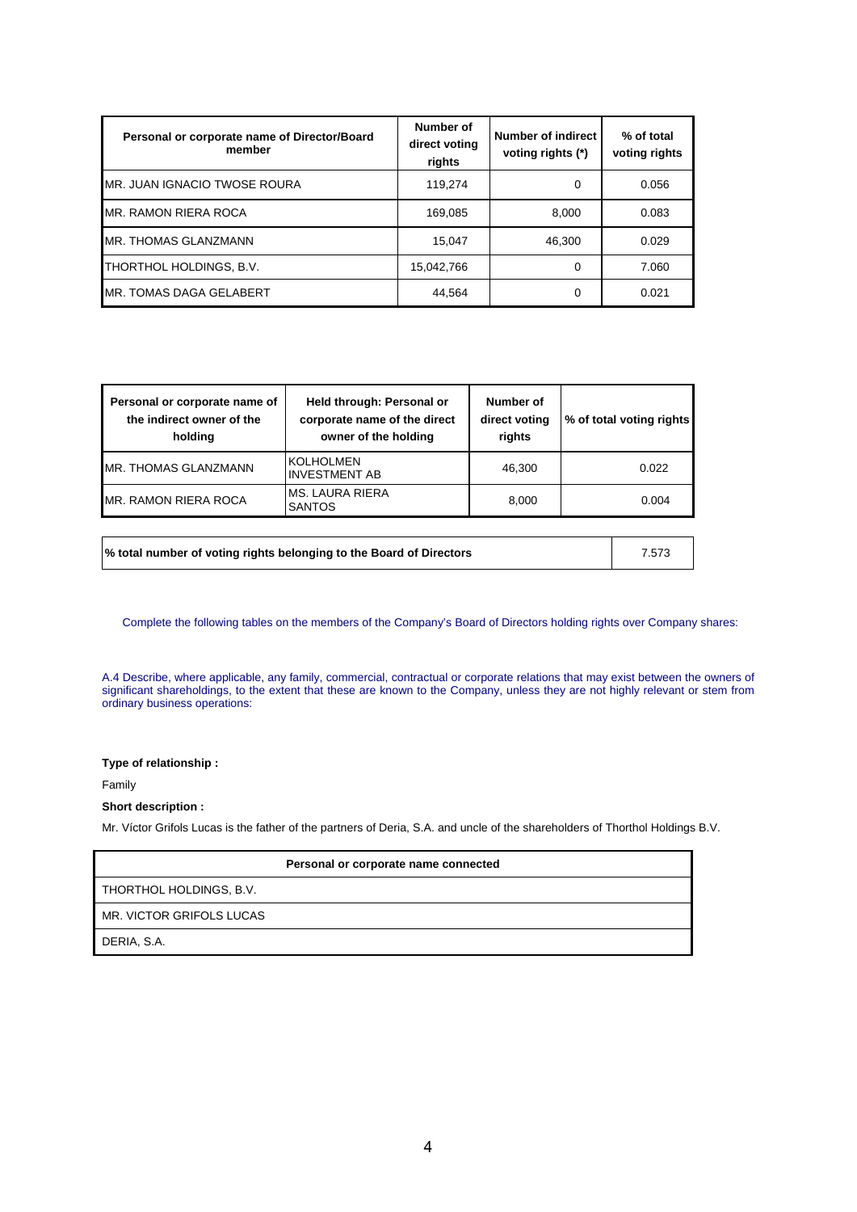| Personal or corporate name of Director/Board member | Number of direct voting rights | Number of indirect voting rights (*) | % of total voting rights |
|---|---|---|---|
| MR. JUAN IGNACIO TWOSE ROURA | 119,274 | 0 | 0.056 |
| MR. RAMON RIERA ROCA | 169,085 | 8,000 | 0.083 |
| MR. THOMAS GLANZMANN | 15,047 | 46,300 | 0.029 |
| THORTHOL HOLDINGS, B.V. | 15,042,766 | 0 | 7.060 |
| MR. TOMAS DAGA GELABERT | 44,564 | 0 | 0.021 |

| Personal or corporate name of the indirect owner of the holding | Held through: Personal or corporate name of the direct owner of the holding | Number of direct voting rights | % of total voting rights |
|---|---|---|---|
| MR. THOMAS GLANZMANN | KOLHOLMEN INVESTMENT AB | 46,300 | 0.022 |
| MR. RAMON RIERA ROCA | MS. LAURA RIERA SANTOS | 8,000 | 0.004 |

| % total number of voting rights belonging to the Board of Directors | 7.573 |
|---|---|

Complete the following tables on the members of the Company's Board of Directors holding rights over Company shares:

A.4 Describe, where applicable, any family, commercial, contractual or corporate relations that may exist between the owners of significant shareholdings, to the extent that these are known to the Company, unless they are not highly relevant or stem from ordinary business operations:

**Type of relationship :**

Family

**Short description :**

Mr. Víctor Grifols Lucas is the father of the partners of Deria, S.A. and uncle of the shareholders of Thorthol Holdings B.V.

| Personal or corporate name connected |
|---|
| THORTHOL HOLDINGS, B.V. |
| MR. VICTOR GRIFOLS LUCAS |
| DERIA, S.A. |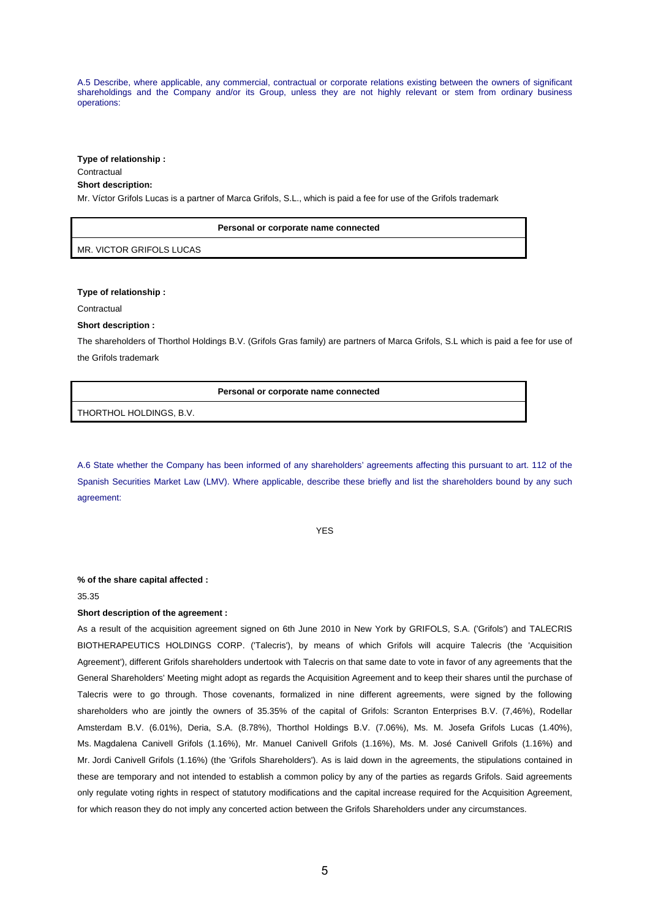A.5 Describe, where applicable, any commercial, contractual or corporate relations existing between the owners of significant shareholdings and the Company and/or its Group, unless they are not highly relevant or stem from ordinary business operations:

**Type of relationship :**

Contractual

**Short description:**

Mr. Víctor Grifols Lucas is a partner of Marca Grifols, S.L., which is paid a fee for use of the Grifols trademark

| Personal or corporate name connected |
|---|
| MR. VICTOR GRIFOLS LUCAS |

**Type of relationship :**

Contractual

**Short description :**

The shareholders of Thorthol Holdings B.V. (Grifols Gras family) are partners of Marca Grifols, S.L which is paid a fee for use of the Grifols trademark

| Personal or corporate name connected |
|---|
| THORTHOL HOLDINGS, B.V. |

A.6 State whether the Company has been informed of any shareholders' agreements affecting this pursuant to art. 112 of the Spanish Securities Market Law (LMV). Where applicable, describe these briefly and list the shareholders bound by any such agreement:

YES

**% of the share capital affected :**

35.35

**Short description of the agreement :**

As a result of the acquisition agreement signed on 6th June 2010 in New York by GRIFOLS, S.A. ('Grifols') and TALECRIS BIOTHERAPEUTICS HOLDINGS CORP. ('Talecris'), by means of which Grifols will acquire Talecris (the 'Acquisition Agreement'), different Grifols shareholders undertook with Talecris on that same date to vote in favor of any agreements that the General Shareholders' Meeting might adopt as regards the Acquisition Agreement and to keep their shares until the purchase of Talecris were to go through. Those covenants, formalized in nine different agreements, were signed by the following shareholders who are jointly the owners of 35.35% of the capital of Grifols: Scranton Enterprises B.V. (7,46%), Rodellar Amsterdam B.V. (6.01%), Deria, S.A. (8.78%), Thorthol Holdings B.V. (7.06%), Ms. M. Josefa Grifols Lucas (1.40%), Ms. Magdalena Canivell Grifols (1.16%), Mr. Manuel Canivell Grifols (1.16%), Ms. M. José Canivell Grifols (1.16%) and Mr. Jordi Canivell Grifols (1.16%) (the 'Grifols Shareholders'). As is laid down in the agreements, the stipulations contained in these are temporary and not intended to establish a common policy by any of the parties as regards Grifols. Said agreements only regulate voting rights in respect of statutory modifications and the capital increase required for the Acquisition Agreement, for which reason they do not imply any concerted action between the Grifols Shareholders under any circumstances.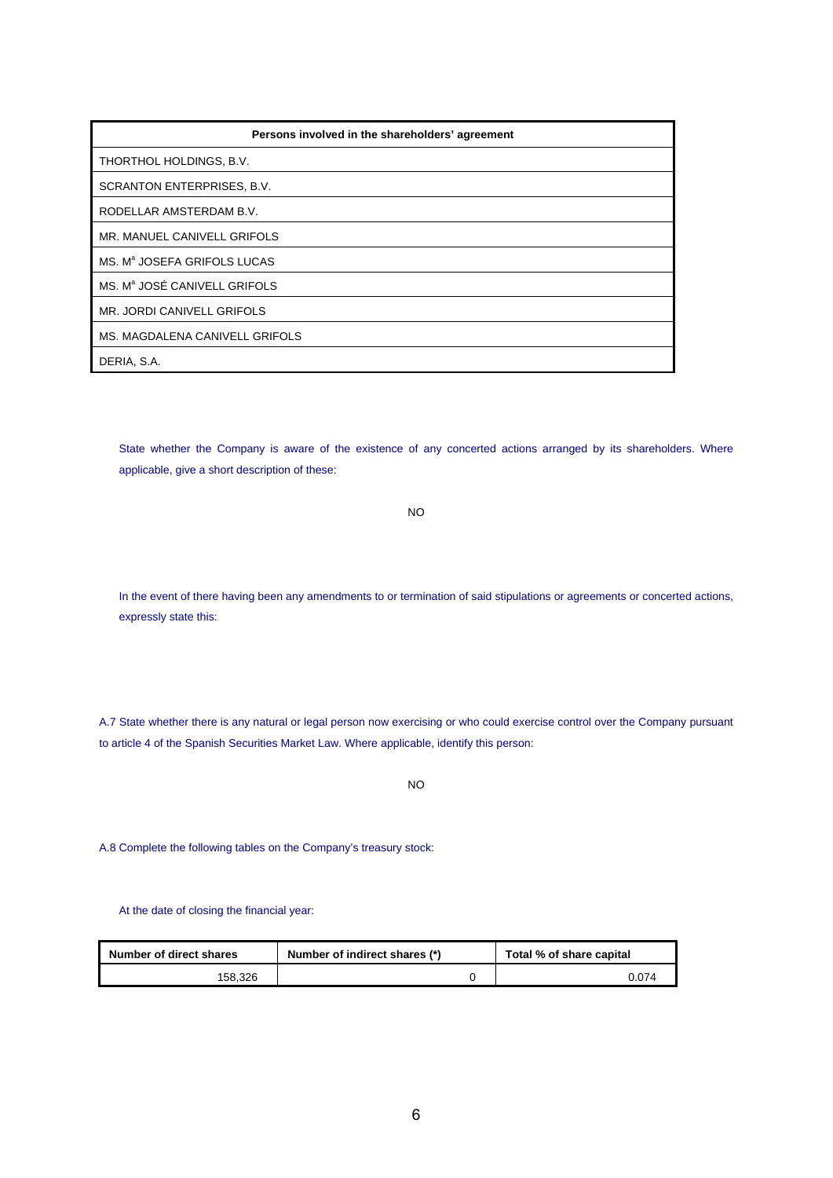| Persons involved in the shareholders' agreement |
|---|
| THORTHOL HOLDINGS, B.V. |
| SCRANTON ENTERPRISES, B.V. |
| RODELLAR AMSTERDAM B.V. |
| MR. MANUEL CANIVELL GRIFOLS |
| MS. Mª JOSEFA GRIFOLS LUCAS |
| MS. Mª JOSÉ CANIVELL GRIFOLS |
| MR. JORDI CANIVELL GRIFOLS |
| MS. MAGDALENA CANIVELL GRIFOLS |
| DERIA, S.A. |

State whether the Company is aware of the existence of any concerted actions arranged by its shareholders. Where applicable, give a short description of these:

NO

In the event of there having been any amendments to or termination of said stipulations or agreements or concerted actions, expressly state this:

A.7 State whether there is any natural or legal person now exercising or who could exercise control over the Company pursuant to article 4 of the Spanish Securities Market Law. Where applicable, identify this person:

NO

A.8 Complete the following tables on the Company's treasury stock:

At the date of closing the financial year:

| Number of direct shares | Number of indirect shares (*) | Total % of share capital |
|---|---|---|
| 158,326 | 0 | 0.074 |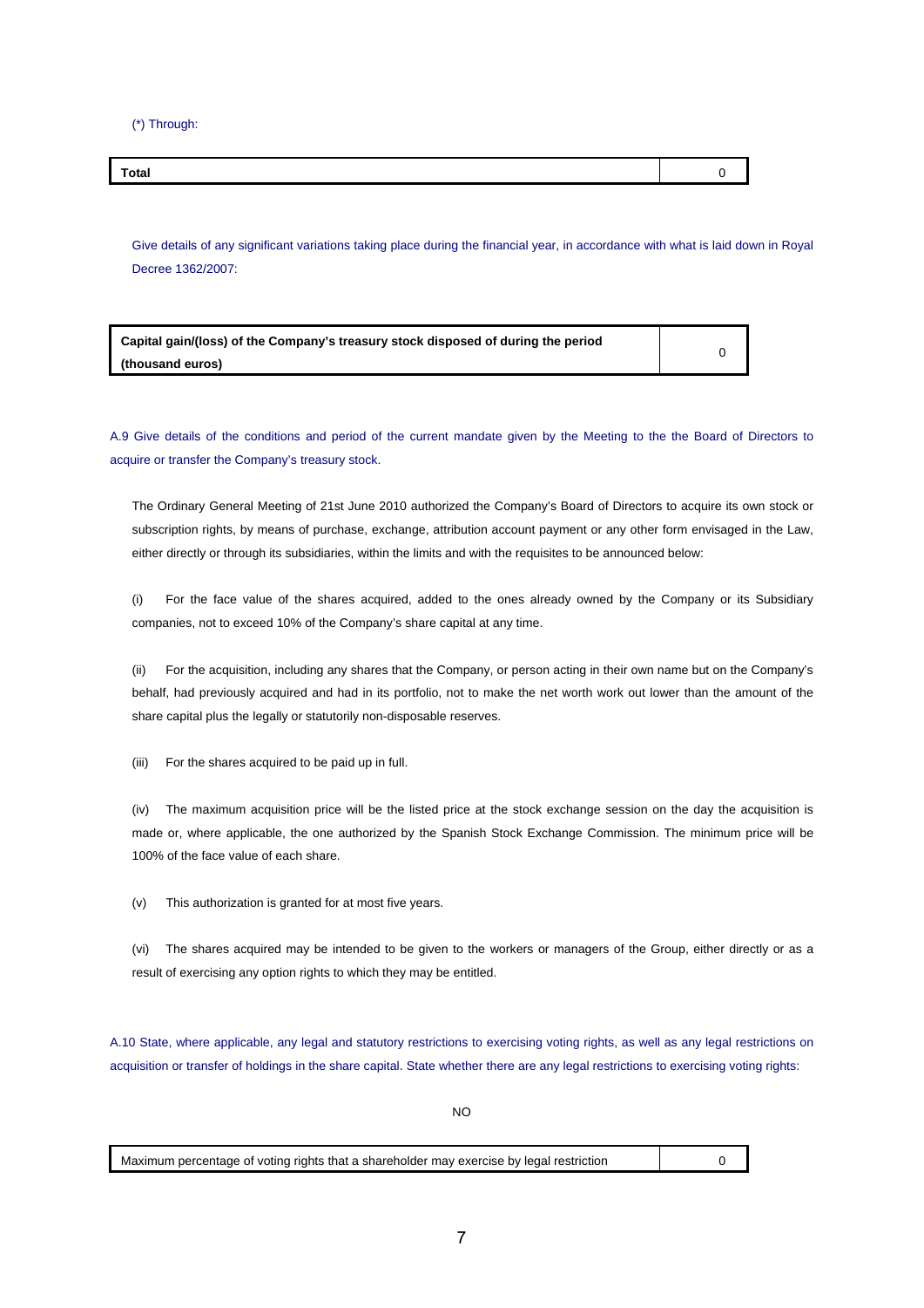(*) Through:

| Total | 0 |
|---|---|

Give details of any significant variations taking place during the financial year, in accordance with what is laid down in Royal Decree 1362/2007:

| Capital gain/(loss) of the Company's treasury stock disposed of during the period (thousand euros) | 0 |
|---|---|

A.9 Give details of the conditions and period of the current mandate given by the Meeting to the the Board of Directors to acquire or transfer the Company's treasury stock.

The Ordinary General Meeting of 21st June 2010 authorized the Company's Board of Directors to acquire its own stock or subscription rights, by means of purchase, exchange, attribution account payment or any other form envisaged in the Law, either directly or through its subsidiaries, within the limits and with the requisites to be announced below:

(i) For the face value of the shares acquired, added to the ones already owned by the Company or its Subsidiary companies, not to exceed 10% of the Company's share capital at any time.

(ii) For the acquisition, including any shares that the Company, or person acting in their own name but on the Company's behalf, had previously acquired and had in its portfolio, not to make the net worth work out lower than the amount of the share capital plus the legally or statutorily non-disposable reserves.

(iii) For the shares acquired to be paid up in full.

(iv) The maximum acquisition price will be the listed price at the stock exchange session on the day the acquisition is made or, where applicable, the one authorized by the Spanish Stock Exchange Commission. The minimum price will be 100% of the face value of each share.

(v) This authorization is granted for at most five years.

(vi) The shares acquired may be intended to be given to the workers or managers of the Group, either directly or as a result of exercising any option rights to which they may be entitled.

A.10 State, where applicable, any legal and statutory restrictions to exercising voting rights, as well as any legal restrictions on acquisition or transfer of holdings in the share capital. State whether there are any legal restrictions to exercising voting rights:

NO

| Maximum percentage of voting rights that a shareholder may exercise by legal restriction | 0 |
|---|---|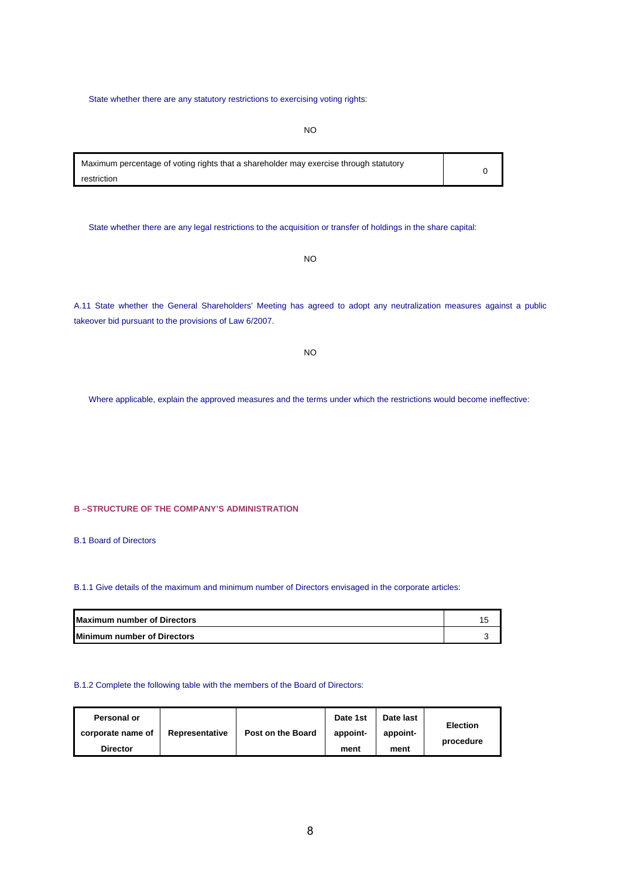State whether there are any statutory restrictions to exercising voting rights:

NO

| Maximum percentage of voting rights that a shareholder may exercise through statutory restriction | 0 |
|---|---|

State whether there are any legal restrictions to the acquisition or transfer of holdings in the share capital:

NO

A.11 State whether the General Shareholders' Meeting has agreed to adopt any neutralization measures against a public takeover bid pursuant to the provisions of Law 6/2007.

NO

Where applicable, explain the approved measures and the terms under which the restrictions would become ineffective:

## B –STRUCTURE OF THE COMPANY'S ADMINISTRATION

### B.1 Board of Directors

B.1.1 Give details of the maximum and minimum number of Directors envisaged in the corporate articles:

| **Maximum number of Directors** | 15 |
|---|---|
| **Minimum number of Directors** | 3 |

B.1.2 Complete the following table with the members of the Board of Directors:

| Personal or corporate name of Director | Representative | Post on the Board | Date 1st appoint-ment | Date last appoint-ment | Election procedure |
|---|---|---|---|---|---|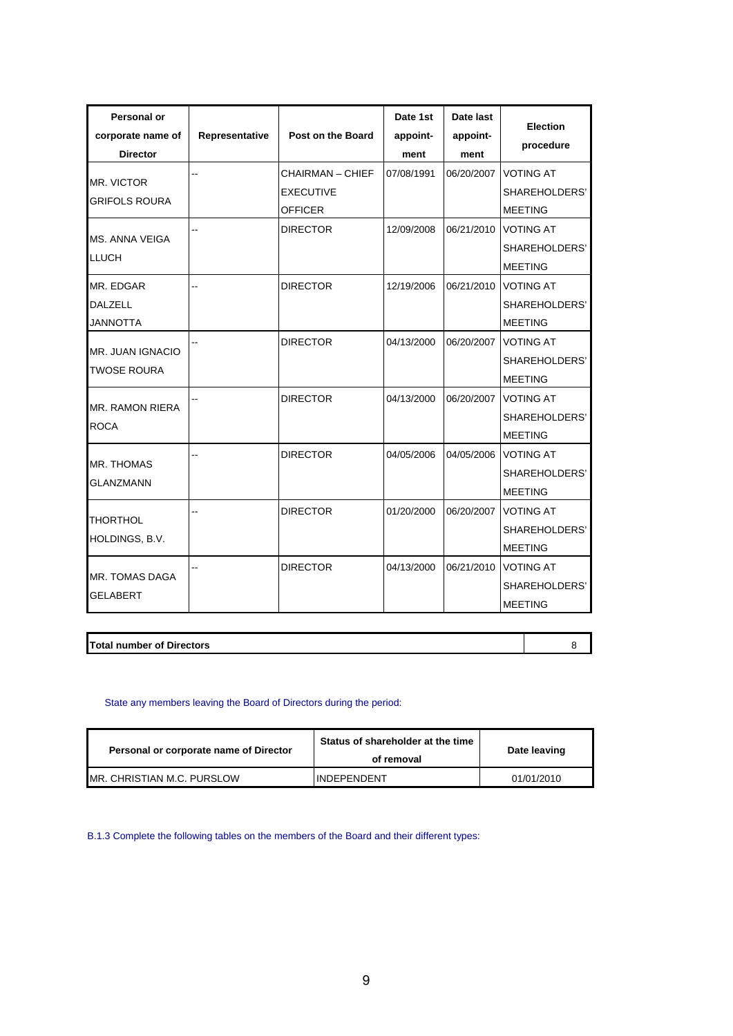| Personal or corporate name of Director | Representative | Post on the Board | Date 1st appoint-ment | Date last appoint-ment | Election procedure |
|---|---|---|---|---|---|
| MR. VICTOR GRIFOLS ROURA | -- | CHAIRMAN – CHIEF EXECUTIVE OFFICER | 07/08/1991 | 06/20/2007 | VOTING AT SHAREHOLDERS' MEETING |
| MS. ANNA VEIGA LLUCH | -- | DIRECTOR | 12/09/2008 | 06/21/2010 | VOTING AT SHAREHOLDERS' MEETING |
| MR. EDGAR DALZELL JANNOTTA | -- | DIRECTOR | 12/19/2006 | 06/21/2010 | VOTING AT SHAREHOLDERS' MEETING |
| MR. JUAN IGNACIO TWOSE ROURA | -- | DIRECTOR | 04/13/2000 | 06/20/2007 | VOTING AT SHAREHOLDERS' MEETING |
| MR. RAMON RIERA ROCA | -- | DIRECTOR | 04/13/2000 | 06/20/2007 | VOTING AT SHAREHOLDERS' MEETING |
| MR. THOMAS GLANZMANN | -- | DIRECTOR | 04/05/2006 | 04/05/2006 | VOTING AT SHAREHOLDERS' MEETING |
| THORTHOL HOLDINGS, B.V. | -- | DIRECTOR | 01/20/2000 | 06/20/2007 | VOTING AT SHAREHOLDERS' MEETING |
| MR. TOMAS DAGA GELABERT | -- | DIRECTOR | 04/13/2000 | 06/21/2010 | VOTING AT SHAREHOLDERS' MEETING |

| Total number of Directors | 8 |
|---|---|

State any members leaving the Board of Directors during the period:

| Personal or corporate name of Director | Status of shareholder at the time of removal | Date leaving |
|---|---|---|
| MR. CHRISTIAN M.C. PURSLOW | INDEPENDENT | 01/01/2010 |

B.1.3 Complete the following tables on the members of the Board and their different types: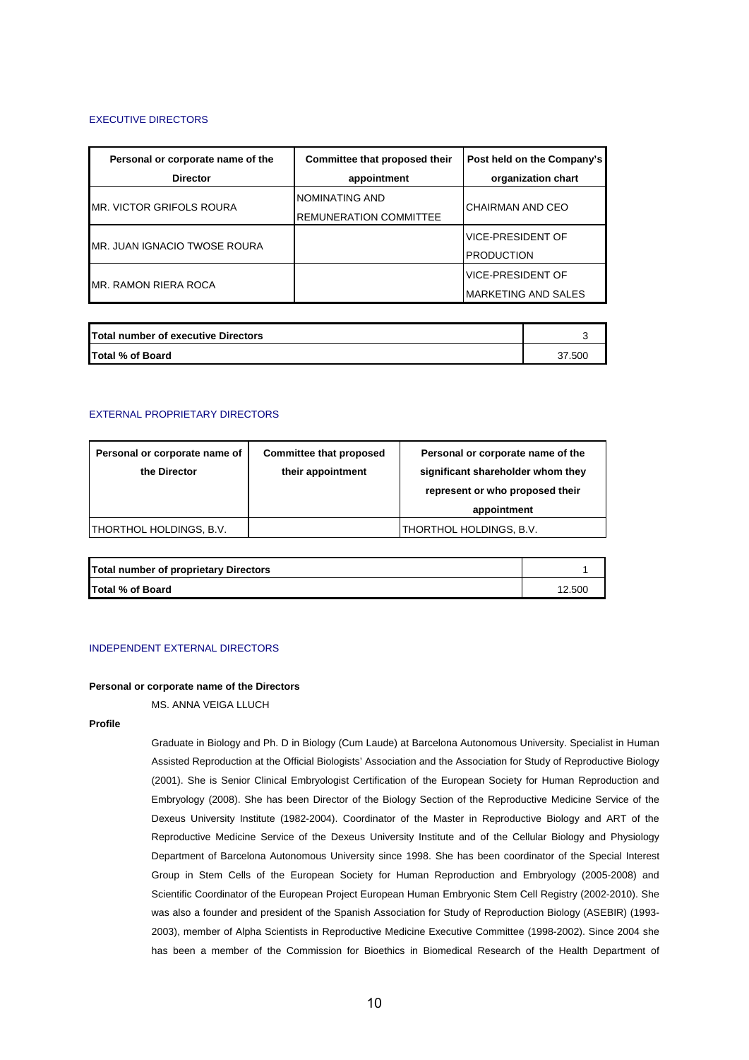### EXECUTIVE DIRECTORS

| Personal or corporate name of the Director | Committee that proposed their appointment | Post held on the Company's organization chart |
|---|---|---|
| MR. VICTOR GRIFOLS ROURA | NOMINATING AND REMUNERATION COMMITTEE | CHAIRMAN AND CEO |
| MR. JUAN IGNACIO TWOSE ROURA | | VICE-PRESIDENT OF PRODUCTION |
| MR. RAMON RIERA ROCA | | VICE-PRESIDENT OF MARKETING AND SALES |

| | |
|---|---|
| **Total number of executive Directors** | 3 |
| **Total % of Board** | 37.500 |

### EXTERNAL PROPRIETARY DIRECTORS

| Personal or corporate name of the Director | Committee that proposed their appointment | Personal or corporate name of the significant shareholder whom they represent or who proposed their appointment |
|---|---|---|
| THORTHOL HOLDINGS, B.V. | | THORTHOL HOLDINGS, B.V. |

| | |
|---|---|
| **Total number of proprietary Directors** | 1 |
| **Total % of Board** | 12.500 |

### INDEPENDENT EXTERNAL DIRECTORS

**Personal or corporate name of the Directors**

MS. ANNA VEIGA LLUCH

**Profile**

Graduate in Biology and Ph. D in Biology (Cum Laude) at Barcelona Autonomous University. Specialist in Human Assisted Reproduction at the Official Biologists' Association and the Association for Study of Reproductive Biology (2001). She is Senior Clinical Embryologist Certification of the European Society for Human Reproduction and Embryology (2008). She has been Director of the Biology Section of the Reproductive Medicine Service of the Dexeus University Institute (1982-2004). Coordinator of the Master in Reproductive Biology and ART of the Reproductive Medicine Service of the Dexeus University Institute and of the Cellular Biology and Physiology Department of Barcelona Autonomous University since 1998. She has been coordinator of the Special Interest Group in Stem Cells of the European Society for Human Reproduction and Embryology (2005-2008) and Scientific Coordinator of the European Project European Human Embryonic Stem Cell Registry (2002-2010). She was also a founder and president of the Spanish Association for Study of Reproduction Biology (ASEBIR) (1993-2003), member of Alpha Scientists in Reproductive Medicine Executive Committee (1998-2002). Since 2004 she has been a member of the Commission for Bioethics in Biomedical Research of the Health Department of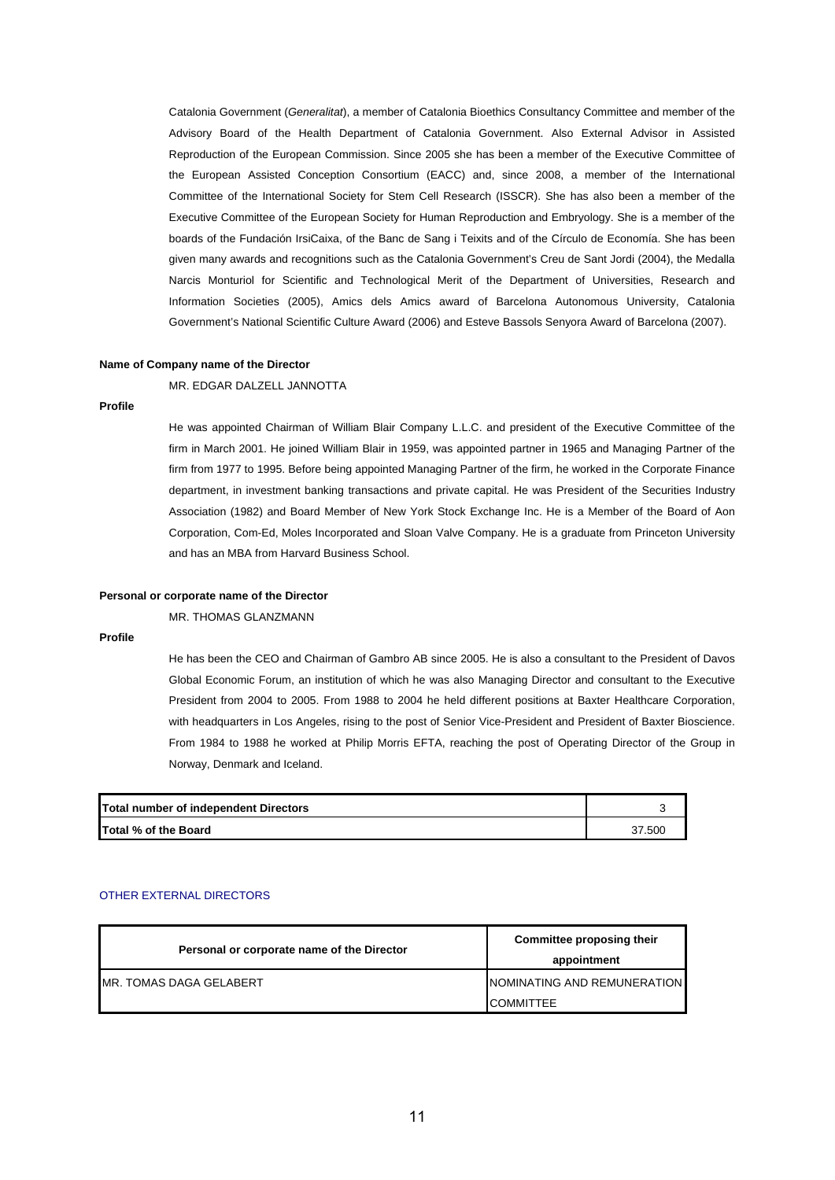Catalonia Government (*Generalitat*), a member of Catalonia Bioethics Consultancy Committee and member of the Advisory Board of the Health Department of Catalonia Government. Also External Advisor in Assisted Reproduction of the European Commission. Since 2005 she has been a member of the Executive Committee of the European Assisted Conception Consortium (EACC) and, since 2008, a member of the International Committee of the International Society for Stem Cell Research (ISSCR). She has also been a member of the Executive Committee of the European Society for Human Reproduction and Embryology. She is a member of the boards of the Fundación IrsiCaixa, of the Banc de Sang i Teixits and of the Círculo de Economía. She has been given many awards and recognitions such as the Catalonia Government's Creu de Sant Jordi (2004), the Medalla Narcis Monturiol for Scientific and Technological Merit of the Department of Universities, Research and Information Societies (2005), Amics dels Amics award of Barcelona Autonomous University, Catalonia Government's National Scientific Culture Award (2006) and Esteve Bassols Senyora Award of Barcelona (2007).

**Name of Company name of the Director**

MR. EDGAR DALZELL JANNOTTA

**Profile**

He was appointed Chairman of William Blair Company L.L.C. and president of the Executive Committee of the firm in March 2001. He joined William Blair in 1959, was appointed partner in 1965 and Managing Partner of the firm from 1977 to 1995. Before being appointed Managing Partner of the firm, he worked in the Corporate Finance department, in investment banking transactions and private capital. He was President of the Securities Industry Association (1982) and Board Member of New York Stock Exchange Inc. He is a Member of the Board of Aon Corporation, Com-Ed, Moles Incorporated and Sloan Valve Company. He is a graduate from Princeton University and has an MBA from Harvard Business School.

**Personal or corporate name of the Director**

MR. THOMAS GLANZMANN

**Profile**

He has been the CEO and Chairman of Gambro AB since 2005. He is also a consultant to the President of Davos Global Economic Forum, an institution of which he was also Managing Director and consultant to the Executive President from 2004 to 2005. From 1988 to 2004 he held different positions at Baxter Healthcare Corporation, with headquarters in Los Angeles, rising to the post of Senior Vice-President and President of Baxter Bioscience. From 1984 to 1988 he worked at Philip Morris EFTA, reaching the post of Operating Director of the Group in Norway, Denmark and Iceland.

| | |
|---|---|
| **Total number of independent Directors** | 3 |
| **Total % of the Board** | 37.500 |

OTHER EXTERNAL DIRECTORS

| Personal or corporate name of the Director | Committee proposing their appointment |
|---|---|
| MR. TOMAS DAGA GELABERT | NOMINATING AND REMUNERATION COMMITTEE |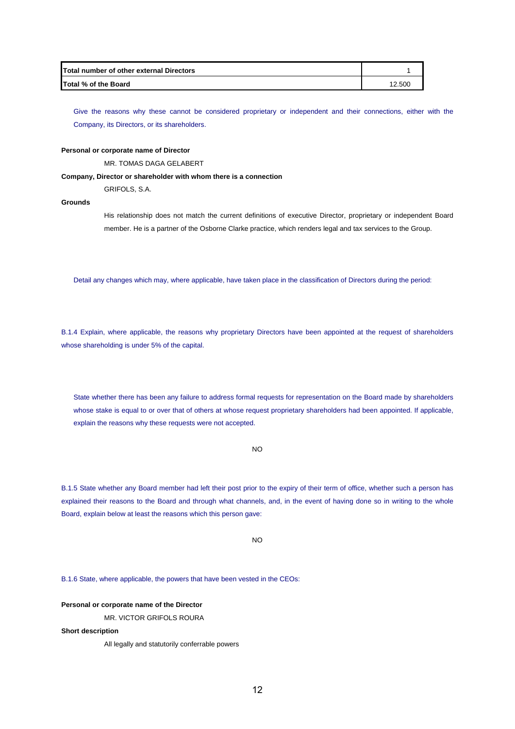| Total number of other external Directors | 1 |
|---|---|
| Total % of the Board | 12.500 |

Give the reasons why these cannot be considered proprietary or independent and their connections, either with the Company, its Directors, or its shareholders.

**Personal or corporate name of Director**

MR. TOMAS DAGA GELABERT

**Company, Director or shareholder with whom there is a connection**

GRIFOLS, S.A.

**Grounds**

His relationship does not match the current definitions of executive Director, proprietary or independent Board member. He is a partner of the Osborne Clarke practice, which renders legal and tax services to the Group.

Detail any changes which may, where applicable, have taken place in the classification of Directors during the period:

B.1.4 Explain, where applicable, the reasons why proprietary Directors have been appointed at the request of shareholders whose shareholding is under 5% of the capital.

State whether there has been any failure to address formal requests for representation on the Board made by shareholders whose stake is equal to or over that of others at whose request proprietary shareholders had been appointed. If applicable, explain the reasons why these requests were not accepted.

NO

B.1.5 State whether any Board member had left their post prior to the expiry of their term of office, whether such a person has explained their reasons to the Board and through what channels, and, in the event of having done so in writing to the whole Board, explain below at least the reasons which this person gave:

NO

B.1.6 State, where applicable, the powers that have been vested in the CEOs:

**Personal or corporate name of the Director**

MR. VICTOR GRIFOLS ROURA

**Short description**

All legally and statutorily conferrable powers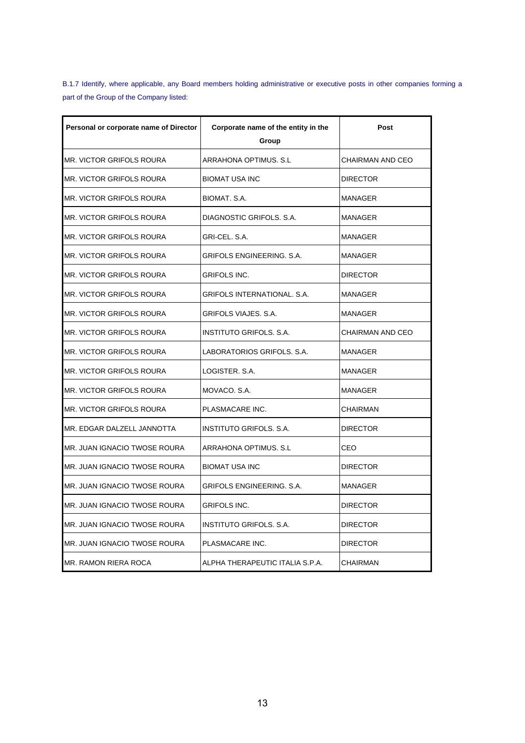B.1.7 Identify, where applicable, any Board members holding administrative or executive posts in other companies forming a part of the Group of the Company listed:

| Personal or corporate name of Director | Corporate name of the entity in the Group | Post |
|---|---|---|
| MR. VICTOR GRIFOLS ROURA | ARRAHONA OPTIMUS. S.L | CHAIRMAN AND CEO |
| MR. VICTOR GRIFOLS ROURA | BIOMAT USA INC | DIRECTOR |
| MR. VICTOR GRIFOLS ROURA | BIOMAT. S.A. | MANAGER |
| MR. VICTOR GRIFOLS ROURA | DIAGNOSTIC GRIFOLS. S.A. | MANAGER |
| MR. VICTOR GRIFOLS ROURA | GRI-CEL. S.A. | MANAGER |
| MR. VICTOR GRIFOLS ROURA | GRIFOLS ENGINEERING. S.A. | MANAGER |
| MR. VICTOR GRIFOLS ROURA | GRIFOLS INC. | DIRECTOR |
| MR. VICTOR GRIFOLS ROURA | GRIFOLS INTERNATIONAL. S.A. | MANAGER |
| MR. VICTOR GRIFOLS ROURA | GRIFOLS VIAJES. S.A. | MANAGER |
| MR. VICTOR GRIFOLS ROURA | INSTITUTO GRIFOLS. S.A. | CHAIRMAN AND CEO |
| MR. VICTOR GRIFOLS ROURA | LABORATORIOS GRIFOLS. S.A. | MANAGER |
| MR. VICTOR GRIFOLS ROURA | LOGISTER. S.A. | MANAGER |
| MR. VICTOR GRIFOLS ROURA | MOVACO. S.A. | MANAGER |
| MR. VICTOR GRIFOLS ROURA | PLASMACARE INC. | CHAIRMAN |
| MR. EDGAR DALZELL JANNOTTA | INSTITUTO GRIFOLS. S.A. | DIRECTOR |
| MR. JUAN IGNACIO TWOSE ROURA | ARRAHONA OPTIMUS. S.L | CEO |
| MR. JUAN IGNACIO TWOSE ROURA | BIOMAT USA INC | DIRECTOR |
| MR. JUAN IGNACIO TWOSE ROURA | GRIFOLS ENGINEERING. S.A. | MANAGER |
| MR. JUAN IGNACIO TWOSE ROURA | GRIFOLS INC. | DIRECTOR |
| MR. JUAN IGNACIO TWOSE ROURA | INSTITUTO GRIFOLS. S.A. | DIRECTOR |
| MR. JUAN IGNACIO TWOSE ROURA | PLASMACARE INC. | DIRECTOR |
| MR. RAMON RIERA ROCA | ALPHA THERAPEUTIC ITALIA S.P.A. | CHAIRMAN |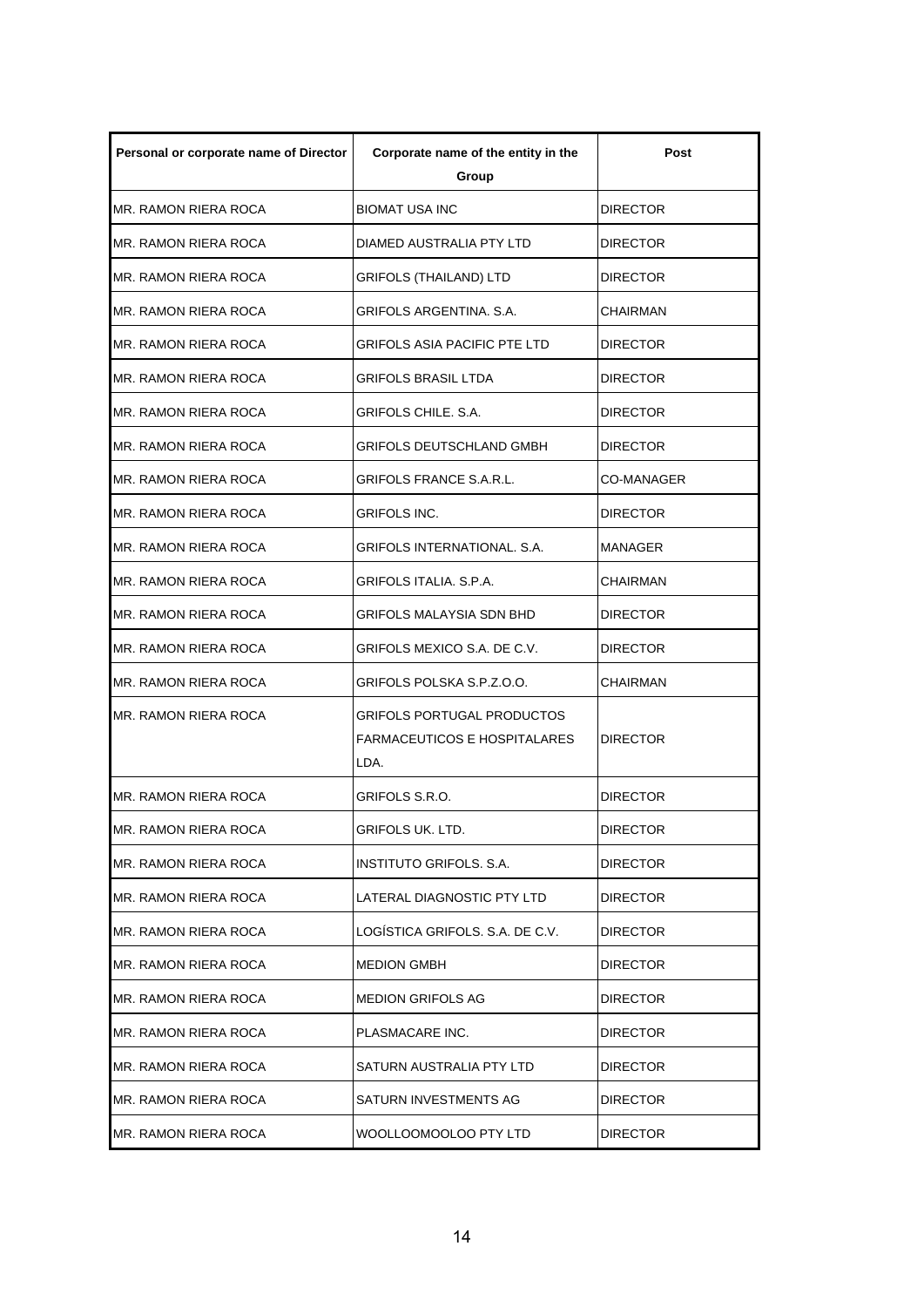| Personal or corporate name of Director | Corporate name of the entity in the Group | Post |
|---|---|---|
| MR. RAMON RIERA ROCA | BIOMAT USA INC | DIRECTOR |
| MR. RAMON RIERA ROCA | DIAMED AUSTRALIA PTY LTD | DIRECTOR |
| MR. RAMON RIERA ROCA | GRIFOLS (THAILAND) LTD | DIRECTOR |
| MR. RAMON RIERA ROCA | GRIFOLS ARGENTINA. S.A. | CHAIRMAN |
| MR. RAMON RIERA ROCA | GRIFOLS ASIA PACIFIC PTE LTD | DIRECTOR |
| MR. RAMON RIERA ROCA | GRIFOLS BRASIL LTDA | DIRECTOR |
| MR. RAMON RIERA ROCA | GRIFOLS CHILE. S.A. | DIRECTOR |
| MR. RAMON RIERA ROCA | GRIFOLS DEUTSCHLAND GMBH | DIRECTOR |
| MR. RAMON RIERA ROCA | GRIFOLS FRANCE S.A.R.L. | CO-MANAGER |
| MR. RAMON RIERA ROCA | GRIFOLS INC. | DIRECTOR |
| MR. RAMON RIERA ROCA | GRIFOLS INTERNATIONAL. S.A. | MANAGER |
| MR. RAMON RIERA ROCA | GRIFOLS ITALIA. S.P.A. | CHAIRMAN |
| MR. RAMON RIERA ROCA | GRIFOLS MALAYSIA SDN BHD | DIRECTOR |
| MR. RAMON RIERA ROCA | GRIFOLS MEXICO S.A. DE C.V. | DIRECTOR |
| MR. RAMON RIERA ROCA | GRIFOLS POLSKA S.P.Z.O.O. | CHAIRMAN |
| MR. RAMON RIERA ROCA | GRIFOLS PORTUGAL PRODUCTOS FARMACEUTICOS E HOSPITALARES LDA. | DIRECTOR |
| MR. RAMON RIERA ROCA | GRIFOLS S.R.O. | DIRECTOR |
| MR. RAMON RIERA ROCA | GRIFOLS UK. LTD. | DIRECTOR |
| MR. RAMON RIERA ROCA | INSTITUTO GRIFOLS. S.A. | DIRECTOR |
| MR. RAMON RIERA ROCA | LATERAL DIAGNOSTIC PTY LTD | DIRECTOR |
| MR. RAMON RIERA ROCA | LOGÍSTICA GRIFOLS. S.A. DE C.V. | DIRECTOR |
| MR. RAMON RIERA ROCA | MEDION GMBH | DIRECTOR |
| MR. RAMON RIERA ROCA | MEDION GRIFOLS AG | DIRECTOR |
| MR. RAMON RIERA ROCA | PLASMACARE INC. | DIRECTOR |
| MR. RAMON RIERA ROCA | SATURN AUSTRALIA PTY LTD | DIRECTOR |
| MR. RAMON RIERA ROCA | SATURN INVESTMENTS AG | DIRECTOR |
| MR. RAMON RIERA ROCA | WOOLLOOMOOLOO PTY LTD | DIRECTOR |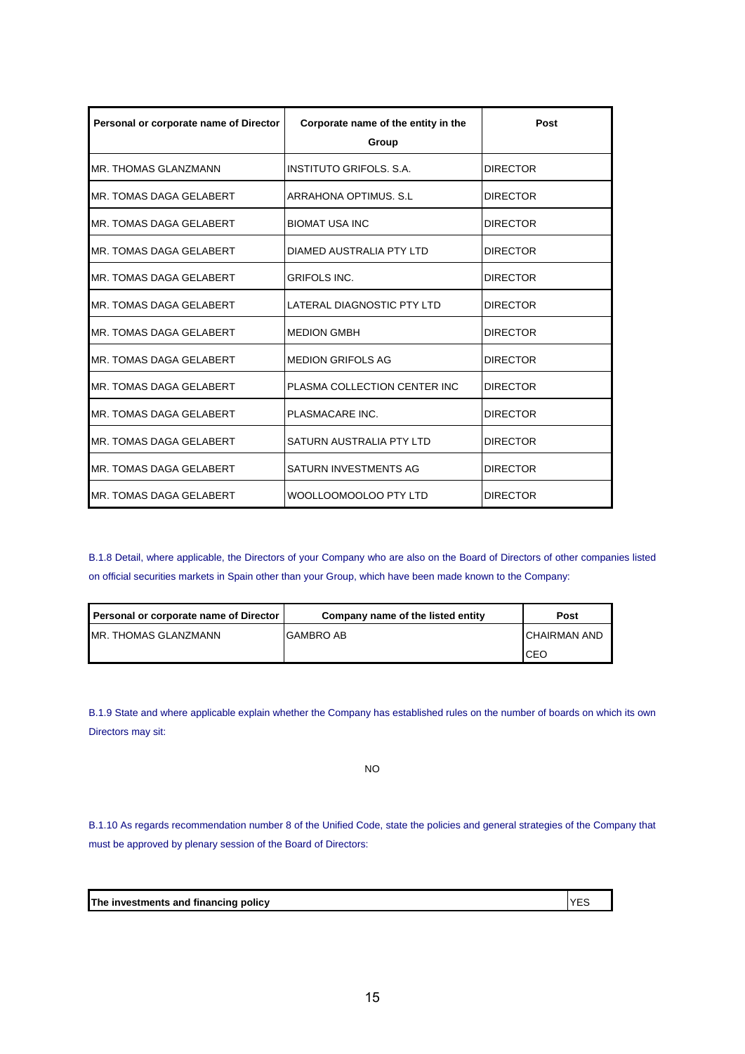| Personal or corporate name of Director | Corporate name of the entity in the Group | Post |
|---|---|---|
| MR. THOMAS GLANZMANN | INSTITUTO GRIFOLS. S.A. | DIRECTOR |
| MR. TOMAS DAGA GELABERT | ARRAHONA OPTIMUS. S.L | DIRECTOR |
| MR. TOMAS DAGA GELABERT | BIOMAT USA INC | DIRECTOR |
| MR. TOMAS DAGA GELABERT | DIAMED AUSTRALIA PTY LTD | DIRECTOR |
| MR. TOMAS DAGA GELABERT | GRIFOLS INC. | DIRECTOR |
| MR. TOMAS DAGA GELABERT | LATERAL DIAGNOSTIC PTY LTD | DIRECTOR |
| MR. TOMAS DAGA GELABERT | MEDION GMBH | DIRECTOR |
| MR. TOMAS DAGA GELABERT | MEDION GRIFOLS AG | DIRECTOR |
| MR. TOMAS DAGA GELABERT | PLASMA COLLECTION CENTER INC | DIRECTOR |
| MR. TOMAS DAGA GELABERT | PLASMACARE INC. | DIRECTOR |
| MR. TOMAS DAGA GELABERT | SATURN AUSTRALIA PTY LTD | DIRECTOR |
| MR. TOMAS DAGA GELABERT | SATURN INVESTMENTS AG | DIRECTOR |
| MR. TOMAS DAGA GELABERT | WOOLLOOMOOLOO PTY LTD | DIRECTOR |

B.1.8 Detail, where applicable, the Directors of your Company who are also on the Board of Directors of other companies listed on official securities markets in Spain other than your Group, which have been made known to the Company:

| Personal or corporate name of Director | Company name of the listed entity | Post |
|---|---|---|
| MR. THOMAS GLANZMANN | GAMBRO AB | CHAIRMAN AND CEO |

B.1.9 State and where applicable explain whether the Company has established rules on the number of boards on which its own Directors may sit:

NO

B.1.10 As regards recommendation number 8 of the Unified Code, state the policies and general strategies of the Company that must be approved by plenary session of the Board of Directors:

| The investments and financing policy | YES |
|---|---|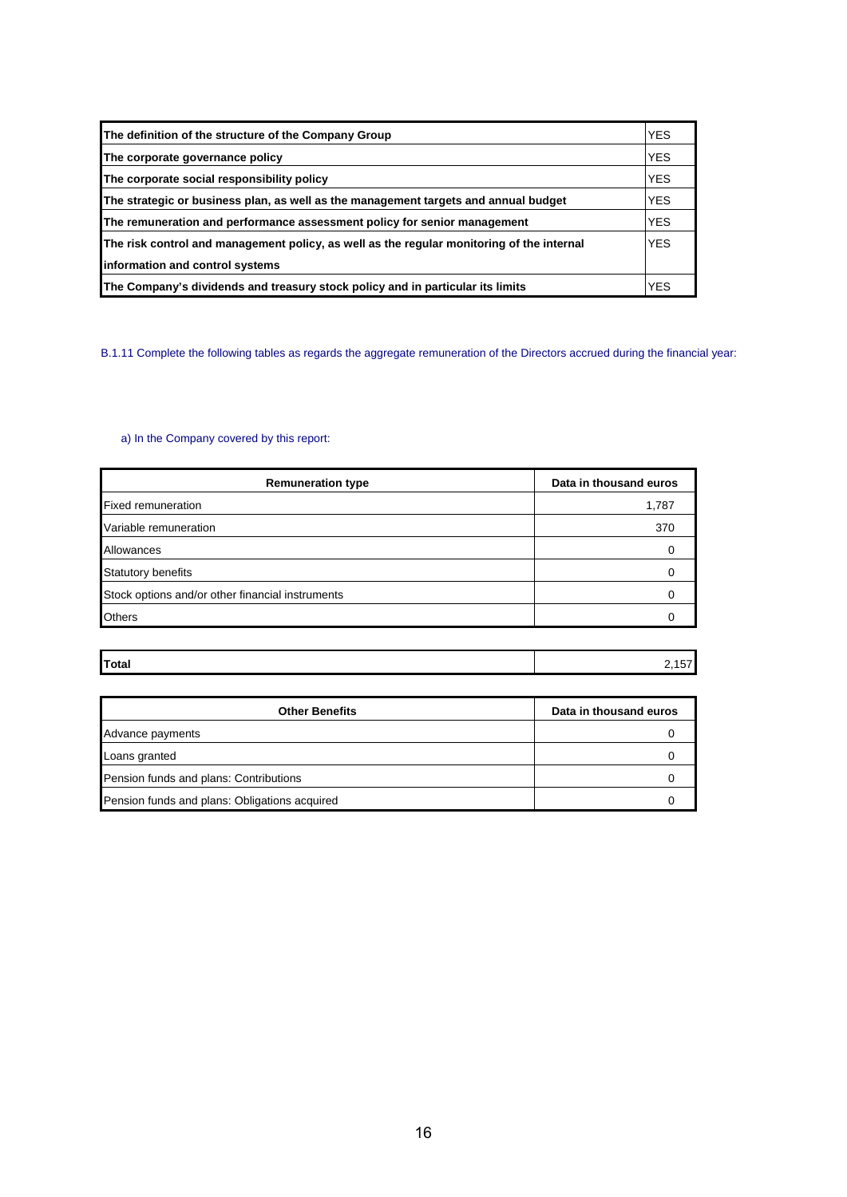| The definition of the structure of the Company Group | YES |
|---|---|
| The corporate governance policy | YES |
| The corporate social responsibility policy | YES |
| The strategic or business plan, as well as the management targets and annual budget | YES |
| The remuneration and performance assessment policy for senior management | YES |
| The risk control and management policy, as well as the regular monitoring of the internal information and control systems | YES |
| The Company's dividends and treasury stock policy and in particular its limits | YES |

B.1.11 Complete the following tables as regards the aggregate remuneration of the Directors accrued during the financial year:

a) In the Company covered by this report:

| Remuneration type | Data in thousand euros |
|---|---|
| Fixed remuneration | 1,787 |
| Variable remuneration | 370 |
| Allowances | 0 |
| Statutory benefits | 0 |
| Stock options and/or other financial instruments | 0 |
| Others | 0 |
| **Total** | 2,157 |

| Other Benefits | Data in thousand euros |
|---|---|
| Advance payments | 0 |
| Loans granted | 0 |
| Pension funds and plans: Contributions | 0 |
| Pension funds and plans: Obligations acquired | 0 |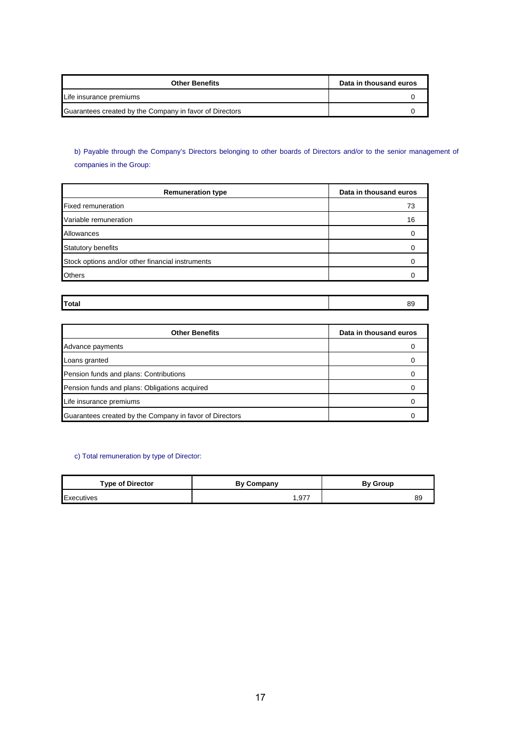| Other Benefits | Data in thousand euros |
|---|---|
| Life insurance premiums | 0 |
| Guarantees created by the Company in favor of Directors | 0 |

b) Payable through the Company's Directors belonging to other boards of Directors and/or to the senior management of companies in the Group:

| Remuneration type | Data in thousand euros |
|---|---|
| Fixed remuneration | 73 |
| Variable remuneration | 16 |
| Allowances | 0 |
| Statutory benefits | 0 |
| Stock options and/or other financial instruments | 0 |
| Others | 0 |
| **Total** | 89 |

| Other Benefits | Data in thousand euros |
|---|---|
| Advance payments | 0 |
| Loans granted | 0 |
| Pension funds and plans: Contributions | 0 |
| Pension funds and plans: Obligations acquired | 0 |
| Life insurance premiums | 0 |
| Guarantees created by the Company in favor of Directors | 0 |

c) Total remuneration by type of Director:

| Type of Director | By Company | By Group |
|---|---|---|
| Executives | 1,977 | 89 |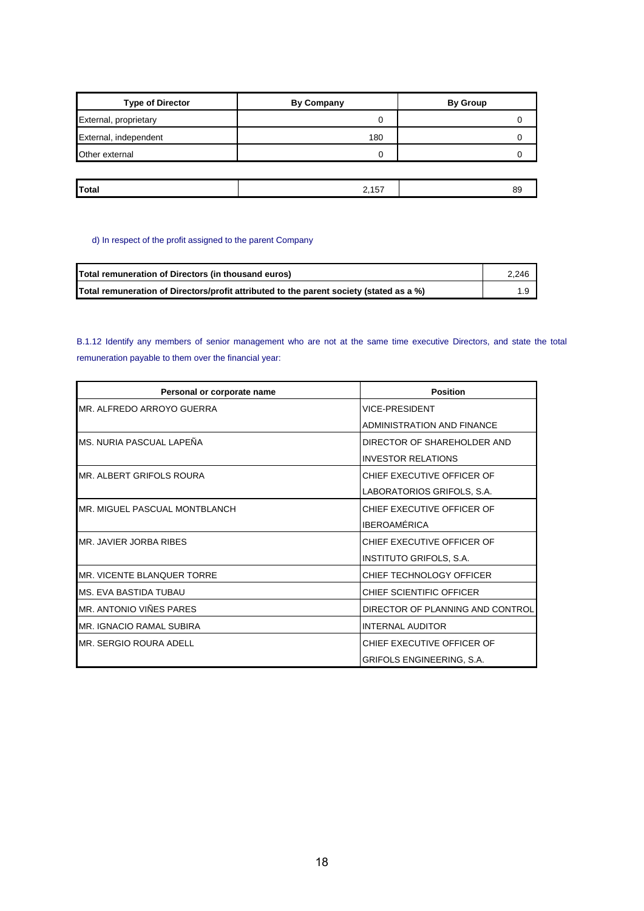| Type of Director | By Company | By Group |
| --- | --- | --- |
| External, proprietary | 0 | 0 |
| External, independent | 180 | 0 |
| Other external | 0 | 0 |
| | | |
| **Total** | 2,157 | 89 |

d) In respect of the profit assigned to the parent Company

| | |
| --- | --- |
| **Total remuneration of Directors (in thousand euros)** | 2,246 |
| **Total remuneration of Directors/profit attributed to the parent society (stated as a %)** | 1.9 |

B.1.12 Identify any members of senior management who are not at the same time executive Directors, and state the total remuneration payable to them over the financial year:

| Personal or corporate name | Position |
| --- | --- |
| MR. ALFREDO ARROYO GUERRA | VICE-PRESIDENT ADMINISTRATION AND FINANCE |
| MS. NURIA PASCUAL LAPEÑA | DIRECTOR OF SHAREHOLDER AND INVESTOR RELATIONS |
| MR. ALBERT GRIFOLS ROURA | CHIEF EXECUTIVE OFFICER OF LABORATORIOS GRIFOLS, S.A. |
| MR. MIGUEL PASCUAL MONTBLANCH | CHIEF EXECUTIVE OFFICER OF IBEROAMÉRICA |
| MR. JAVIER JORBA RIBES | CHIEF EXECUTIVE OFFICER OF INSTITUTO GRIFOLS, S.A. |
| MR. VICENTE BLANQUER TORRE | CHIEF TECHNOLOGY OFFICER |
| MS. EVA BASTIDA TUBAU | CHIEF SCIENTIFIC OFFICER |
| MR. ANTONIO VIÑES PARES | DIRECTOR OF PLANNING AND CONTROL |
| MR. IGNACIO RAMAL SUBIRA | INTERNAL AUDITOR |
| MR. SERGIO ROURA ADELL | CHIEF EXECUTIVE OFFICER OF GRIFOLS ENGINEERING, S.A. |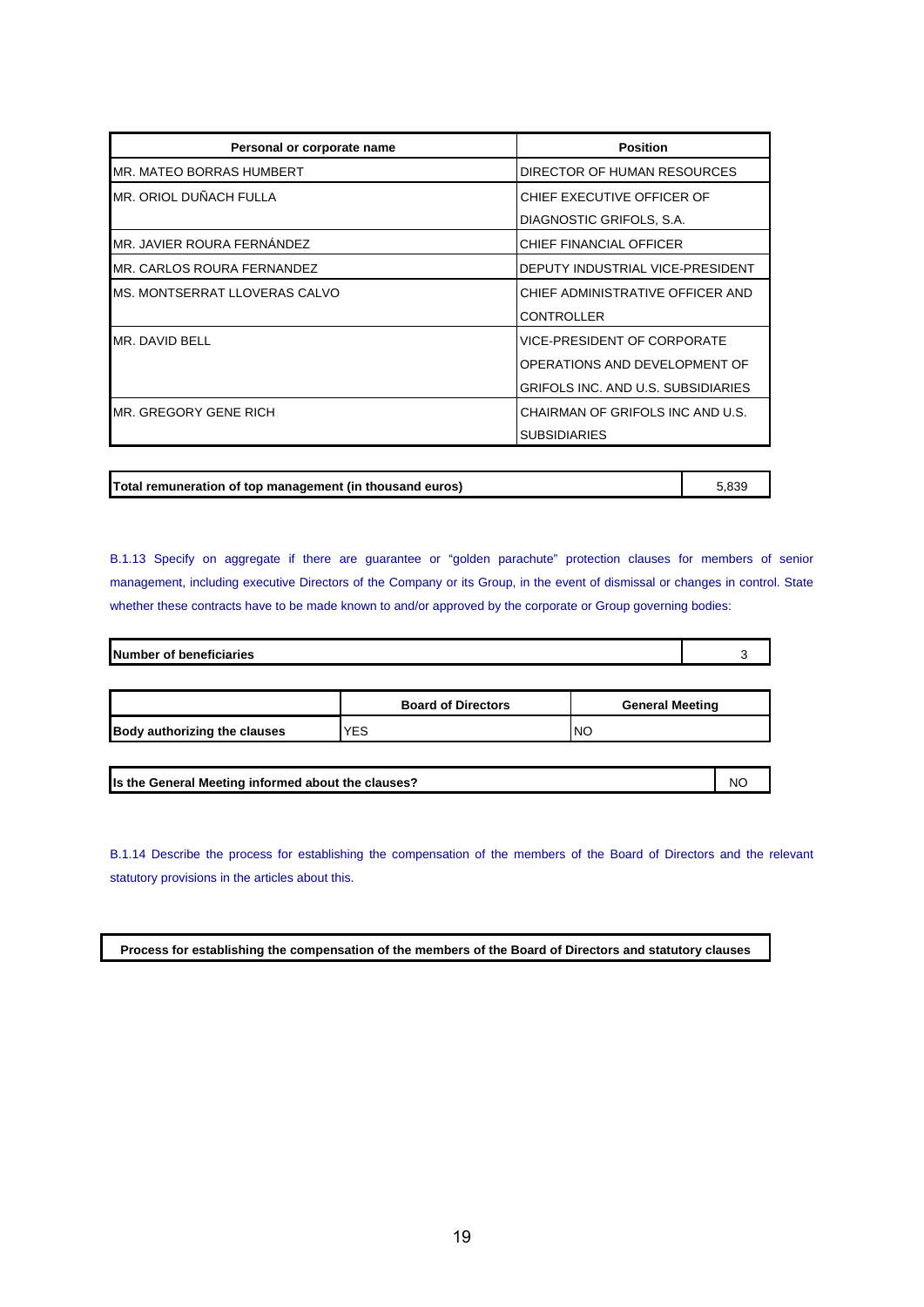| Personal or corporate name | Position |
|---|---|
| MR. MATEO BORRAS HUMBERT | DIRECTOR OF HUMAN RESOURCES |
| MR. ORIOL DUÑACH FULLA | CHIEF EXECUTIVE OFFICER OF DIAGNOSTIC GRIFOLS, S.A. |
| MR. JAVIER ROURA FERNÁNDEZ | CHIEF FINANCIAL OFFICER |
| MR. CARLOS ROURA FERNANDEZ | DEPUTY INDUSTRIAL VICE-PRESIDENT |
| MS. MONTSERRAT LLOVERAS CALVO | CHIEF ADMINISTRATIVE OFFICER AND CONTROLLER |
| MR. DAVID BELL | VICE-PRESIDENT OF CORPORATE OPERATIONS AND DEVELOPMENT OF GRIFOLS INC. AND U.S. SUBSIDIARIES |
| MR. GREGORY GENE RICH | CHAIRMAN OF GRIFOLS INC AND U.S. SUBSIDIARIES |

| Total remuneration of top management (in thousand euros) | 5,839 |
|---|---|

B.1.13 Specify on aggregate if there are guarantee or "golden parachute" protection clauses for members of senior management, including executive Directors of the Company or its Group, in the event of dismissal or changes in control. State whether these contracts have to be made known to and/or approved by the corporate or Group governing bodies:

| Number of beneficiaries | 3 |
|---|---|

| | Board of Directors | General Meeting |
|---|---|---|
| **Body authorizing the clauses** | YES | NO |

| Is the General Meeting informed about the clauses? | NO |
|---|---|

B.1.14 Describe the process for establishing the compensation of the members of the Board of Directors and the relevant statutory provisions in the articles about this.

| Process for establishing the compensation of the members of the Board of Directors and statutory clauses |
|---|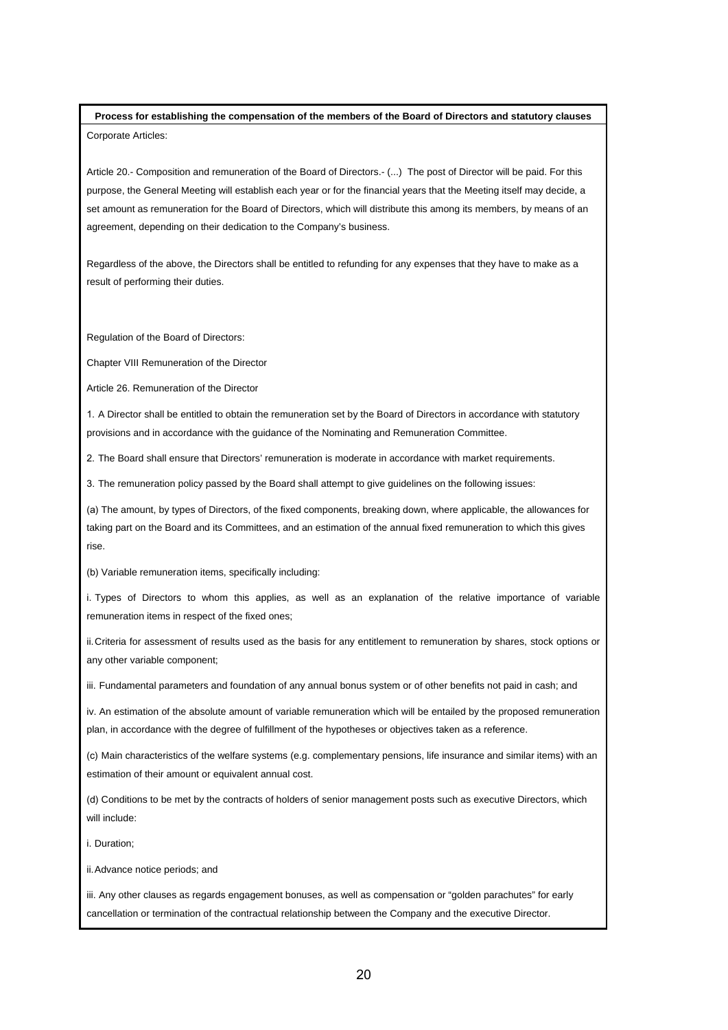**Process for establishing the compensation of the members of the Board of Directors and statutory clauses**

Corporate Articles:

Article 20.- Composition and remuneration of the Board of Directors.- (...) The post of Director will be paid. For this purpose, the General Meeting will establish each year or for the financial years that the Meeting itself may decide, a set amount as remuneration for the Board of Directors, which will distribute this among its members, by means of an agreement, depending on their dedication to the Company's business.

Regardless of the above, the Directors shall be entitled to refunding for any expenses that they have to make as a result of performing their duties.

Regulation of the Board of Directors:

Chapter VIII Remuneration of the Director

Article 26. Remuneration of the Director

1. A Director shall be entitled to obtain the remuneration set by the Board of Directors in accordance with statutory provisions and in accordance with the guidance of the Nominating and Remuneration Committee.

2. The Board shall ensure that Directors' remuneration is moderate in accordance with market requirements.

3. The remuneration policy passed by the Board shall attempt to give guidelines on the following issues:

(a) The amount, by types of Directors, of the fixed components, breaking down, where applicable, the allowances for taking part on the Board and its Committees, and an estimation of the annual fixed remuneration to which this gives rise.

(b) Variable remuneration items, specifically including:

i. Types of Directors to whom this applies, as well as an explanation of the relative importance of variable remuneration items in respect of the fixed ones;

ii. Criteria for assessment of results used as the basis for any entitlement to remuneration by shares, stock options or any other variable component;

iii. Fundamental parameters and foundation of any annual bonus system or of other benefits not paid in cash; and

iv. An estimation of the absolute amount of variable remuneration which will be entailed by the proposed remuneration plan, in accordance with the degree of fulfillment of the hypotheses or objectives taken as a reference.

(c) Main characteristics of the welfare systems (e.g. complementary pensions, life insurance and similar items) with an estimation of their amount or equivalent annual cost.

(d) Conditions to be met by the contracts of holders of senior management posts such as executive Directors, which will include:

i. Duration;

ii. Advance notice periods; and

iii. Any other clauses as regards engagement bonuses, as well as compensation or "golden parachutes" for early cancellation or termination of the contractual relationship between the Company and the executive Director.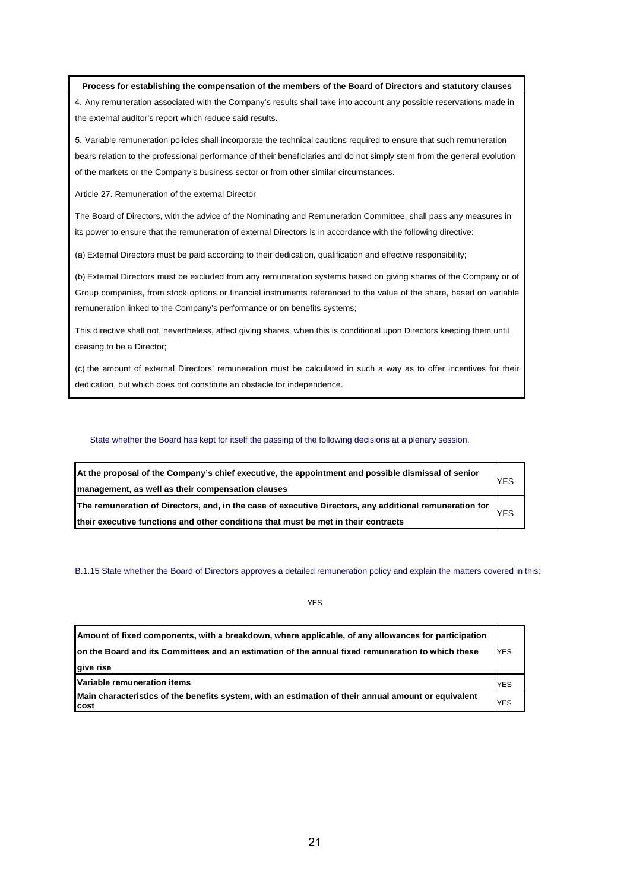| Process for establishing the compensation of the members of the Board of Directors and statutory clauses |
|---|
| 4. Any remuneration associated with the Company's results shall take into account any possible reservations made in the external auditor's report which reduce said results.<br><br>5. Variable remuneration policies shall incorporate the technical cautions required to ensure that such remuneration bears relation to the professional performance of their beneficiaries and do not simply stem from the general evolution of the markets or the Company's business sector or from other similar circumstances.<br><br>Article 27. Remuneration of the external Director<br><br>The Board of Directors, with the advice of the Nominating and Remuneration Committee, shall pass any measures in its power to ensure that the remuneration of external Directors is in accordance with the following directive:<br><br>(a) External Directors must be paid according to their dedication, qualification and effective responsibility;<br><br>(b) External Directors must be excluded from any remuneration systems based on giving shares of the Company or of Group companies, from stock options or financial instruments referenced to the value of the share, based on variable remuneration linked to the Company's performance or on benefits systems;<br><br>This directive shall not, nevertheless, affect giving shares, when this is conditional upon Directors keeping them until ceasing to be a Director;<br><br>(c) the amount of external Directors' remuneration must be calculated in such a way as to offer incentives for their dedication, but which does not constitute an obstacle for independence. |

State whether the Board has kept for itself the passing of the following decisions at a plenary session.

| | |
|---|---|
| **At the proposal of the Company's chief executive, the appointment and possible dismissal of senior management, as well as their compensation clauses** | YES |
| **The remuneration of Directors, and, in the case of executive Directors, any additional remuneration for their executive functions and other conditions that must be met in their contracts** | YES |

B.1.15 State whether the Board of Directors approves a detailed remuneration policy and explain the matters covered in this:

YES

| | |
|---|---|
| **Amount of fixed components, with a breakdown, where applicable, of any allowances for participation on the Board and its Committees and an estimation of the annual fixed remuneration to which these give rise** | YES |
| **Variable remuneration items** | YES |
| **Main characteristics of the benefits system, with an estimation of their annual amount or equivalent cost** | YES |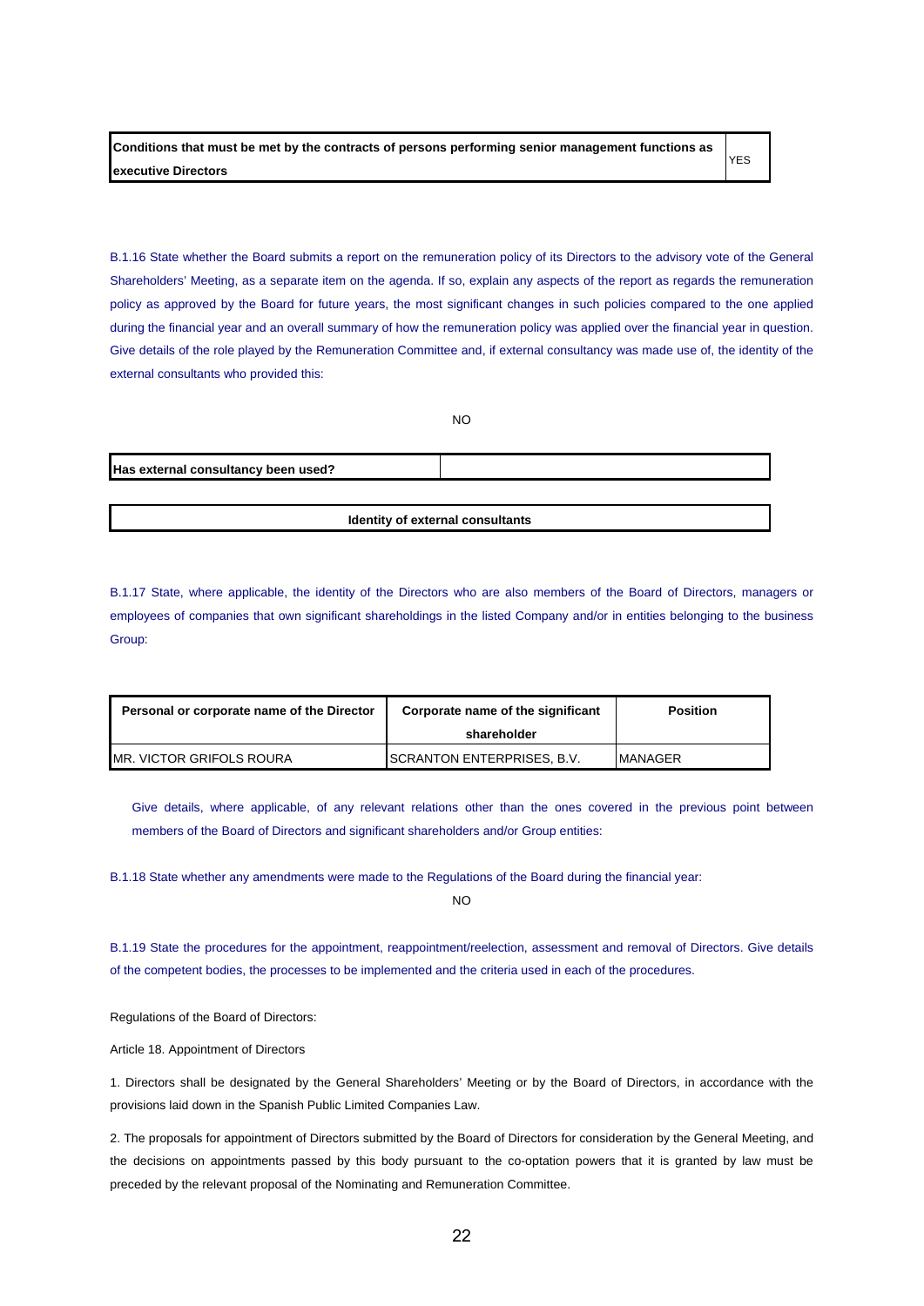| Conditions that must be met by the contracts of persons performing senior management functions as executive Directors | YES |
|---|---|

B.1.16 State whether the Board submits a report on the remuneration policy of its Directors to the advisory vote of the General Shareholders' Meeting, as a separate item on the agenda. If so, explain any aspects of the report as regards the remuneration policy as approved by the Board for future years, the most significant changes in such policies compared to the one applied during the financial year and an overall summary of how the remuneration policy was applied over the financial year in question. Give details of the role played by the Remuneration Committee and, if external consultancy was made use of, the identity of the external consultants who provided this:

NO

| Has external consultancy been used? | |
|---|---|

| Identity of external consultants |
|---|

B.1.17 State, where applicable, the identity of the Directors who are also members of the Board of Directors, managers or employees of companies that own significant shareholdings in the listed Company and/or in entities belonging to the business Group:

| Personal or corporate name of the Director | Corporate name of the significant shareholder | Position |
|---|---|---|
| MR. VICTOR GRIFOLS ROURA | SCRANTON ENTERPRISES, B.V. | MANAGER |

Give details, where applicable, of any relevant relations other than the ones covered in the previous point between members of the Board of Directors and significant shareholders and/or Group entities:

B.1.18 State whether any amendments were made to the Regulations of the Board during the financial year:

NO

B.1.19 State the procedures for the appointment, reappointment/reelection, assessment and removal of Directors. Give details of the competent bodies, the processes to be implemented and the criteria used in each of the procedures.

Regulations of the Board of Directors:

Article 18. Appointment of Directors

1. Directors shall be designated by the General Shareholders' Meeting or by the Board of Directors, in accordance with the provisions laid down in the Spanish Public Limited Companies Law.

2. The proposals for appointment of Directors submitted by the Board of Directors for consideration by the General Meeting, and the decisions on appointments passed by this body pursuant to the co-optation powers that it is granted by law must be preceded by the relevant proposal of the Nominating and Remuneration Committee.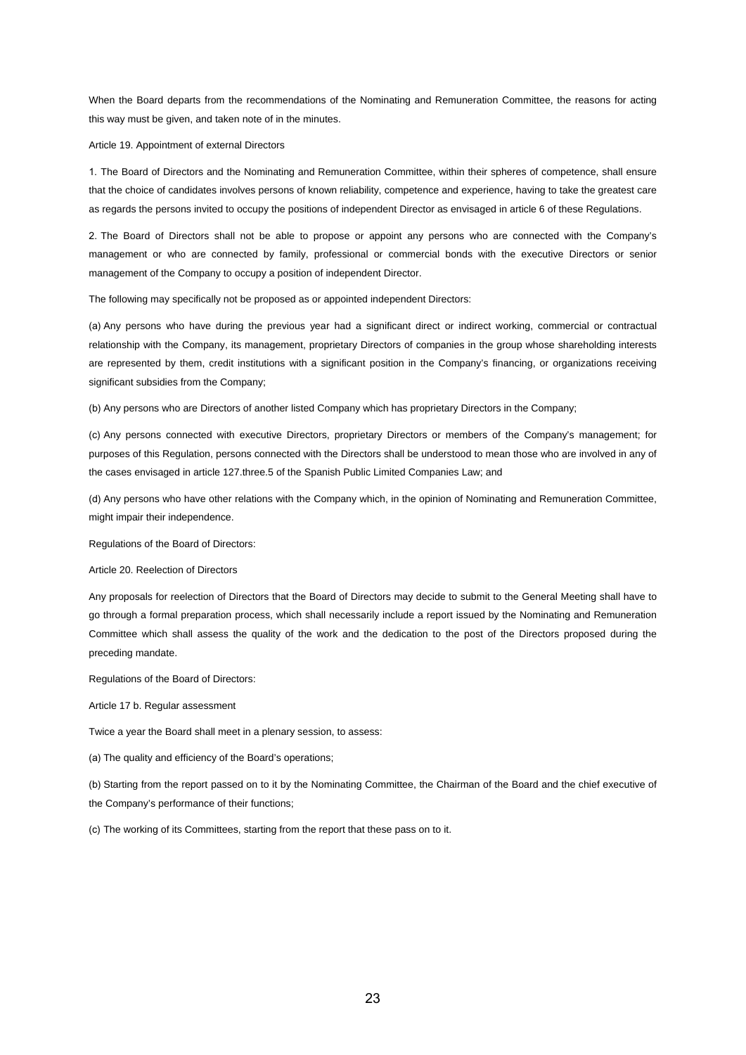When the Board departs from the recommendations of the Nominating and Remuneration Committee, the reasons for acting this way must be given, and taken note of in the minutes.

Article 19. Appointment of external Directors

1. The Board of Directors and the Nominating and Remuneration Committee, within their spheres of competence, shall ensure that the choice of candidates involves persons of known reliability, competence and experience, having to take the greatest care as regards the persons invited to occupy the positions of independent Director as envisaged in article 6 of these Regulations.

2. The Board of Directors shall not be able to propose or appoint any persons who are connected with the Company's management or who are connected by family, professional or commercial bonds with the executive Directors or senior management of the Company to occupy a position of independent Director.

The following may specifically not be proposed as or appointed independent Directors:

(a) Any persons who have during the previous year had a significant direct or indirect working, commercial or contractual relationship with the Company, its management, proprietary Directors of companies in the group whose shareholding interests are represented by them, credit institutions with a significant position in the Company's financing, or organizations receiving significant subsidies from the Company;

(b) Any persons who are Directors of another listed Company which has proprietary Directors in the Company;

(c) Any persons connected with executive Directors, proprietary Directors or members of the Company's management; for purposes of this Regulation, persons connected with the Directors shall be understood to mean those who are involved in any of the cases envisaged in article 127.three.5 of the Spanish Public Limited Companies Law; and

(d) Any persons who have other relations with the Company which, in the opinion of Nominating and Remuneration Committee, might impair their independence.

Regulations of the Board of Directors:

Article 20. Reelection of Directors

Any proposals for reelection of Directors that the Board of Directors may decide to submit to the General Meeting shall have to go through a formal preparation process, which shall necessarily include a report issued by the Nominating and Remuneration Committee which shall assess the quality of the work and the dedication to the post of the Directors proposed during the preceding mandate.

Regulations of the Board of Directors:

Article 17 b. Regular assessment

Twice a year the Board shall meet in a plenary session, to assess:

(a) The quality and efficiency of the Board's operations;

(b) Starting from the report passed on to it by the Nominating Committee, the Chairman of the Board and the chief executive of the Company's performance of their functions;

(c) The working of its Committees, starting from the report that these pass on to it.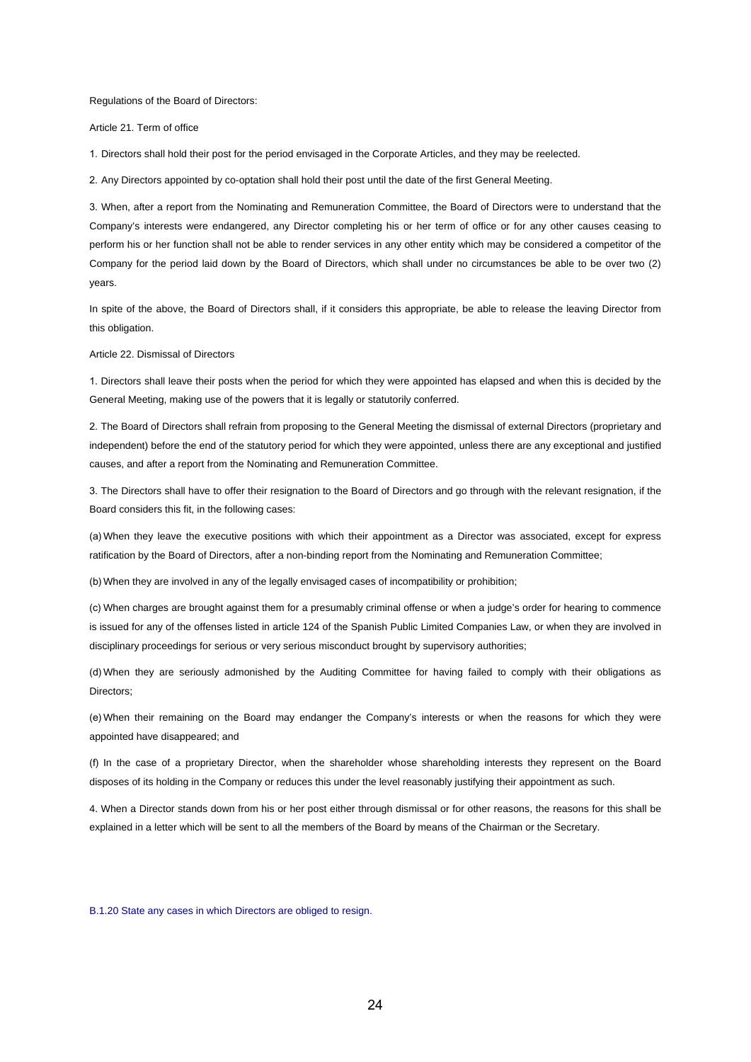Regulations of the Board of Directors:

Article 21. Term of office

1. Directors shall hold their post for the period envisaged in the Corporate Articles, and they may be reelected.

2. Any Directors appointed by co-optation shall hold their post until the date of the first General Meeting.

3. When, after a report from the Nominating and Remuneration Committee, the Board of Directors were to understand that the Company's interests were endangered, any Director completing his or her term of office or for any other causes ceasing to perform his or her function shall not be able to render services in any other entity which may be considered a competitor of the Company for the period laid down by the Board of Directors, which shall under no circumstances be able to be over two (2) years.

In spite of the above, the Board of Directors shall, if it considers this appropriate, be able to release the leaving Director from this obligation.

Article 22. Dismissal of Directors

1. Directors shall leave their posts when the period for which they were appointed has elapsed and when this is decided by the General Meeting, making use of the powers that it is legally or statutorily conferred.

2. The Board of Directors shall refrain from proposing to the General Meeting the dismissal of external Directors (proprietary and independent) before the end of the statutory period for which they were appointed, unless there are any exceptional and justified causes, and after a report from the Nominating and Remuneration Committee.

3. The Directors shall have to offer their resignation to the Board of Directors and go through with the relevant resignation, if the Board considers this fit, in the following cases:

(a) When they leave the executive positions with which their appointment as a Director was associated, except for express ratification by the Board of Directors, after a non-binding report from the Nominating and Remuneration Committee;

(b) When they are involved in any of the legally envisaged cases of incompatibility or prohibition;

(c) When charges are brought against them for a presumably criminal offense or when a judge's order for hearing to commence is issued for any of the offenses listed in article 124 of the Spanish Public Limited Companies Law, or when they are involved in disciplinary proceedings for serious or very serious misconduct brought by supervisory authorities;

(d) When they are seriously admonished by the Auditing Committee for having failed to comply with their obligations as Directors;

(e) When their remaining on the Board may endanger the Company's interests or when the reasons for which they were appointed have disappeared; and

(f) In the case of a proprietary Director, when the shareholder whose shareholding interests they represent on the Board disposes of its holding in the Company or reduces this under the level reasonably justifying their appointment as such.

4. When a Director stands down from his or her post either through dismissal or for other reasons, the reasons for this shall be explained in a letter which will be sent to all the members of the Board by means of the Chairman or the Secretary.

B.1.20 State any cases in which Directors are obliged to resign.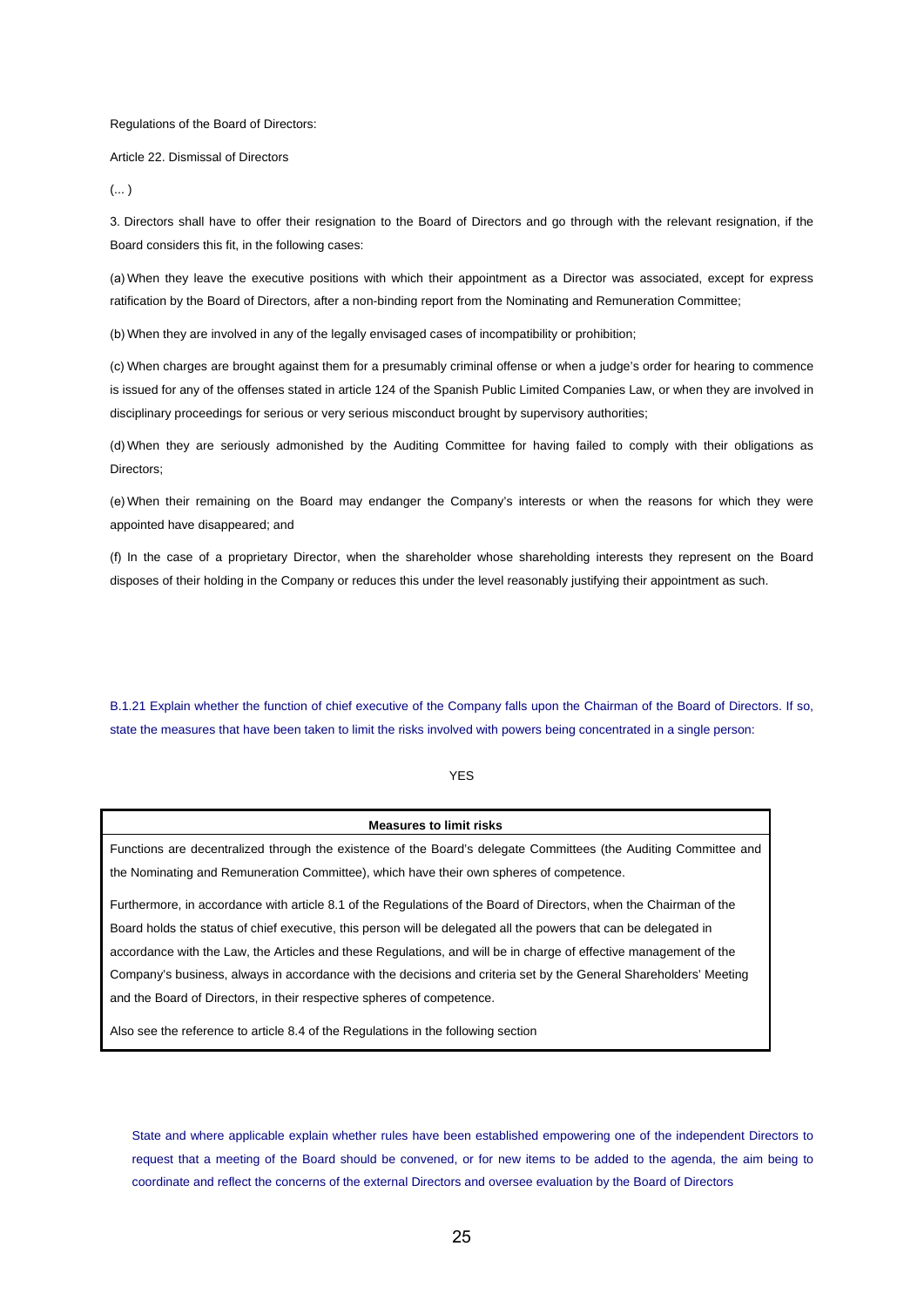Regulations of the Board of Directors:

Article 22. Dismissal of Directors

(... )

3. Directors shall have to offer their resignation to the Board of Directors and go through with the relevant resignation, if the Board considers this fit, in the following cases:

(a) When they leave the executive positions with which their appointment as a Director was associated, except for express ratification by the Board of Directors, after a non-binding report from the Nominating and Remuneration Committee;

(b) When they are involved in any of the legally envisaged cases of incompatibility or prohibition;

(c) When charges are brought against them for a presumably criminal offense or when a judge's order for hearing to commence is issued for any of the offenses stated in article 124 of the Spanish Public Limited Companies Law, or when they are involved in disciplinary proceedings for serious or very serious misconduct brought by supervisory authorities;

(d) When they are seriously admonished by the Auditing Committee for having failed to comply with their obligations as Directors;

(e) When their remaining on the Board may endanger the Company's interests or when the reasons for which they were appointed have disappeared; and

(f) In the case of a proprietary Director, when the shareholder whose shareholding interests they represent on the Board disposes of their holding in the Company or reduces this under the level reasonably justifying their appointment as such.

B.1.21 Explain whether the function of chief executive of the Company falls upon the Chairman of the Board of Directors. If so, state the measures that have been taken to limit the risks involved with powers being concentrated in a single person:

YES

| Measures to limit risks |
|---|
| Functions are decentralized through the existence of the Board's delegate Committees (the Auditing Committee and the Nominating and Remuneration Committee), which have their own spheres of competence.<br><br>Furthermore, in accordance with article 8.1 of the Regulations of the Board of Directors, when the Chairman of the Board holds the status of chief executive, this person will be delegated all the powers that can be delegated in accordance with the Law, the Articles and these Regulations, and will be in charge of effective management of the Company's business, always in accordance with the decisions and criteria set by the General Shareholders' Meeting and the Board of Directors, in their respective spheres of competence.<br><br>Also see the reference to article 8.4 of the Regulations in the following section |

State and where applicable explain whether rules have been established empowering one of the independent Directors to request that a meeting of the Board should be convened, or for new items to be added to the agenda, the aim being to coordinate and reflect the concerns of the external Directors and oversee evaluation by the Board of Directors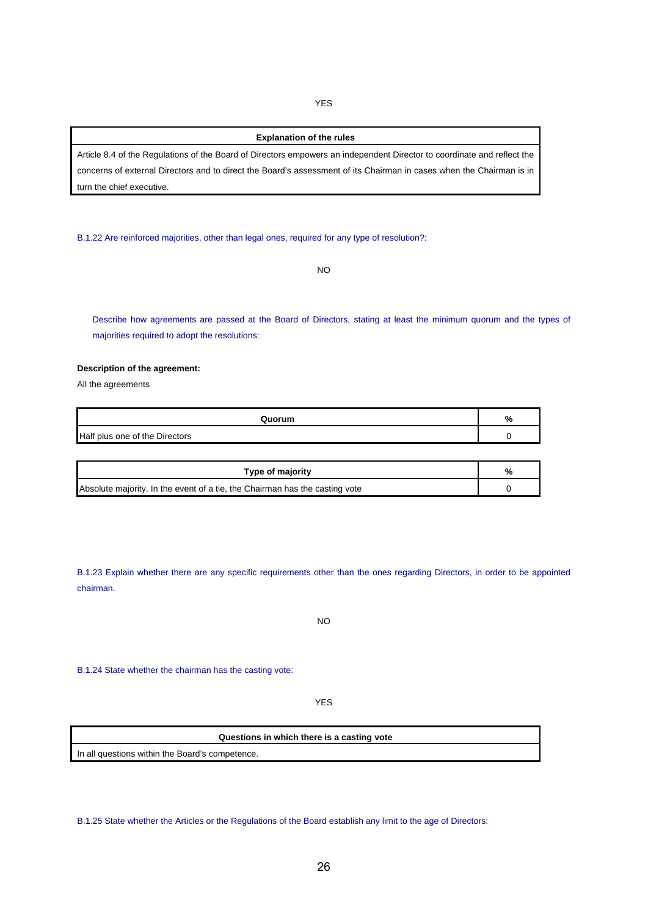YES

| Explanation of the rules |
| --- |
| Article 8.4 of the Regulations of the Board of Directors empowers an independent Director to coordinate and reflect the concerns of external Directors and to direct the Board's assessment of its Chairman in cases when the Chairman is in turn the chief executive. |

B.1.22 Are reinforced majorities, other than legal ones, required for any type of resolution?:

NO

Describe how agreements are passed at the Board of Directors, stating at least the minimum quorum and the types of majorities required to adopt the resolutions:

**Description of the agreement:**

All the agreements

| Quorum | % |
| --- | --- |
| Half plus one of the Directors | 0 |

| Type of majority | % |
| --- | --- |
| Absolute majority. In the event of a tie, the Chairman has the casting vote | 0 |

B.1.23 Explain whether there are any specific requirements other than the ones regarding Directors, in order to be appointed chairman.

NO

B.1.24 State whether the chairman has the casting vote:

YES

| Questions in which there is a casting vote |
| --- |
| In all questions within the Board's competence. |

B.1.25 State whether the Articles or the Regulations of the Board establish any limit to the age of Directors: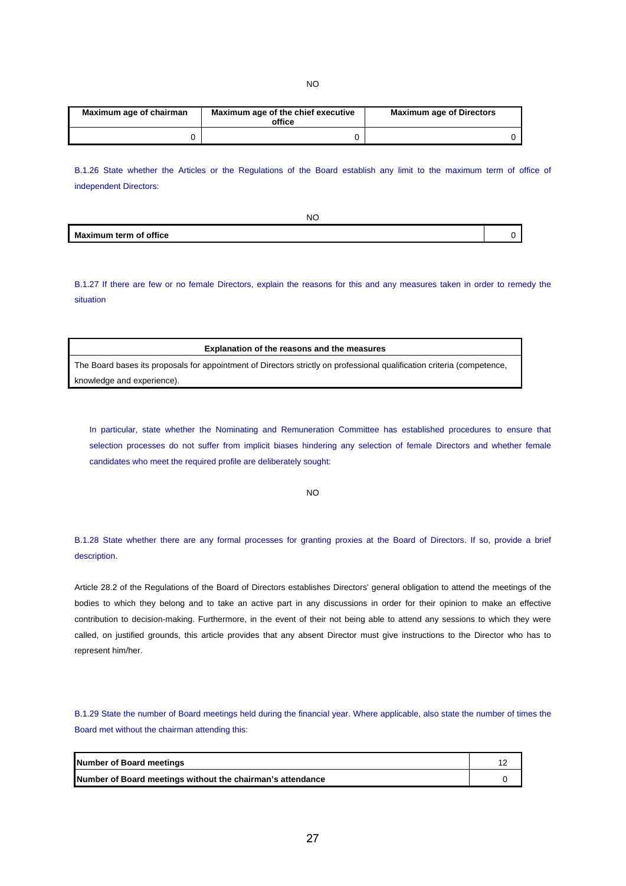NO

| Maximum age of chairman | Maximum age of the chief executive office | Maximum age of Directors |
|---|---|---|
| 0 | 0 | 0 |

B.1.26 State whether the Articles or the Regulations of the Board establish any limit to the maximum term of office of independent Directors:

NO

| Maximum term of office | 0 |
|---|---|

B.1.27 If there are few or no female Directors, explain the reasons for this and any measures taken in order to remedy the situation

| Explanation of the reasons and the measures |
|---|
| The Board bases its proposals for appointment of Directors strictly on professional qualification criteria (competence, knowledge and experience). |

In particular, state whether the Nominating and Remuneration Committee has established procedures to ensure that selection processes do not suffer from implicit biases hindering any selection of female Directors and whether female candidates who meet the required profile are deliberately sought:

NO

B.1.28 State whether there are any formal processes for granting proxies at the Board of Directors. If so, provide a brief description.

Article 28.2 of the Regulations of the Board of Directors establishes Directors' general obligation to attend the meetings of the bodies to which they belong and to take an active part in any discussions in order for their opinion to make an effective contribution to decision-making. Furthermore, in the event of their not being able to attend any sessions to which they were called, on justified grounds, this article provides that any absent Director must give instructions to the Director who has to represent him/her.

B.1.29 State the number of Board meetings held during the financial year. Where applicable, also state the number of times the Board met without the chairman attending this:

| Number of Board meetings | 12 |
|---|---|
| Number of Board meetings without the chairman's attendance | 0 |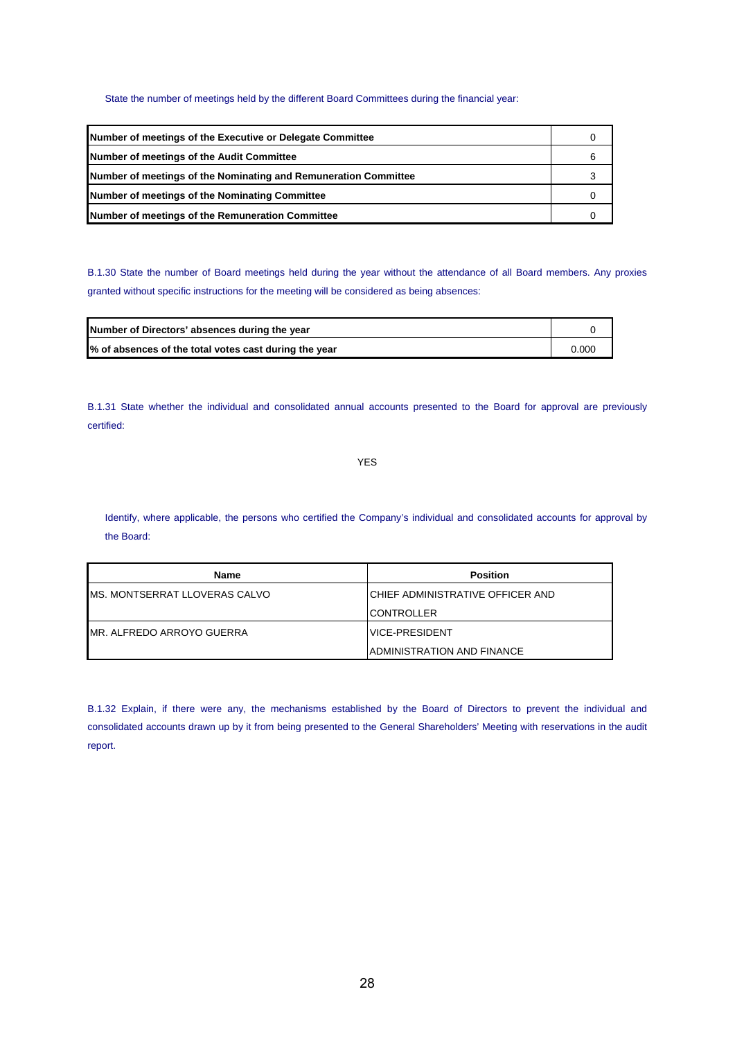State the number of meetings held by the different Board Committees during the financial year:

| | |
|---|---|
| **Number of meetings of the Executive or Delegate Committee** | 0 |
| **Number of meetings of the Audit Committee** | 6 |
| **Number of meetings of the Nominating and Remuneration Committee** | 3 |
| **Number of meetings of the Nominating Committee** | 0 |
| **Number of meetings of the Remuneration Committee** | 0 |

B.1.30 State the number of Board meetings held during the year without the attendance of all Board members. Any proxies granted without specific instructions for the meeting will be considered as being absences:

| | |
|---|---|
| **Number of Directors' absences during the year** | 0 |
| **% of absences of the total votes cast during the year** | 0.000 |

B.1.31 State whether the individual and consolidated annual accounts presented to the Board for approval are previously certified:

YES

Identify, where applicable, the persons who certified the Company's individual and consolidated accounts for approval by the Board:

| Name | Position |
|---|---|
| MS. MONTSERRAT LLOVERAS CALVO | CHIEF ADMINISTRATIVE OFFICER AND CONTROLLER |
| MR. ALFREDO ARROYO GUERRA | VICE-PRESIDENT ADMINISTRATION AND FINANCE |

B.1.32 Explain, if there were any, the mechanisms established by the Board of Directors to prevent the individual and consolidated accounts drawn up by it from being presented to the General Shareholders' Meeting with reservations in the audit report.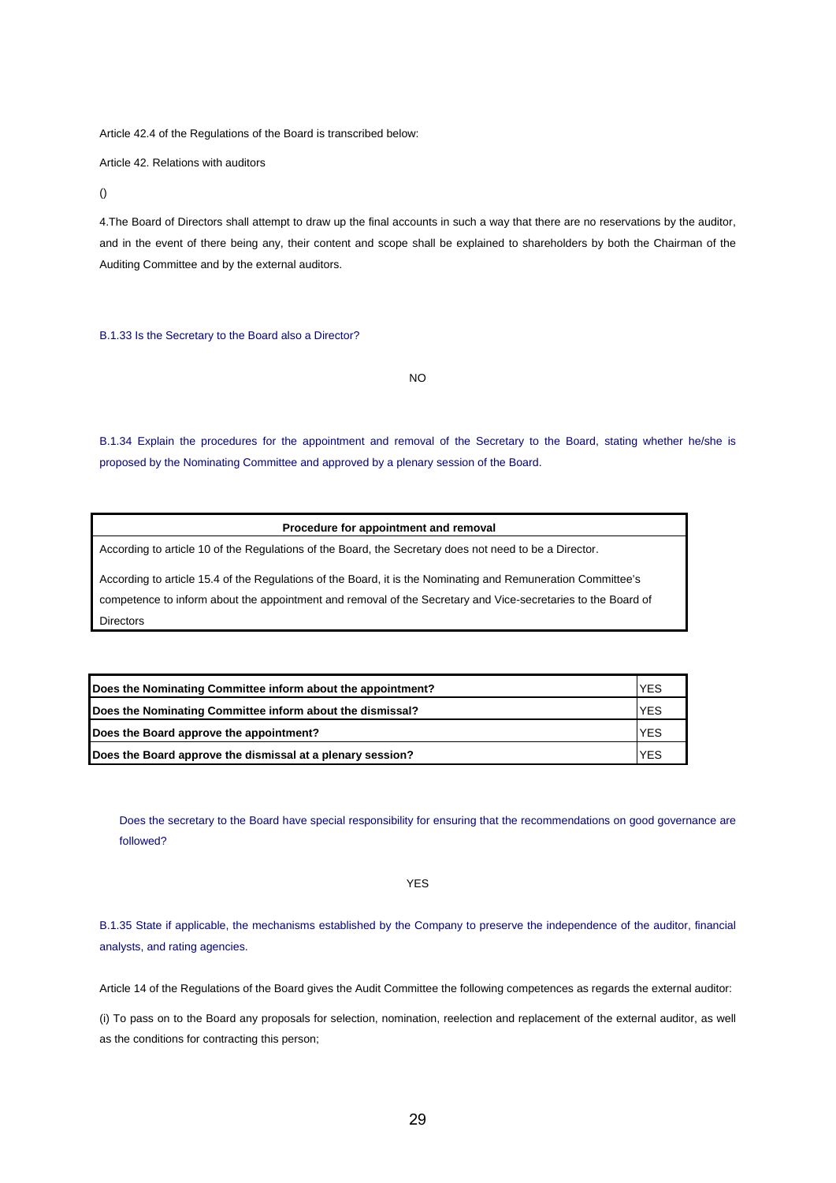Article 42.4 of the Regulations of the Board is transcribed below:

Article 42. Relations with auditors

()

4.The Board of Directors shall attempt to draw up the final accounts in such a way that there are no reservations by the auditor, and in the event of there being any, their content and scope shall be explained to shareholders by both the Chairman of the Auditing Committee and by the external auditors.

B.1.33 Is the Secretary to the Board also a Director?

NO

B.1.34 Explain the procedures for the appointment and removal of the Secretary to the Board, stating whether he/she is proposed by the Nominating Committee and approved by a plenary session of the Board.

| Procedure for appointment and removal |
|---|
| According to article 10 of the Regulations of the Board, the Secretary does not need to be a Director. According to article 15.4 of the Regulations of the Board, it is the Nominating and Remuneration Committee's competence to inform about the appointment and removal of the Secretary and Vice-secretaries to the Board of Directors |

| | |
|---|---|
| **Does the Nominating Committee inform about the appointment?** | YES |
| **Does the Nominating Committee inform about the dismissal?** | YES |
| **Does the Board approve the appointment?** | YES |
| **Does the Board approve the dismissal at a plenary session?** | YES |

Does the secretary to the Board have special responsibility for ensuring that the recommendations on good governance are followed?

YES

B.1.35 State if applicable, the mechanisms established by the Company to preserve the independence of the auditor, financial analysts, and rating agencies.

Article 14 of the Regulations of the Board gives the Audit Committee the following competences as regards the external auditor:

(i) To pass on to the Board any proposals for selection, nomination, reelection and replacement of the external auditor, as well as the conditions for contracting this person;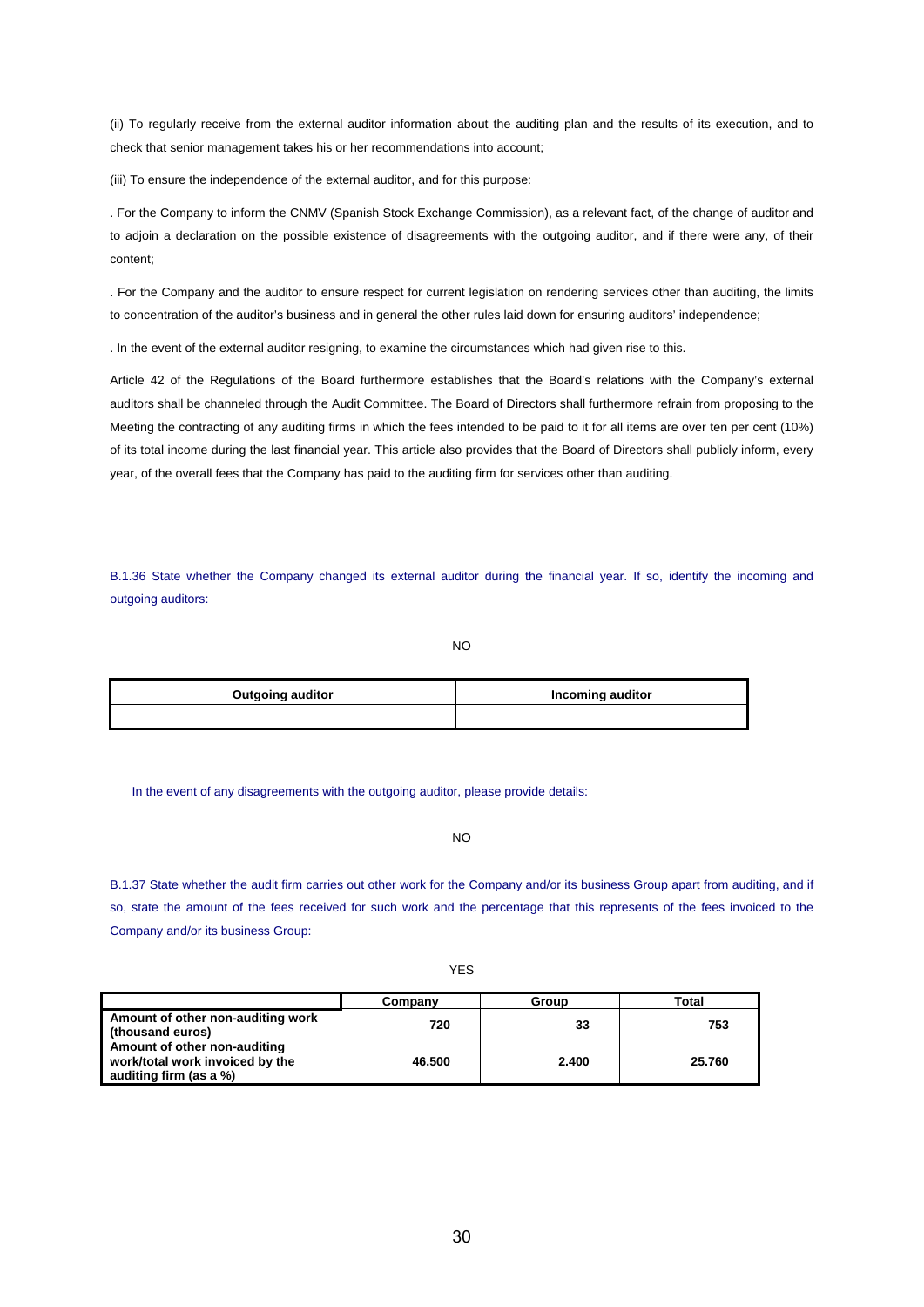(ii) To regularly receive from the external auditor information about the auditing plan and the results of its execution, and to check that senior management takes his or her recommendations into account;

(iii) To ensure the independence of the external auditor, and for this purpose:

. For the Company to inform the CNMV (Spanish Stock Exchange Commission), as a relevant fact, of the change of auditor and to adjoin a declaration on the possible existence of disagreements with the outgoing auditor, and if there were any, of their content;

. For the Company and the auditor to ensure respect for current legislation on rendering services other than auditing, the limits to concentration of the auditor's business and in general the other rules laid down for ensuring auditors' independence;

. In the event of the external auditor resigning, to examine the circumstances which had given rise to this.

Article 42 of the Regulations of the Board furthermore establishes that the Board's relations with the Company's external auditors shall be channeled through the Audit Committee. The Board of Directors shall furthermore refrain from proposing to the Meeting the contracting of any auditing firms in which the fees intended to be paid to it for all items are over ten per cent (10%) of its total income during the last financial year. This article also provides that the Board of Directors shall publicly inform, every year, of the overall fees that the Company has paid to the auditing firm for services other than auditing.

B.1.36 State whether the Company changed its external auditor during the financial year. If so, identify the incoming and outgoing auditors:

NO

| Outgoing auditor | Incoming auditor |
|---|---|
| | |

In the event of any disagreements with the outgoing auditor, please provide details:

NO

B.1.37 State whether the audit firm carries out other work for the Company and/or its business Group apart from auditing, and if so, state the amount of the fees received for such work and the percentage that this represents of the fees invoiced to the Company and/or its business Group:

YES

| | Company | Group | Total |
|---|---|---|---|
| **Amount of other non-auditing work (thousand euros)** | 720 | 33 | 753 |
| **Amount of other non-auditing work/total work invoiced by the auditing firm (as a %)** | 46.500 | 2.400 | 25.760 |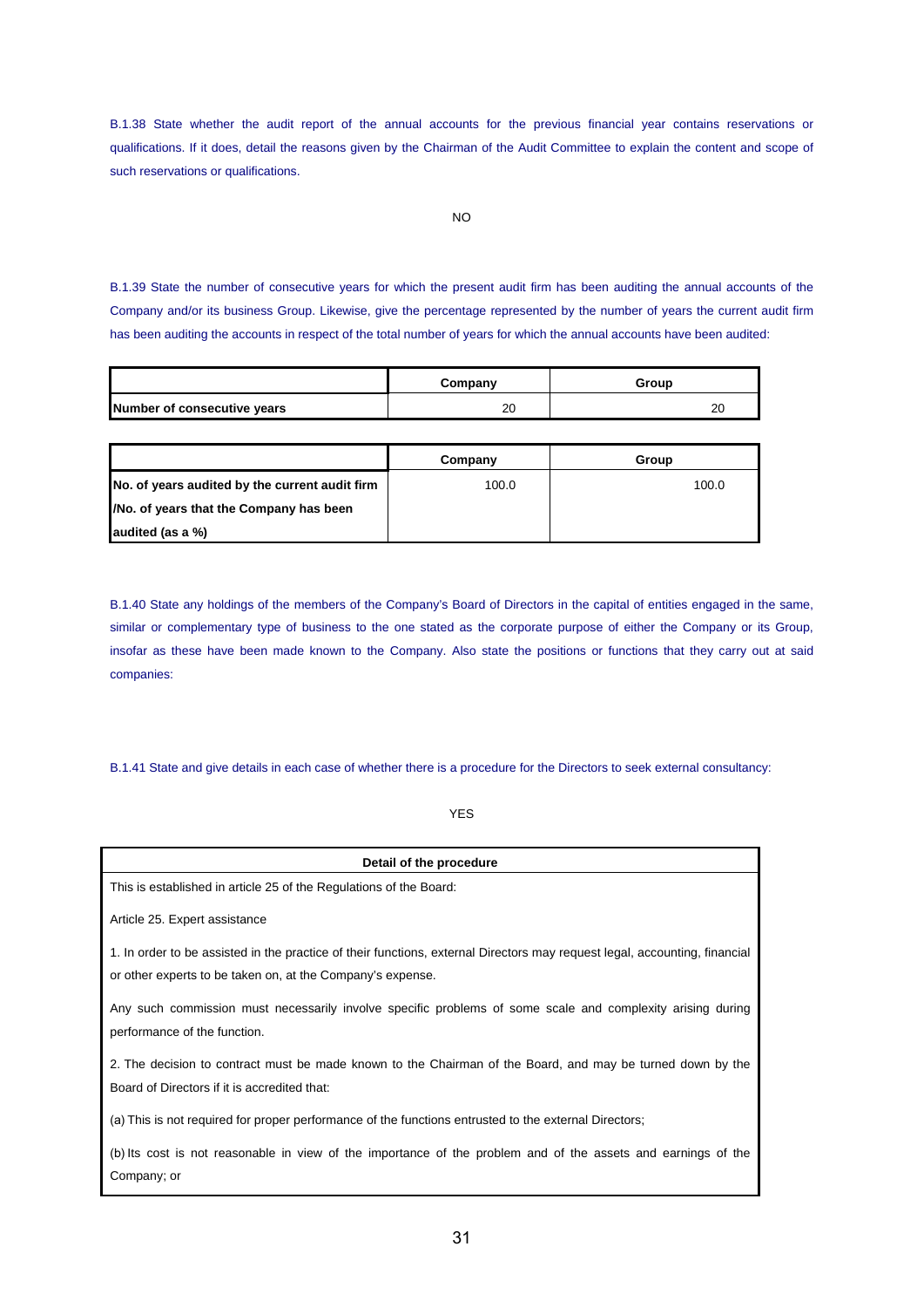B.1.38 State whether the audit report of the annual accounts for the previous financial year contains reservations or qualifications. If it does, detail the reasons given by the Chairman of the Audit Committee to explain the content and scope of such reservations or qualifications.

NO

B.1.39 State the number of consecutive years for which the present audit firm has been auditing the annual accounts of the Company and/or its business Group. Likewise, give the percentage represented by the number of years the current audit firm has been auditing the accounts in respect of the total number of years for which the annual accounts have been audited:

| | Company | Group |
|---|---|---|
| **Number of consecutive years** | 20 | 20 |

| | Company | Group |
|---|---|---|
| **No. of years audited by the current audit firm /No. of years that the Company has been audited (as a %)** | 100.0 | 100.0 |

B.1.40 State any holdings of the members of the Company's Board of Directors in the capital of entities engaged in the same, similar or complementary type of business to the one stated as the corporate purpose of either the Company or its Group, insofar as these have been made known to the Company. Also state the positions or functions that they carry out at said companies:

B.1.41 State and give details in each case of whether there is a procedure for the Directors to seek external consultancy:

YES

| Detail of the procedure |
|---|
| This is established in article 25 of the Regulations of the Board:<br><br>Article 25. Expert assistance<br><br>1. In order to be assisted in the practice of their functions, external Directors may request legal, accounting, financial or other experts to be taken on, at the Company's expense.<br><br>Any such commission must necessarily involve specific problems of some scale and complexity arising during performance of the function.<br><br>2. The decision to contract must be made known to the Chairman of the Board, and may be turned down by the Board of Directors if it is accredited that:<br><br>(a) This is not required for proper performance of the functions entrusted to the external Directors;<br><br>(b) Its cost is not reasonable in view of the importance of the problem and of the assets and earnings of the Company; or |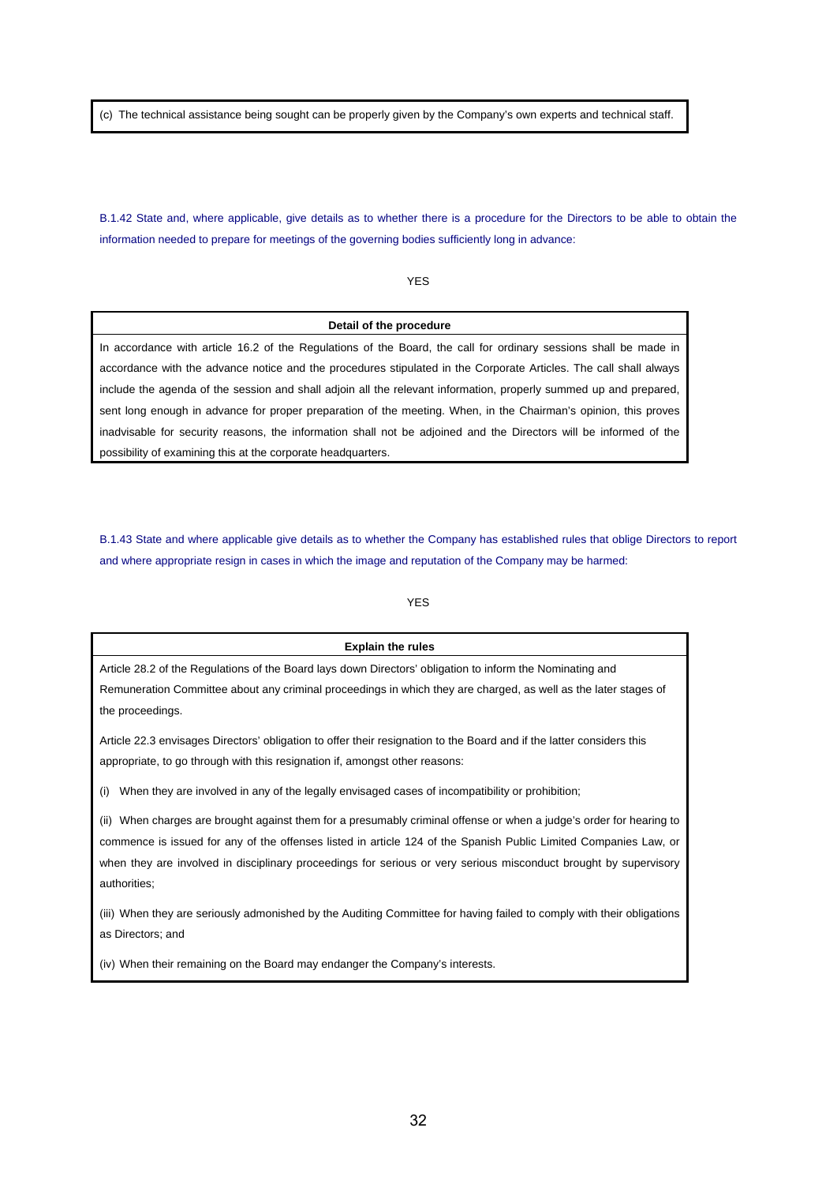| (c) The technical assistance being sought can be properly given by the Company's own experts and technical staff. |
|---|

B.1.42 State and, where applicable, give details as to whether there is a procedure for the Directors to be able to obtain the information needed to prepare for meetings of the governing bodies sufficiently long in advance:

YES

| **Detail of the procedure** |
|---|
| In accordance with article 16.2 of the Regulations of the Board, the call for ordinary sessions shall be made in accordance with the advance notice and the procedures stipulated in the Corporate Articles. The call shall always include the agenda of the session and shall adjoin all the relevant information, properly summed up and prepared, sent long enough in advance for proper preparation of the meeting. When, in the Chairman's opinion, this proves inadvisable for security reasons, the information shall not be adjoined and the Directors will be informed of the possibility of examining this at the corporate headquarters. |

B.1.43 State and where applicable give details as to whether the Company has established rules that oblige Directors to report and where appropriate resign in cases in which the image and reputation of the Company may be harmed:

YES

**Explain the rules**

Article 28.2 of the Regulations of the Board lays down Directors' obligation to inform the Nominating and Remuneration Committee about any criminal proceedings in which they are charged, as well as the later stages of the proceedings.

Article 22.3 envisages Directors' obligation to offer their resignation to the Board and if the latter considers this appropriate, to go through with this resignation if, amongst other reasons:

(i) When they are involved in any of the legally envisaged cases of incompatibility or prohibition;

(ii) When charges are brought against them for a presumably criminal offense or when a judge's order for hearing to commence is issued for any of the offenses listed in article 124 of the Spanish Public Limited Companies Law, or when they are involved in disciplinary proceedings for serious or very serious misconduct brought by supervisory authorities;

(iii) When they are seriously admonished by the Auditing Committee for having failed to comply with their obligations as Directors; and

(iv) When their remaining on the Board may endanger the Company's interests.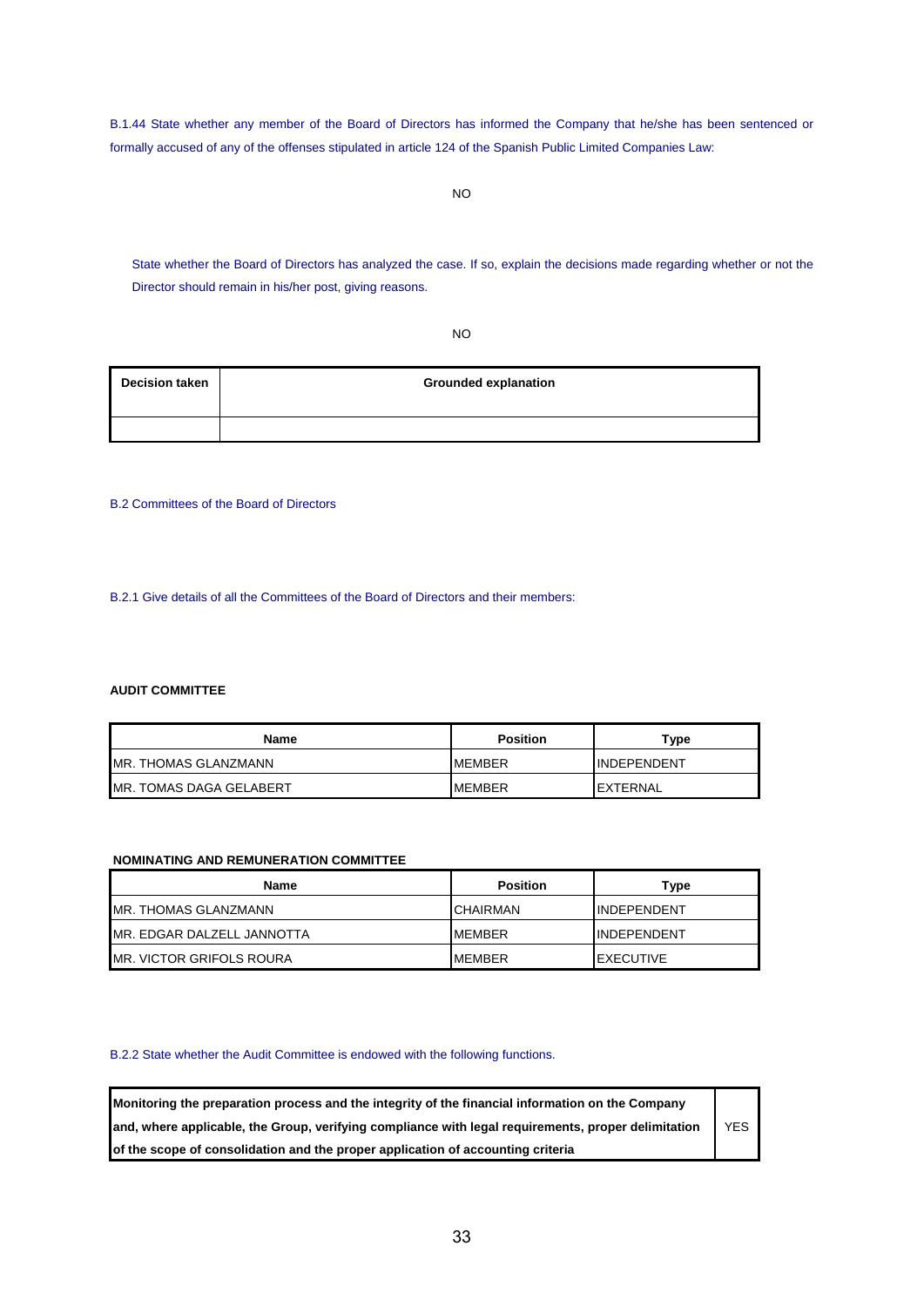B.1.44 State whether any member of the Board of Directors has informed the Company that he/she has been sentenced or formally accused of any of the offenses stipulated in article 124 of the Spanish Public Limited Companies Law:

NO

State whether the Board of Directors has analyzed the case. If so, explain the decisions made regarding whether or not the Director should remain in his/her post, giving reasons.

NO

| Decision taken | Grounded explanation |
|---|---|
| | |

B.2 Committees of the Board of Directors

B.2.1 Give details of all the Committees of the Board of Directors and their members:

**AUDIT COMMITTEE**

| Name | Position | Type |
|---|---|---|
| MR. THOMAS GLANZMANN | MEMBER | INDEPENDENT |
| MR. TOMAS DAGA GELABERT | MEMBER | EXTERNAL |

**NOMINATING AND REMUNERATION COMMITTEE**

| Name | Position | Type |
|---|---|---|
| MR. THOMAS GLANZMANN | CHAIRMAN | INDEPENDENT |
| MR. EDGAR DALZELL JANNOTTA | MEMBER | INDEPENDENT |
| MR. VICTOR GRIFOLS ROURA | MEMBER | EXECUTIVE |

B.2.2 State whether the Audit Committee is endowed with the following functions.

| | |
|---|---|
| **Monitoring the preparation process and the integrity of the financial information on the Company and, where applicable, the Group, verifying compliance with legal requirements, proper delimitation of the scope of consolidation and the proper application of accounting criteria** | YES |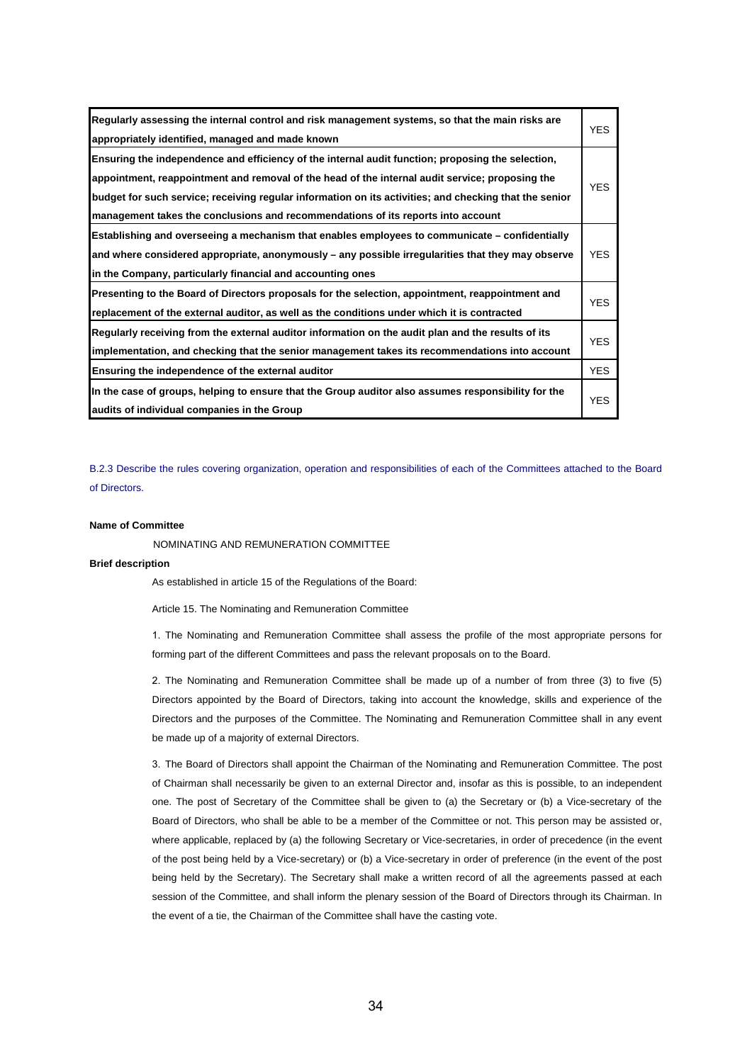| | |
|---|---|
| **Regularly assessing the internal control and risk management systems, so that the main risks are appropriately identified, managed and made known** | YES |
| **Ensuring the independence and efficiency of the internal audit function; proposing the selection, appointment, reappointment and removal of the head of the internal audit service; proposing the budget for such service; receiving regular information on its activities; and checking that the senior management takes the conclusions and recommendations of its reports into account** | YES |
| **Establishing and overseeing a mechanism that enables employees to communicate – confidentially and where considered appropriate, anonymously – any possible irregularities that they may observe in the Company, particularly financial and accounting ones** | YES |
| **Presenting to the Board of Directors proposals for the selection, appointment, reappointment and replacement of the external auditor, as well as the conditions under which it is contracted** | YES |
| **Regularly receiving from the external auditor information on the audit plan and the results of its implementation, and checking that the senior management takes its recommendations into account** | YES |
| **Ensuring the independence of the external auditor** | YES |
| **In the case of groups, helping to ensure that the Group auditor also assumes responsibility for the audits of individual companies in the Group** | YES |

B.2.3 Describe the rules covering organization, operation and responsibilities of each of the Committees attached to the Board of Directors.

**Name of Committee**

NOMINATING AND REMUNERATION COMMITTEE

**Brief description**

As established in article 15 of the Regulations of the Board:

Article 15. The Nominating and Remuneration Committee

1. The Nominating and Remuneration Committee shall assess the profile of the most appropriate persons for forming part of the different Committees and pass the relevant proposals on to the Board.

2. The Nominating and Remuneration Committee shall be made up of a number of from three (3) to five (5) Directors appointed by the Board of Directors, taking into account the knowledge, skills and experience of the Directors and the purposes of the Committee. The Nominating and Remuneration Committee shall in any event be made up of a majority of external Directors.

3. The Board of Directors shall appoint the Chairman of the Nominating and Remuneration Committee. The post of Chairman shall necessarily be given to an external Director and, insofar as this is possible, to an independent one. The post of Secretary of the Committee shall be given to (a) the Secretary or (b) a Vice-secretary of the Board of Directors, who shall be able to be a member of the Committee or not. This person may be assisted or, where applicable, replaced by (a) the following Secretary or Vice-secretaries, in order of precedence (in the event of the post being held by a Vice-secretary) or (b) a Vice-secretary in order of preference (in the event of the post being held by the Secretary). The Secretary shall make a written record of all the agreements passed at each session of the Committee, and shall inform the plenary session of the Board of Directors through its Chairman. In the event of a tie, the Chairman of the Committee shall have the casting vote.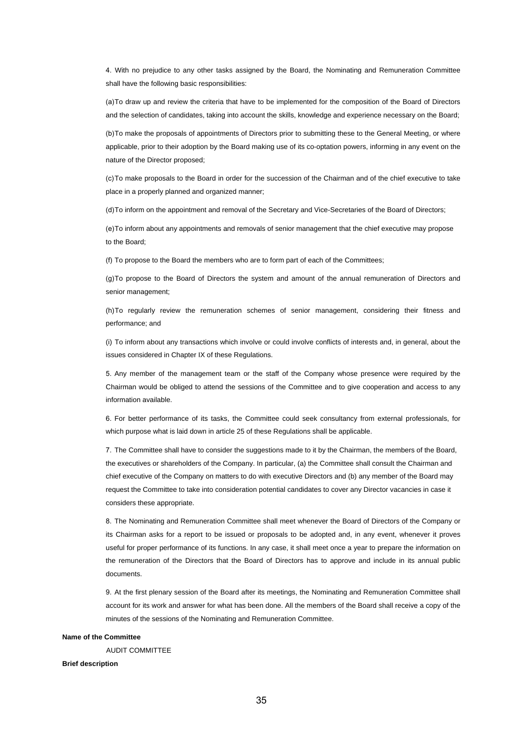4. With no prejudice to any other tasks assigned by the Board, the Nominating and Remuneration Committee shall have the following basic responsibilities:

(a) To draw up and review the criteria that have to be implemented for the composition of the Board of Directors and the selection of candidates, taking into account the skills, knowledge and experience necessary on the Board;

(b) To make the proposals of appointments of Directors prior to submitting these to the General Meeting, or where applicable, prior to their adoption by the Board making use of its co-optation powers, informing in any event on the nature of the Director proposed;

(c) To make proposals to the Board in order for the succession of the Chairman and of the chief executive to take place in a properly planned and organized manner;

(d) To inform on the appointment and removal of the Secretary and Vice-Secretaries of the Board of Directors;

(e) To inform about any appointments and removals of senior management that the chief executive may propose to the Board;

(f) To propose to the Board the members who are to form part of each of the Committees;

(g) To propose to the Board of Directors the system and amount of the annual remuneration of Directors and senior management;

(h) To regularly review the remuneration schemes of senior management, considering their fitness and performance; and

(i) To inform about any transactions which involve or could involve conflicts of interests and, in general, about the issues considered in Chapter IX of these Regulations.

5. Any member of the management team or the staff of the Company whose presence were required by the Chairman would be obliged to attend the sessions of the Committee and to give cooperation and access to any information available.

6. For better performance of its tasks, the Committee could seek consultancy from external professionals, for which purpose what is laid down in article 25 of these Regulations shall be applicable.

7. The Committee shall have to consider the suggestions made to it by the Chairman, the members of the Board, the executives or shareholders of the Company. In particular, (a) the Committee shall consult the Chairman and chief executive of the Company on matters to do with executive Directors and (b) any member of the Board may request the Committee to take into consideration potential candidates to cover any Director vacancies in case it considers these appropriate.

8. The Nominating and Remuneration Committee shall meet whenever the Board of Directors of the Company or its Chairman asks for a report to be issued or proposals to be adopted and, in any event, whenever it proves useful for proper performance of its functions. In any case, it shall meet once a year to prepare the information on the remuneration of the Directors that the Board of Directors has to approve and include in its annual public documents.

9. At the first plenary session of the Board after its meetings, the Nominating and Remuneration Committee shall account for its work and answer for what has been done. All the members of the Board shall receive a copy of the minutes of the sessions of the Nominating and Remuneration Committee.

**Name of the Committee**

AUDIT COMMITTEE

**Brief description**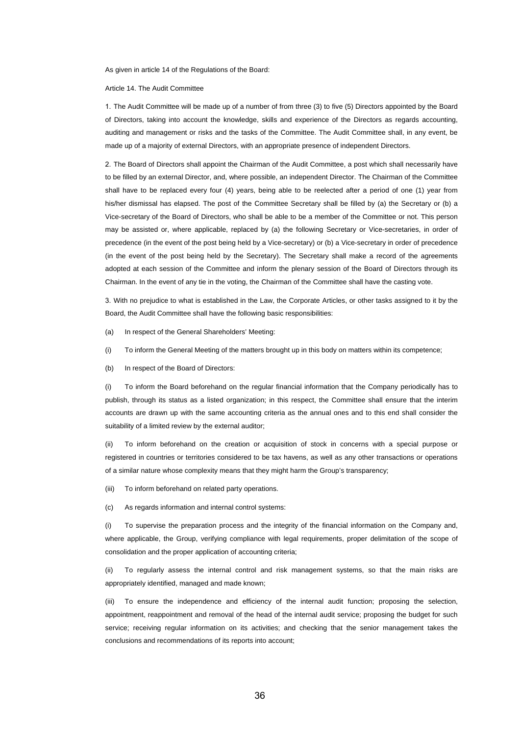As given in article 14 of the Regulations of the Board:

Article 14. The Audit Committee

1. The Audit Committee will be made up of a number of from three (3) to five (5) Directors appointed by the Board of Directors, taking into account the knowledge, skills and experience of the Directors as regards accounting, auditing and management or risks and the tasks of the Committee. The Audit Committee shall, in any event, be made up of a majority of external Directors, with an appropriate presence of independent Directors.

2. The Board of Directors shall appoint the Chairman of the Audit Committee, a post which shall necessarily have to be filled by an external Director, and, where possible, an independent Director. The Chairman of the Committee shall have to be replaced every four (4) years, being able to be reelected after a period of one (1) year from his/her dismissal has elapsed. The post of the Committee Secretary shall be filled by (a) the Secretary or (b) a Vice-secretary of the Board of Directors, who shall be able to be a member of the Committee or not. This person may be assisted or, where applicable, replaced by (a) the following Secretary or Vice-secretaries, in order of precedence (in the event of the post being held by a Vice-secretary) or (b) a Vice-secretary in order of precedence (in the event of the post being held by the Secretary). The Secretary shall make a record of the agreements adopted at each session of the Committee and inform the plenary session of the Board of Directors through its Chairman. In the event of any tie in the voting, the Chairman of the Committee shall have the casting vote.

3. With no prejudice to what is established in the Law, the Corporate Articles, or other tasks assigned to it by the Board, the Audit Committee shall have the following basic responsibilities:

(a) In respect of the General Shareholders' Meeting:

(i) To inform the General Meeting of the matters brought up in this body on matters within its competence;

(b) In respect of the Board of Directors:

(i) To inform the Board beforehand on the regular financial information that the Company periodically has to publish, through its status as a listed organization; in this respect, the Committee shall ensure that the interim accounts are drawn up with the same accounting criteria as the annual ones and to this end shall consider the suitability of a limited review by the external auditor;

(ii) To inform beforehand on the creation or acquisition of stock in concerns with a special purpose or registered in countries or territories considered to be tax havens, as well as any other transactions or operations of a similar nature whose complexity means that they might harm the Group's transparency;

(iii) To inform beforehand on related party operations.

(c) As regards information and internal control systems:

(i) To supervise the preparation process and the integrity of the financial information on the Company and, where applicable, the Group, verifying compliance with legal requirements, proper delimitation of the scope of consolidation and the proper application of accounting criteria;

(ii) To regularly assess the internal control and risk management systems, so that the main risks are appropriately identified, managed and made known;

(iii) To ensure the independence and efficiency of the internal audit function; proposing the selection, appointment, reappointment and removal of the head of the internal audit service; proposing the budget for such service; receiving regular information on its activities; and checking that the senior management takes the conclusions and recommendations of its reports into account;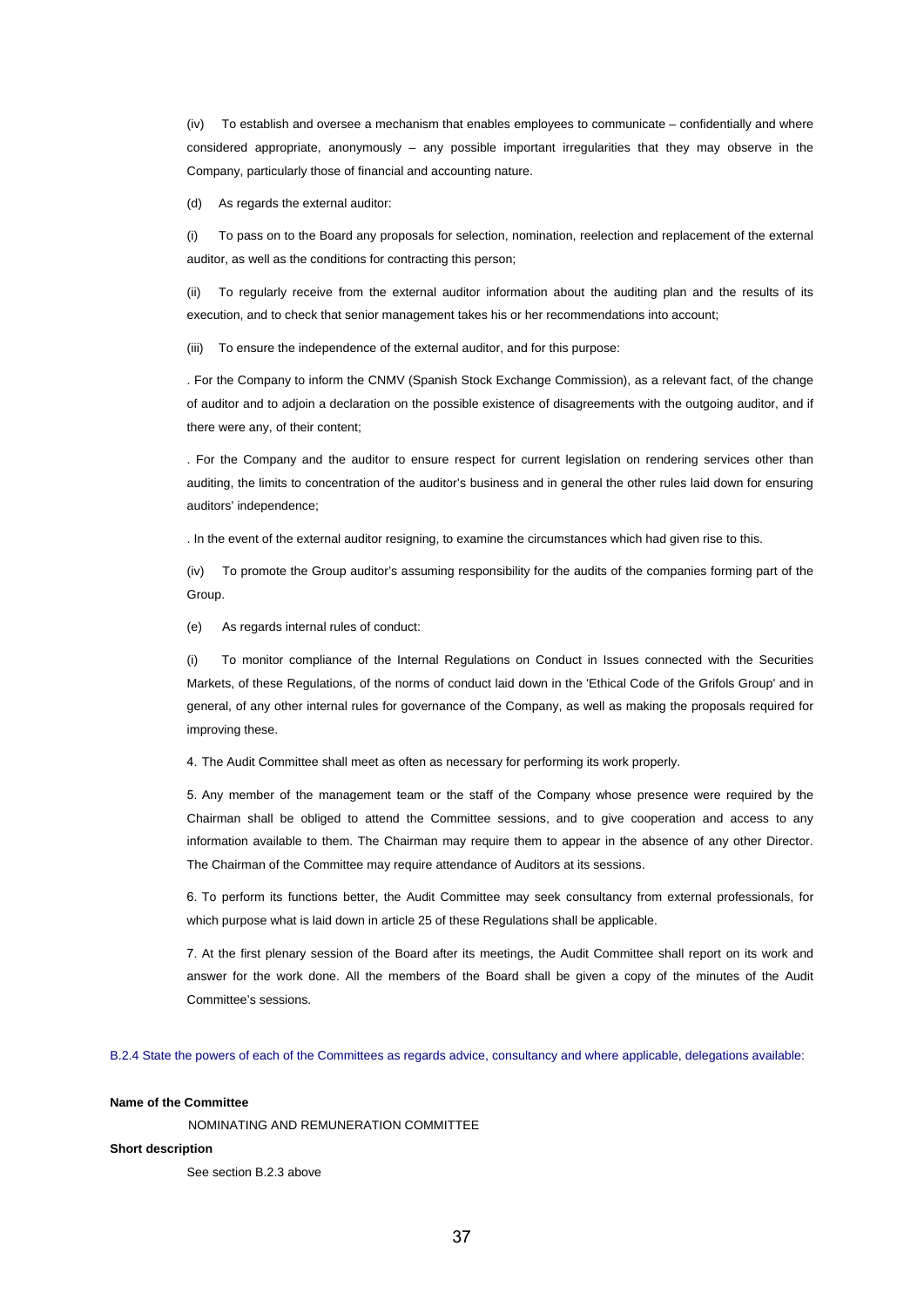(iv) To establish and oversee a mechanism that enables employees to communicate – confidentially and where considered appropriate, anonymously – any possible important irregularities that they may observe in the Company, particularly those of financial and accounting nature.

(d) As regards the external auditor:

(i) To pass on to the Board any proposals for selection, nomination, reelection and replacement of the external auditor, as well as the conditions for contracting this person;

(ii) To regularly receive from the external auditor information about the auditing plan and the results of its execution, and to check that senior management takes his or her recommendations into account;

(iii) To ensure the independence of the external auditor, and for this purpose:

. For the Company to inform the CNMV (Spanish Stock Exchange Commission), as a relevant fact, of the change of auditor and to adjoin a declaration on the possible existence of disagreements with the outgoing auditor, and if there were any, of their content;

. For the Company and the auditor to ensure respect for current legislation on rendering services other than auditing, the limits to concentration of the auditor's business and in general the other rules laid down for ensuring auditors' independence;

. In the event of the external auditor resigning, to examine the circumstances which had given rise to this.

(iv) To promote the Group auditor's assuming responsibility for the audits of the companies forming part of the Group.

(e) As regards internal rules of conduct:

(i) To monitor compliance of the Internal Regulations on Conduct in Issues connected with the Securities Markets, of these Regulations, of the norms of conduct laid down in the 'Ethical Code of the Grifols Group' and in general, of any other internal rules for governance of the Company, as well as making the proposals required for improving these.

4. The Audit Committee shall meet as often as necessary for performing its work properly.

5. Any member of the management team or the staff of the Company whose presence were required by the Chairman shall be obliged to attend the Committee sessions, and to give cooperation and access to any information available to them. The Chairman may require them to appear in the absence of any other Director. The Chairman of the Committee may require attendance of Auditors at its sessions.

6. To perform its functions better, the Audit Committee may seek consultancy from external professionals, for which purpose what is laid down in article 25 of these Regulations shall be applicable.

7. At the first plenary session of the Board after its meetings, the Audit Committee shall report on its work and answer for the work done. All the members of the Board shall be given a copy of the minutes of the Audit Committee's sessions.

B.2.4 State the powers of each of the Committees as regards advice, consultancy and where applicable, delegations available:

**Name of the Committee**

NOMINATING AND REMUNERATION COMMITTEE

**Short description**

See section B.2.3 above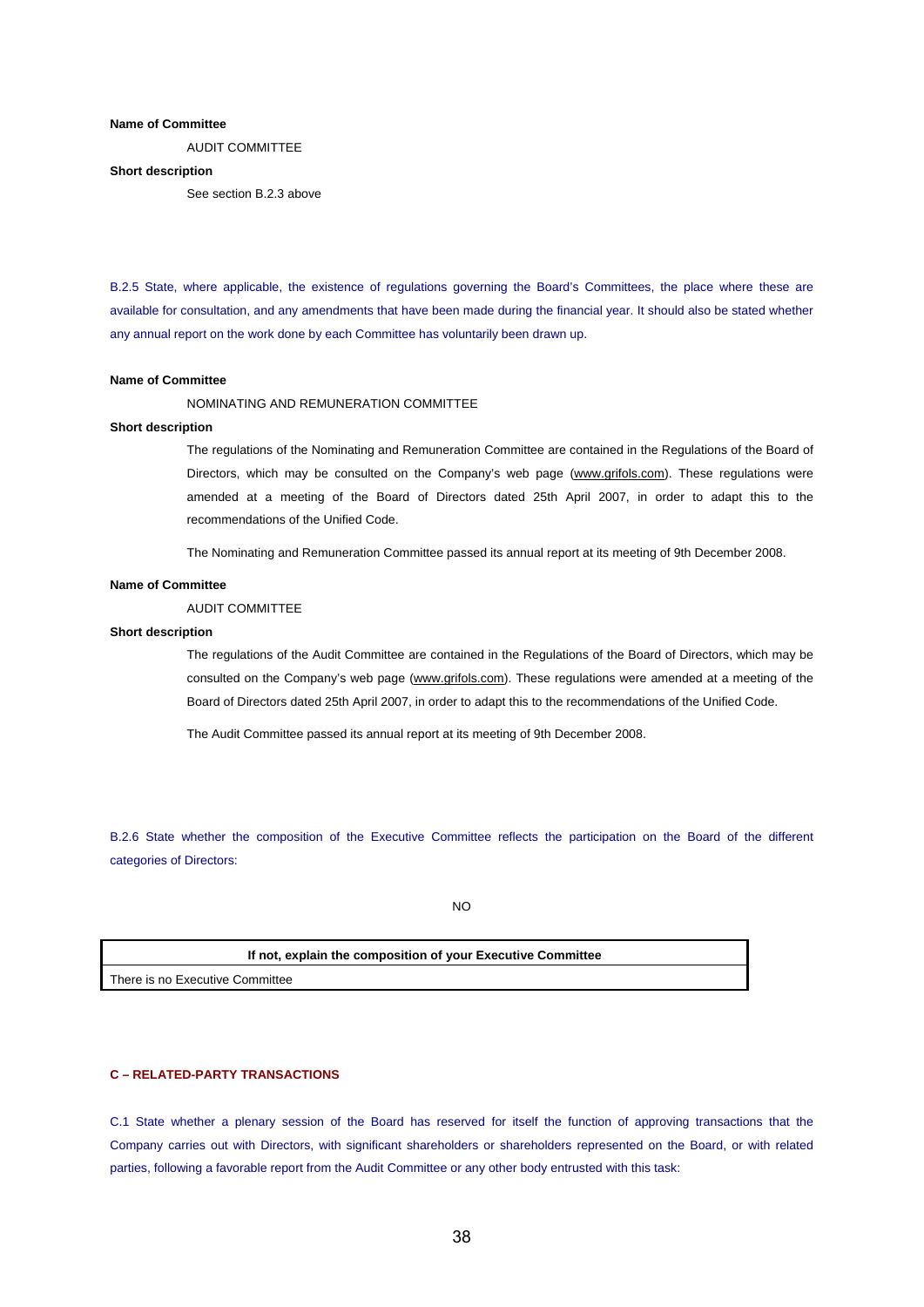**Name of Committee**

AUDIT COMMITTEE

**Short description**

See section B.2.3 above

B.2.5 State, where applicable, the existence of regulations governing the Board's Committees, the place where these are available for consultation, and any amendments that have been made during the financial year. It should also be stated whether any annual report on the work done by each Committee has voluntarily been drawn up.

**Name of Committee**

NOMINATING AND REMUNERATION COMMITTEE

**Short description**

The regulations of the Nominating and Remuneration Committee are contained in the Regulations of the Board of Directors, which may be consulted on the Company's web page (www.grifols.com). These regulations were amended at a meeting of the Board of Directors dated 25th April 2007, in order to adapt this to the recommendations of the Unified Code.

The Nominating and Remuneration Committee passed its annual report at its meeting of 9th December 2008.

**Name of Committee**

AUDIT COMMITTEE

**Short description**

The regulations of the Audit Committee are contained in the Regulations of the Board of Directors, which may be consulted on the Company's web page (www.grifols.com). These regulations were amended at a meeting of the Board of Directors dated 25th April 2007, in order to adapt this to the recommendations of the Unified Code.

The Audit Committee passed its annual report at its meeting of 9th December 2008.

B.2.6 State whether the composition of the Executive Committee reflects the participation on the Board of the different categories of Directors:

NO

| If not, explain the composition of your Executive Committee |
|---|
| There is no Executive Committee |

## C – RELATED-PARTY TRANSACTIONS

C.1 State whether a plenary session of the Board has reserved for itself the function of approving transactions that the Company carries out with Directors, with significant shareholders or shareholders represented on the Board, or with related parties, following a favorable report from the Audit Committee or any other body entrusted with this task: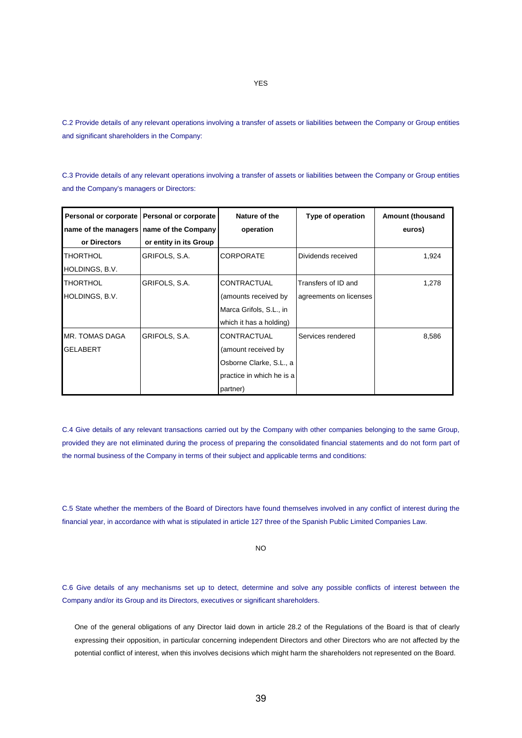YES

C.2 Provide details of any relevant operations involving a transfer of assets or liabilities between the Company or Group entities and significant shareholders in the Company:

C.3 Provide details of any relevant operations involving a transfer of assets or liabilities between the Company or Group entities and the Company's managers or Directors:

| Personal or corporate name of the managers or Directors | Personal or corporate name of the Company or entity in its Group | Nature of the operation | Type of operation | Amount (thousand euros) |
|---|---|---|---|---|
| THORTHOL HOLDINGS, B.V. | GRIFOLS, S.A. | CORPORATE | Dividends received | 1,924 |
| THORTHOL HOLDINGS, B.V. | GRIFOLS, S.A. | CONTRACTUAL (amounts received by Marca Grifols, S.L., in which it has a holding) | Transfers of ID and agreements on licenses | 1,278 |
| MR. TOMAS DAGA GELABERT | GRIFOLS, S.A. | CONTRACTUAL (amount received by Osborne Clarke, S.L., a practice in which he is a partner) | Services rendered | 8,586 |

C.4 Give details of any relevant transactions carried out by the Company with other companies belonging to the same Group, provided they are not eliminated during the process of preparing the consolidated financial statements and do not form part of the normal business of the Company in terms of their subject and applicable terms and conditions:

C.5 State whether the members of the Board of Directors have found themselves involved in any conflict of interest during the financial year, in accordance with what is stipulated in article 127 three of the Spanish Public Limited Companies Law.

NO

C.6 Give details of any mechanisms set up to detect, determine and solve any possible conflicts of interest between the Company and/or its Group and its Directors, executives or significant shareholders.

One of the general obligations of any Director laid down in article 28.2 of the Regulations of the Board is that of clearly expressing their opposition, in particular concerning independent Directors and other Directors who are not affected by the potential conflict of interest, when this involves decisions which might harm the shareholders not represented on the Board.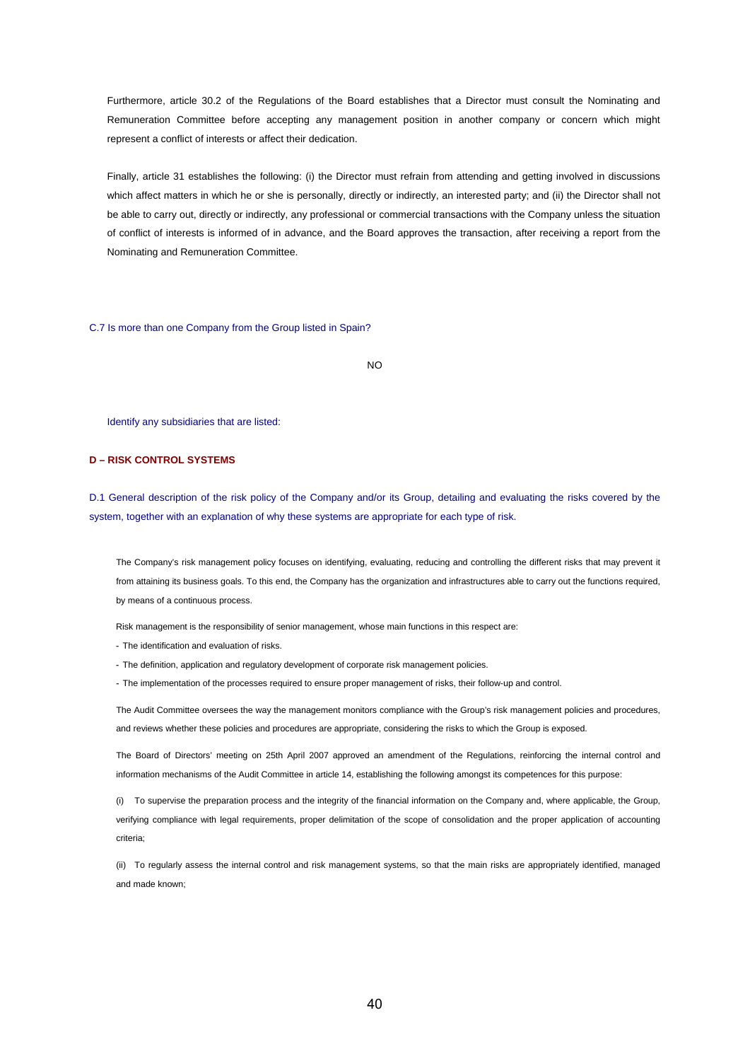Furthermore, article 30.2 of the Regulations of the Board establishes that a Director must consult the Nominating and Remuneration Committee before accepting any management position in another company or concern which might represent a conflict of interests or affect their dedication.

Finally, article 31 establishes the following: (i) the Director must refrain from attending and getting involved in discussions which affect matters in which he or she is personally, directly or indirectly, an interested party; and (ii) the Director shall not be able to carry out, directly or indirectly, any professional or commercial transactions with the Company unless the situation of conflict of interests is informed of in advance, and the Board approves the transaction, after receiving a report from the Nominating and Remuneration Committee.

C.7 Is more than one Company from the Group listed in Spain?

NO

Identify any subsidiaries that are listed:

## D – RISK CONTROL SYSTEMS

D.1 General description of the risk policy of the Company and/or its Group, detailing and evaluating the risks covered by the system, together with an explanation of why these systems are appropriate for each type of risk.

The Company's risk management policy focuses on identifying, evaluating, reducing and controlling the different risks that may prevent it from attaining its business goals. To this end, the Company has the organization and infrastructures able to carry out the functions required, by means of a continuous process.

Risk management is the responsibility of senior management, whose main functions in this respect are:

- The identification and evaluation of risks.
- The definition, application and regulatory development of corporate risk management policies.
- The implementation of the processes required to ensure proper management of risks, their follow-up and control.

The Audit Committee oversees the way the management monitors compliance with the Group's risk management policies and procedures, and reviews whether these policies and procedures are appropriate, considering the risks to which the Group is exposed.

The Board of Directors' meeting on 25th April 2007 approved an amendment of the Regulations, reinforcing the internal control and information mechanisms of the Audit Committee in article 14, establishing the following amongst its competences for this purpose:

(i) To supervise the preparation process and the integrity of the financial information on the Company and, where applicable, the Group, verifying compliance with legal requirements, proper delimitation of the scope of consolidation and the proper application of accounting criteria;

(ii) To regularly assess the internal control and risk management systems, so that the main risks are appropriately identified, managed and made known;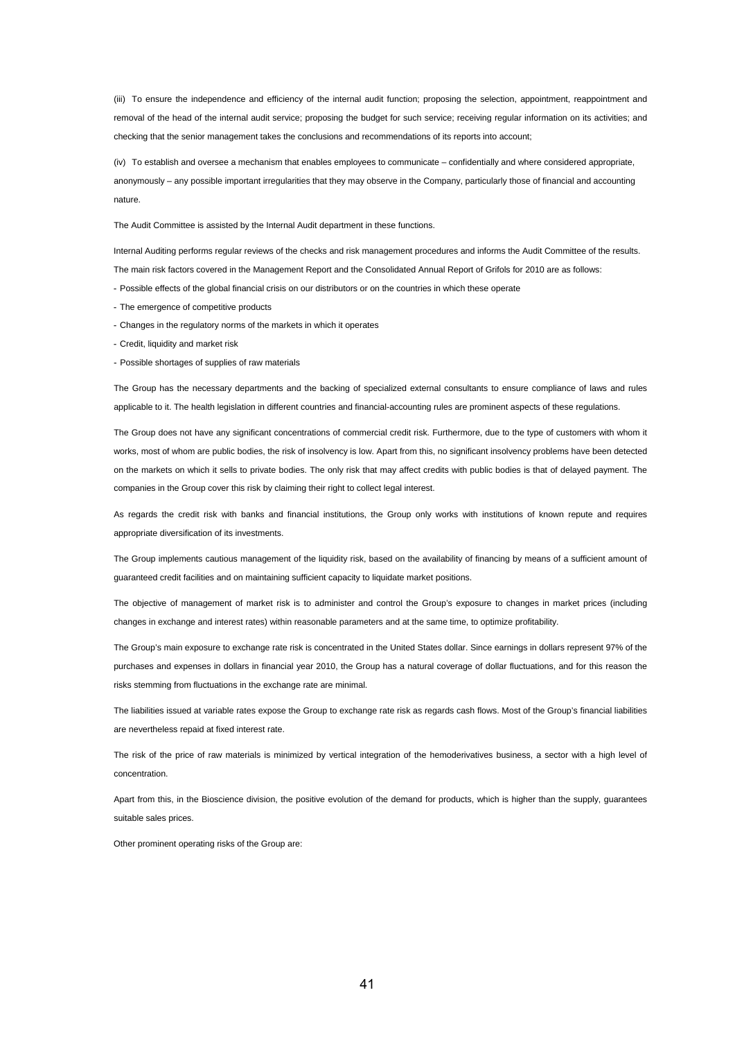(iii) To ensure the independence and efficiency of the internal audit function; proposing the selection, appointment, reappointment and removal of the head of the internal audit service; proposing the budget for such service; receiving regular information on its activities; and checking that the senior management takes the conclusions and recommendations of its reports into account;

(iv) To establish and oversee a mechanism that enables employees to communicate – confidentially and where considered appropriate, anonymously – any possible important irregularities that they may observe in the Company, particularly those of financial and accounting nature.

The Audit Committee is assisted by the Internal Audit department in these functions.

Internal Auditing performs regular reviews of the checks and risk management procedures and informs the Audit Committee of the results.
The main risk factors covered in the Management Report and the Consolidated Annual Report of Grifols for 2010 are as follows:

- Possible effects of the global financial crisis on our distributors or on the countries in which these operate
- The emergence of competitive products
- Changes in the regulatory norms of the markets in which it operates
- Credit, liquidity and market risk
- Possible shortages of supplies of raw materials

The Group has the necessary departments and the backing of specialized external consultants to ensure compliance of laws and rules applicable to it. The health legislation in different countries and financial-accounting rules are prominent aspects of these regulations.

The Group does not have any significant concentrations of commercial credit risk. Furthermore, due to the type of customers with whom it works, most of whom are public bodies, the risk of insolvency is low. Apart from this, no significant insolvency problems have been detected on the markets on which it sells to private bodies. The only risk that may affect credits with public bodies is that of delayed payment. The companies in the Group cover this risk by claiming their right to collect legal interest.

As regards the credit risk with banks and financial institutions, the Group only works with institutions of known repute and requires appropriate diversification of its investments.

The Group implements cautious management of the liquidity risk, based on the availability of financing by means of a sufficient amount of guaranteed credit facilities and on maintaining sufficient capacity to liquidate market positions.

The objective of management of market risk is to administer and control the Group's exposure to changes in market prices (including changes in exchange and interest rates) within reasonable parameters and at the same time, to optimize profitability.

The Group's main exposure to exchange rate risk is concentrated in the United States dollar. Since earnings in dollars represent 97% of the purchases and expenses in dollars in financial year 2010, the Group has a natural coverage of dollar fluctuations, and for this reason the risks stemming from fluctuations in the exchange rate are minimal.

The liabilities issued at variable rates expose the Group to exchange rate risk as regards cash flows. Most of the Group's financial liabilities are nevertheless repaid at fixed interest rate.

The risk of the price of raw materials is minimized by vertical integration of the hemoderivatives business, a sector with a high level of concentration.

Apart from this, in the Bioscience division, the positive evolution of the demand for products, which is higher than the supply, guarantees suitable sales prices.

Other prominent operating risks of the Group are: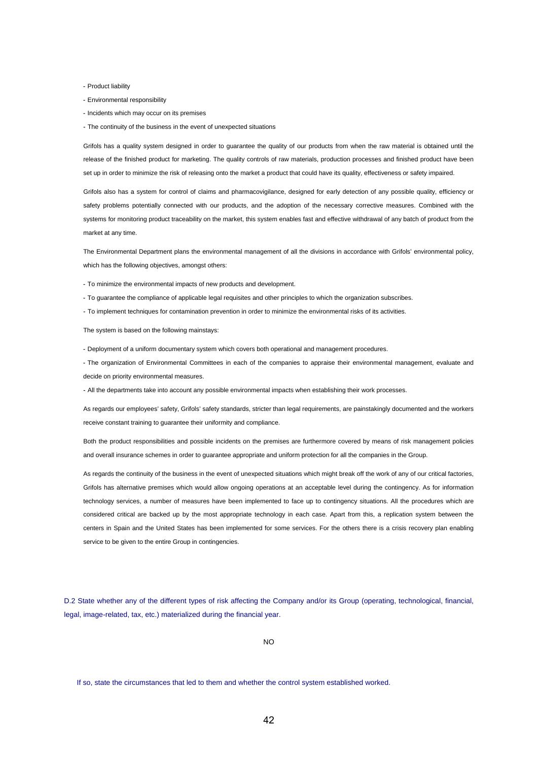- Product liability
- Environmental responsibility
- Incidents which may occur on its premises
- The continuity of the business in the event of unexpected situations

Grifols has a quality system designed in order to guarantee the quality of our products from when the raw material is obtained until the release of the finished product for marketing. The quality controls of raw materials, production processes and finished product have been set up in order to minimize the risk of releasing onto the market a product that could have its quality, effectiveness or safety impaired.

Grifols also has a system for control of claims and pharmacovigilance, designed for early detection of any possible quality, efficiency or safety problems potentially connected with our products, and the adoption of the necessary corrective measures. Combined with the systems for monitoring product traceability on the market, this system enables fast and effective withdrawal of any batch of product from the market at any time.

The Environmental Department plans the environmental management of all the divisions in accordance with Grifols' environmental policy, which has the following objectives, amongst others:

- To minimize the environmental impacts of new products and development.
- To guarantee the compliance of applicable legal requisites and other principles to which the organization subscribes.
- To implement techniques for contamination prevention in order to minimize the environmental risks of its activities.

The system is based on the following mainstays:

- Deployment of a uniform documentary system which covers both operational and management procedures.
- The organization of Environmental Committees in each of the companies to appraise their environmental management, evaluate and decide on priority environmental measures.
- All the departments take into account any possible environmental impacts when establishing their work processes.

As regards our employees' safety, Grifols' safety standards, stricter than legal requirements, are painstakingly documented and the workers receive constant training to guarantee their uniformity and compliance.

Both the product responsibilities and possible incidents on the premises are furthermore covered by means of risk management policies and overall insurance schemes in order to guarantee appropriate and uniform protection for all the companies in the Group.

As regards the continuity of the business in the event of unexpected situations which might break off the work of any of our critical factories, Grifols has alternative premises which would allow ongoing operations at an acceptable level during the contingency. As for information technology services, a number of measures have been implemented to face up to contingency situations. All the procedures which are considered critical are backed up by the most appropriate technology in each case. Apart from this, a replication system between the centers in Spain and the United States has been implemented for some services. For the others there is a crisis recovery plan enabling service to be given to the entire Group in contingencies.

D.2 State whether any of the different types of risk affecting the Company and/or its Group (operating, technological, financial, legal, image-related, tax, etc.) materialized during the financial year.

NO

If so, state the circumstances that led to them and whether the control system established worked.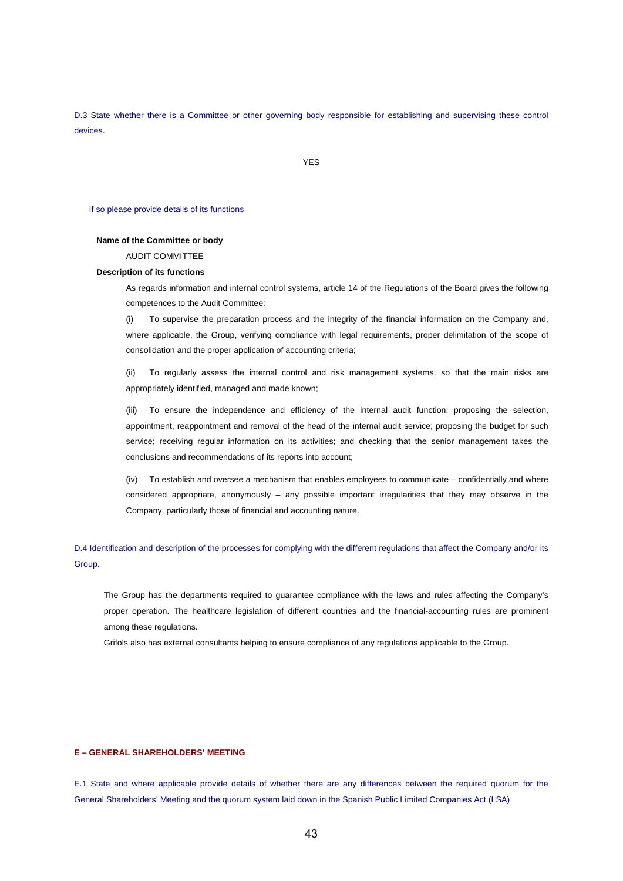D.3 State whether there is a Committee or other governing body responsible for establishing and supervising these control devices.

YES

If so please provide details of its functions

**Name of the Committee or body**

AUDIT COMMITTEE

**Description of its functions**

As regards information and internal control systems, article 14 of the Regulations of the Board gives the following competences to the Audit Committee:

(i) To supervise the preparation process and the integrity of the financial information on the Company and, where applicable, the Group, verifying compliance with legal requirements, proper delimitation of the scope of consolidation and the proper application of accounting criteria;

(ii) To regularly assess the internal control and risk management systems, so that the main risks are appropriately identified, managed and made known;

(iii) To ensure the independence and efficiency of the internal audit function; proposing the selection, appointment, reappointment and removal of the head of the internal audit service; proposing the budget for such service; receiving regular information on its activities; and checking that the senior management takes the conclusions and recommendations of its reports into account;

(iv) To establish and oversee a mechanism that enables employees to communicate – confidentially and where considered appropriate, anonymously – any possible important irregularities that they may observe in the Company, particularly those of financial and accounting nature.

D.4 Identification and description of the processes for complying with the different regulations that affect the Company and/or its Group.

The Group has the departments required to guarantee compliance with the laws and rules affecting the Company's proper operation. The healthcare legislation of different countries and the financial-accounting rules are prominent among these regulations.

Grifols also has external consultants helping to ensure compliance of any regulations applicable to the Group.

## E – GENERAL SHAREHOLDERS' MEETING

E.1 State and where applicable provide details of whether there are any differences between the required quorum for the General Shareholders' Meeting and the quorum system laid down in the Spanish Public Limited Companies Act (LSA)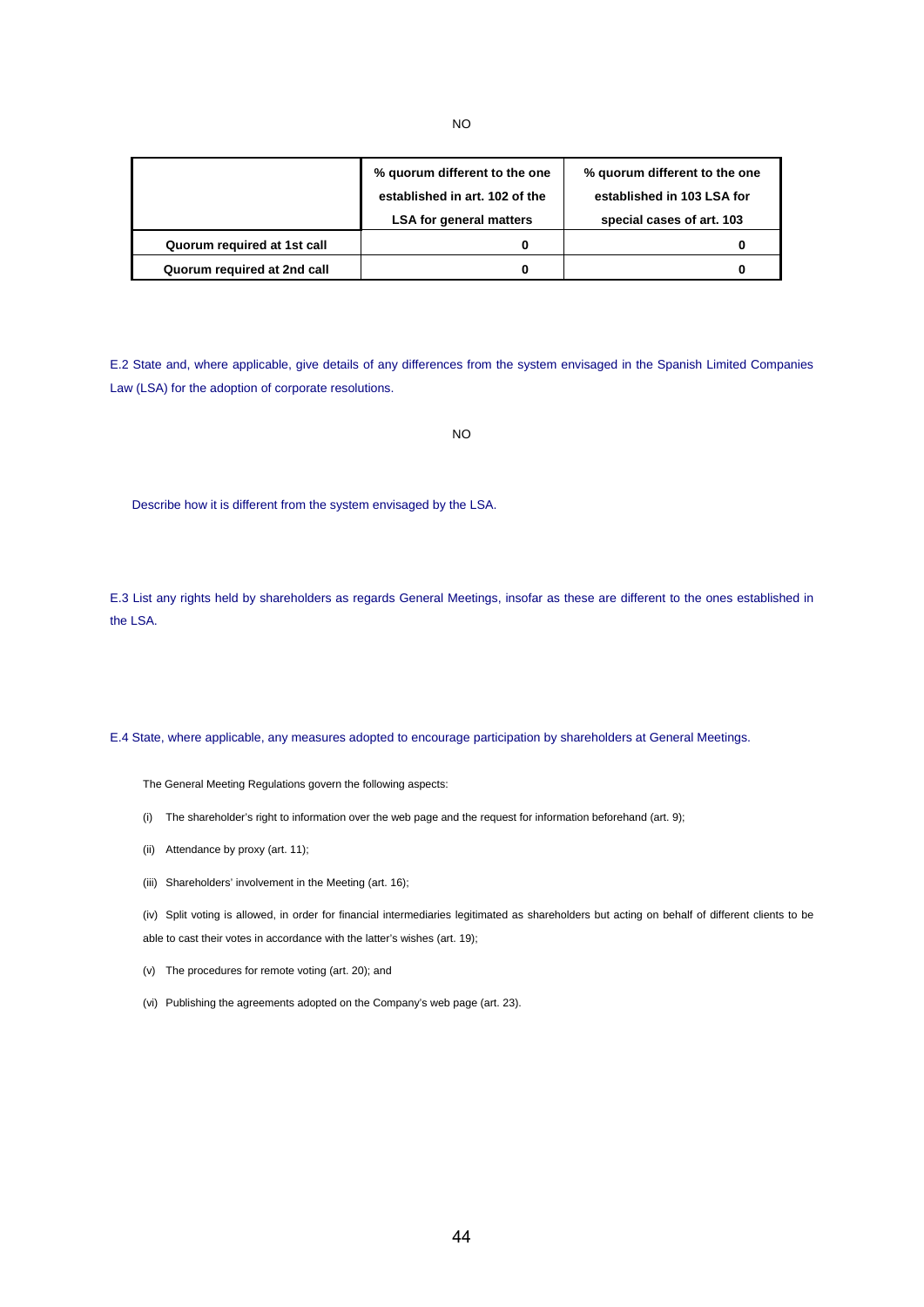NO

| | % quorum different to the one established in art. 102 of the LSA for general matters | % quorum different to the one established in 103 LSA for special cases of art. 103 |
|---|---|---|
| Quorum required at 1st call | 0 | 0 |
| Quorum required at 2nd call | 0 | 0 |

E.2 State and, where applicable, give details of any differences from the system envisaged in the Spanish Limited Companies Law (LSA) for the adoption of corporate resolutions.

NO

Describe how it is different from the system envisaged by the LSA.

E.3 List any rights held by shareholders as regards General Meetings, insofar as these are different to the ones established in the LSA.

E.4 State, where applicable, any measures adopted to encourage participation by shareholders at General Meetings.

The General Meeting Regulations govern the following aspects:

(i) The shareholder's right to information over the web page and the request for information beforehand (art. 9);

(ii) Attendance by proxy (art. 11);

(iii) Shareholders' involvement in the Meeting (art. 16);

(iv) Split voting is allowed, in order for financial intermediaries legitimated as shareholders but acting on behalf of different clients to be able to cast their votes in accordance with the latter's wishes (art. 19);

(v) The procedures for remote voting (art. 20); and

(vi) Publishing the agreements adopted on the Company's web page (art. 23).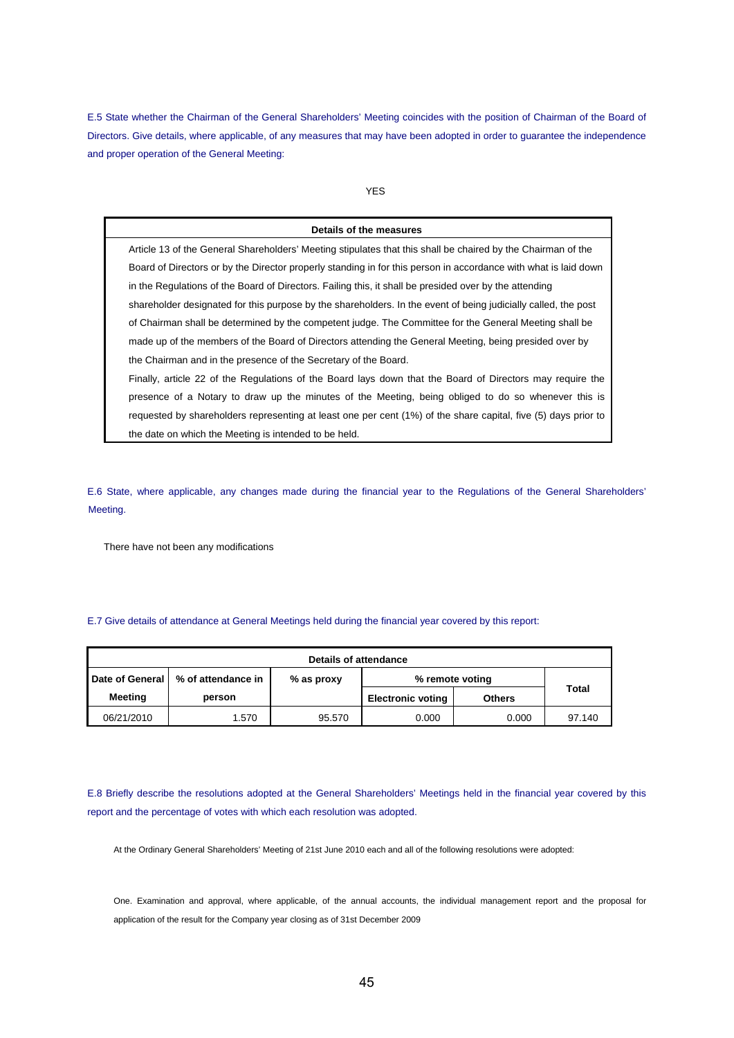E.5 State whether the Chairman of the General Shareholders' Meeting coincides with the position of Chairman of the Board of Directors. Give details, where applicable, of any measures that may have been adopted in order to guarantee the independence and proper operation of the General Meeting:

YES

| Details of the measures |
|---|
| Article 13 of the General Shareholders' Meeting stipulates that this shall be chaired by the Chairman of the Board of Directors or by the Director properly standing in for this person in accordance with what is laid down in the Regulations of the Board of Directors. Failing this, it shall be presided over by the attending shareholder designated for this purpose by the shareholders. In the event of being judicially called, the post of Chairman shall be determined by the competent judge. The Committee for the General Meeting shall be made up of the members of the Board of Directors attending the General Meeting, being presided over by the Chairman and in the presence of the Secretary of the Board. Finally, article 22 of the Regulations of the Board lays down that the Board of Directors may require the presence of a Notary to draw up the minutes of the Meeting, being obliged to do so whenever this is requested by shareholders representing at least one per cent (1%) of the share capital, five (5) days prior to the date on which the Meeting is intended to be held. |

E.6 State, where applicable, any changes made during the financial year to the Regulations of the General Shareholders' Meeting.

There have not been any modifications

E.7 Give details of attendance at General Meetings held during the financial year covered by this report:

| Details of attendance | | | | | |
|---|---|---|---|---|---|
| Date of General Meeting | % of attendance in person | % as proxy | % remote voting | | Total |
| | | | Electronic voting | Others | |
| 06/21/2010 | 1.570 | 95.570 | 0.000 | 0.000 | 97.140 |

E.8 Briefly describe the resolutions adopted at the General Shareholders' Meetings held in the financial year covered by this report and the percentage of votes with which each resolution was adopted.

At the Ordinary General Shareholders' Meeting of 21st June 2010 each and all of the following resolutions were adopted:

One. Examination and approval, where applicable, of the annual accounts, the individual management report and the proposal for application of the result for the Company year closing as of 31st December 2009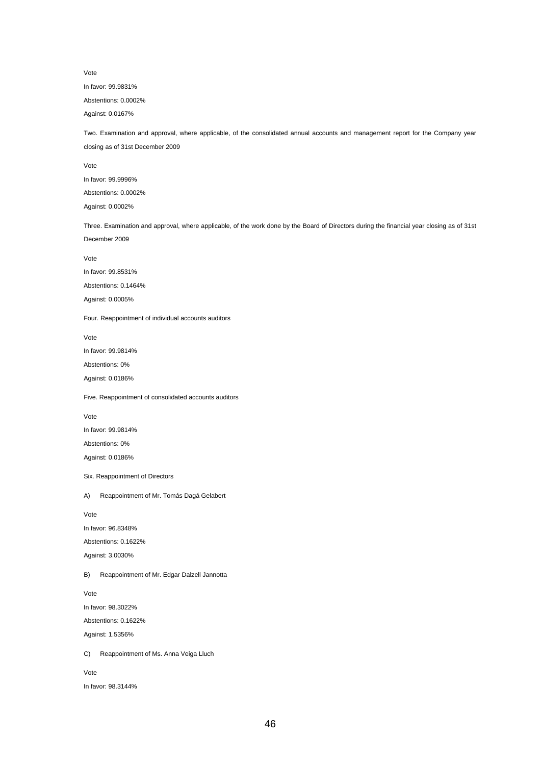Vote

In favor: 99.9831%

Abstentions: 0.0002%

Against: 0.0167%

Two. Examination and approval, where applicable, of the consolidated annual accounts and management report for the Company year closing as of 31st December 2009

Vote

In favor: 99.9996%

Abstentions: 0.0002%

Against: 0.0002%

Three. Examination and approval, where applicable, of the work done by the Board of Directors during the financial year closing as of 31st December 2009

Vote

In favor: 99.8531%

Abstentions: 0.1464%

Against: 0.0005%

Four. Reappointment of individual accounts auditors

Vote

In favor: 99.9814%

Abstentions: 0%

Against: 0.0186%

Five. Reappointment of consolidated accounts auditors

Vote

In favor: 99.9814%

Abstentions: 0%

Against: 0.0186%

Six. Reappointment of Directors

A) Reappointment of Mr. Tomás Dagá Gelabert

Vote

In favor: 96.8348%

Abstentions: 0.1622%

Against: 3.0030%

B) Reappointment of Mr. Edgar Dalzell Jannotta

Vote

In favor: 98.3022%

Abstentions: 0.1622%

Against: 1.5356%

C) Reappointment of Ms. Anna Veiga Lluch

Vote

In favor: 98.3144%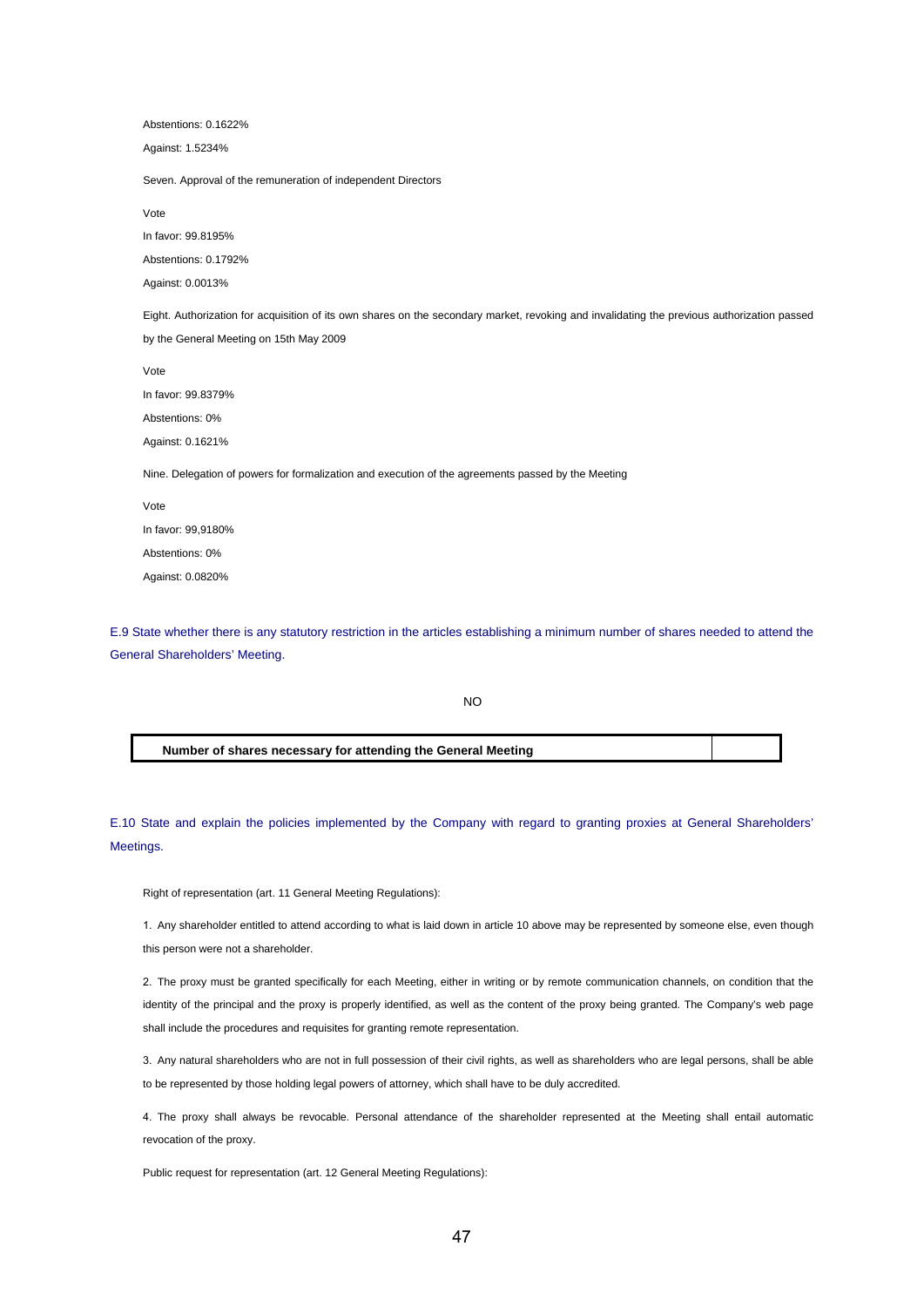Abstentions: 0.1622%

Against: 1.5234%

Seven. Approval of the remuneration of independent Directors

Vote

In favor: 99.8195%

Abstentions: 0.1792%

Against: 0.0013%

Eight. Authorization for acquisition of its own shares on the secondary market, revoking and invalidating the previous authorization passed by the General Meeting on 15th May 2009

Vote

In favor: 99.8379%

Abstentions: 0%

Against: 0.1621%

Nine. Delegation of powers for formalization and execution of the agreements passed by the Meeting

Vote

In favor: 99,9180%

Abstentions: 0%

Against: 0.0820%

E.9 State whether there is any statutory restriction in the articles establishing a minimum number of shares needed to attend the General Shareholders' Meeting.

NO

| **Number of shares necessary for attending the General Meeting** | |
|---|---|

E.10 State and explain the policies implemented by the Company with regard to granting proxies at General Shareholders' Meetings.

Right of representation (art. 11 General Meeting Regulations):

1. Any shareholder entitled to attend according to what is laid down in article 10 above may be represented by someone else, even though this person were not a shareholder.

2. The proxy must be granted specifically for each Meeting, either in writing or by remote communication channels, on condition that the identity of the principal and the proxy is properly identified, as well as the content of the proxy being granted. The Company's web page shall include the procedures and requisites for granting remote representation.

3. Any natural shareholders who are not in full possession of their civil rights, as well as shareholders who are legal persons, shall be able to be represented by those holding legal powers of attorney, which shall have to be duly accredited.

4. The proxy shall always be revocable. Personal attendance of the shareholder represented at the Meeting shall entail automatic revocation of the proxy.

Public request for representation (art. 12 General Meeting Regulations):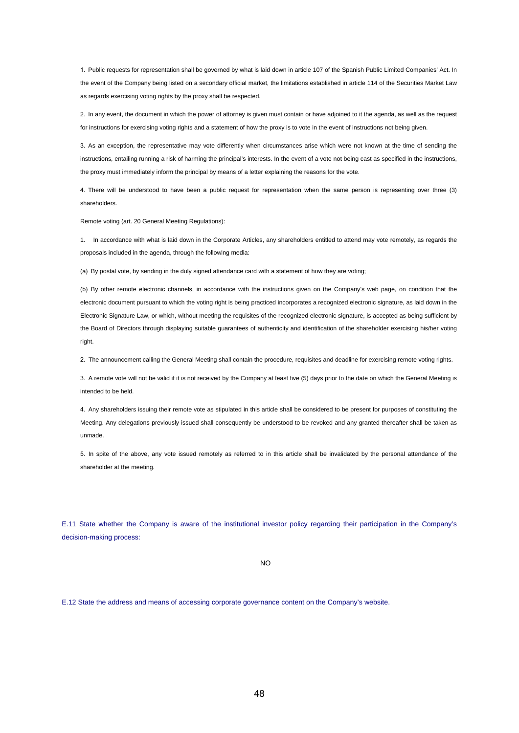1. Public requests for representation shall be governed by what is laid down in article 107 of the Spanish Public Limited Companies' Act. In the event of the Company being listed on a secondary official market, the limitations established in article 114 of the Securities Market Law as regards exercising voting rights by the proxy shall be respected.

2. In any event, the document in which the power of attorney is given must contain or have adjoined to it the agenda, as well as the request for instructions for exercising voting rights and a statement of how the proxy is to vote in the event of instructions not being given.

3. As an exception, the representative may vote differently when circumstances arise which were not known at the time of sending the instructions, entailing running a risk of harming the principal's interests. In the event of a vote not being cast as specified in the instructions, the proxy must immediately inform the principal by means of a letter explaining the reasons for the vote.

4. There will be understood to have been a public request for representation when the same person is representing over three (3) shareholders.

Remote voting (art. 20 General Meeting Regulations):

1. In accordance with what is laid down in the Corporate Articles, any shareholders entitled to attend may vote remotely, as regards the proposals included in the agenda, through the following media:

(a) By postal vote, by sending in the duly signed attendance card with a statement of how they are voting;

(b) By other remote electronic channels, in accordance with the instructions given on the Company's web page, on condition that the electronic document pursuant to which the voting right is being practiced incorporates a recognized electronic signature, as laid down in the Electronic Signature Law, or which, without meeting the requisites of the recognized electronic signature, is accepted as being sufficient by the Board of Directors through displaying suitable guarantees of authenticity and identification of the shareholder exercising his/her voting right.

2. The announcement calling the General Meeting shall contain the procedure, requisites and deadline for exercising remote voting rights.

3. A remote vote will not be valid if it is not received by the Company at least five (5) days prior to the date on which the General Meeting is intended to be held.

4. Any shareholders issuing their remote vote as stipulated in this article shall be considered to be present for purposes of constituting the Meeting. Any delegations previously issued shall consequently be understood to be revoked and any granted thereafter shall be taken as unmade.

5. In spite of the above, any vote issued remotely as referred to in this article shall be invalidated by the personal attendance of the shareholder at the meeting.

E.11 State whether the Company is aware of the institutional investor policy regarding their participation in the Company's decision-making process:

NO

E.12 State the address and means of accessing corporate governance content on the Company's website.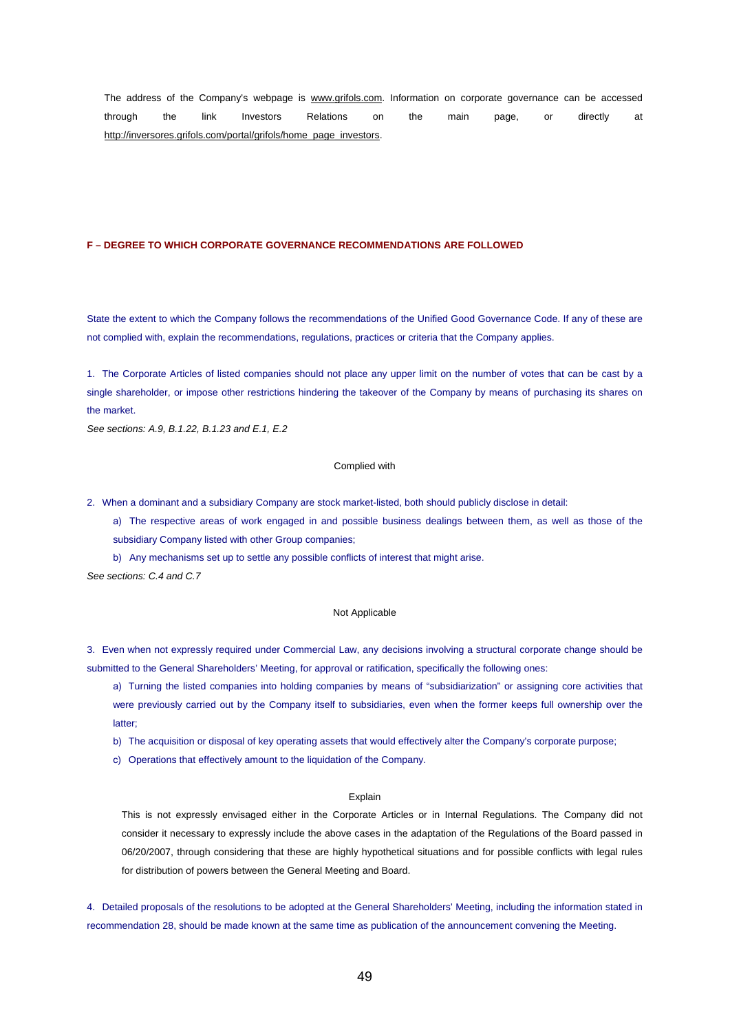The address of the Company's webpage is www.grifols.com. Information on corporate governance can be accessed through the link Investors Relations on the main page, or directly at http://inversores.grifols.com/portal/grifols/home_page_investors.

## F – DEGREE TO WHICH CORPORATE GOVERNANCE RECOMMENDATIONS ARE FOLLOWED

State the extent to which the Company follows the recommendations of the Unified Good Governance Code. If any of these are not complied with, explain the recommendations, regulations, practices or criteria that the Company applies.

1. The Corporate Articles of listed companies should not place any upper limit on the number of votes that can be cast by a single shareholder, or impose other restrictions hindering the takeover of the Company by means of purchasing its shares on the market.

*See sections: A.9, B.1.22, B.1.23 and E.1, E.2*

Complied with

2. When a dominant and a subsidiary Company are stock market-listed, both should publicly disclose in detail:

   a) The respective areas of work engaged in and possible business dealings between them, as well as those of the subsidiary Company listed with other Group companies;

   b) Any mechanisms set up to settle any possible conflicts of interest that might arise.

*See sections: C.4 and C.7*

Not Applicable

3. Even when not expressly required under Commercial Law, any decisions involving a structural corporate change should be submitted to the General Shareholders' Meeting, for approval or ratification, specifically the following ones:

   a) Turning the listed companies into holding companies by means of "subsidiarization" or assigning core activities that were previously carried out by the Company itself to subsidiaries, even when the former keeps full ownership over the latter;

   b) The acquisition or disposal of key operating assets that would effectively alter the Company's corporate purpose;

   c) Operations that effectively amount to the liquidation of the Company.

Explain

This is not expressly envisaged either in the Corporate Articles or in Internal Regulations. The Company did not consider it necessary to expressly include the above cases in the adaptation of the Regulations of the Board passed in 06/20/2007, through considering that these are highly hypothetical situations and for possible conflicts with legal rules for distribution of powers between the General Meeting and Board.

4. Detailed proposals of the resolutions to be adopted at the General Shareholders' Meeting, including the information stated in recommendation 28, should be made known at the same time as publication of the announcement convening the Meeting.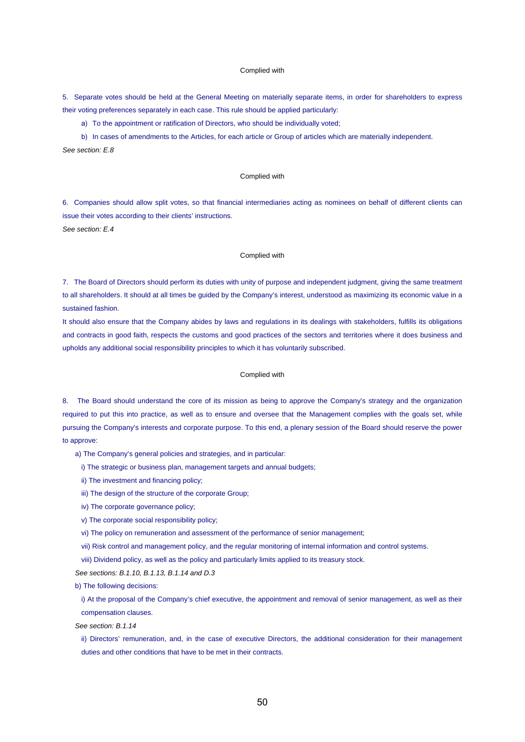Complied with

5. Separate votes should be held at the General Meeting on materially separate items, in order for shareholders to express their voting preferences separately in each case. This rule should be applied particularly:

a) To the appointment or ratification of Directors, who should be individually voted;

b) In cases of amendments to the Articles, for each article or Group of articles which are materially independent.

*See section: E.8*

Complied with

6. Companies should allow split votes, so that financial intermediaries acting as nominees on behalf of different clients can issue their votes according to their clients' instructions.

*See section: E.4*

Complied with

7. The Board of Directors should perform its duties with unity of purpose and independent judgment, giving the same treatment to all shareholders. It should at all times be guided by the Company's interest, understood as maximizing its economic value in a sustained fashion.

It should also ensure that the Company abides by laws and regulations in its dealings with stakeholders, fulfills its obligations and contracts in good faith, respects the customs and good practices of the sectors and territories where it does business and upholds any additional social responsibility principles to which it has voluntarily subscribed.

Complied with

8. The Board should understand the core of its mission as being to approve the Company's strategy and the organization required to put this into practice, as well as to ensure and oversee that the Management complies with the goals set, while pursuing the Company's interests and corporate purpose. To this end, a plenary session of the Board should reserve the power to approve:

a) The Company's general policies and strategies, and in particular:

i) The strategic or business plan, management targets and annual budgets;

ii) The investment and financing policy;

iii) The design of the structure of the corporate Group;

iv) The corporate governance policy;

v) The corporate social responsibility policy;

vi) The policy on remuneration and assessment of the performance of senior management;

vii) Risk control and management policy, and the regular monitoring of internal information and control systems.

viii) Dividend policy, as well as the policy and particularly limits applied to its treasury stock.

*See sections: B.1.10, B.1.13, B.1.14 and D.3*

b) The following decisions:

i) At the proposal of the Company's chief executive, the appointment and removal of senior management, as well as their compensation clauses.

*See section: B.1.14*

ii) Directors' remuneration, and, in the case of executive Directors, the additional consideration for their management duties and other conditions that have to be met in their contracts.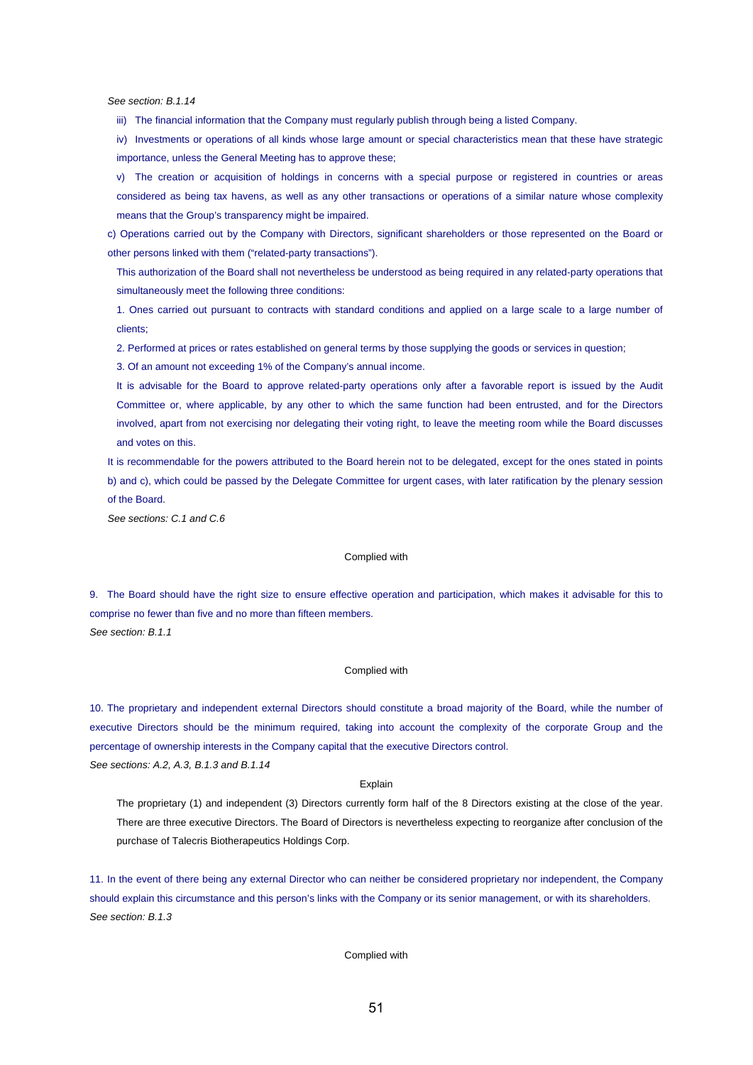*See section: B.1.14*

iii) The financial information that the Company must regularly publish through being a listed Company.

iv) Investments or operations of all kinds whose large amount or special characteristics mean that these have strategic importance, unless the General Meeting has to approve these;

v) The creation or acquisition of holdings in concerns with a special purpose or registered in countries or areas considered as being tax havens, as well as any other transactions or operations of a similar nature whose complexity means that the Group's transparency might be impaired.

c) Operations carried out by the Company with Directors, significant shareholders or those represented on the Board or other persons linked with them ("related-party transactions").

This authorization of the Board shall not nevertheless be understood as being required in any related-party operations that simultaneously meet the following three conditions:

1. Ones carried out pursuant to contracts with standard conditions and applied on a large scale to a large number of clients;

2. Performed at prices or rates established on general terms by those supplying the goods or services in question;

3. Of an amount not exceeding 1% of the Company's annual income.

It is advisable for the Board to approve related-party operations only after a favorable report is issued by the Audit Committee or, where applicable, by any other to which the same function had been entrusted, and for the Directors involved, apart from not exercising nor delegating their voting right, to leave the meeting room while the Board discusses and votes on this.

It is recommendable for the powers attributed to the Board herein not to be delegated, except for the ones stated in points b) and c), which could be passed by the Delegate Committee for urgent cases, with later ratification by the plenary session of the Board.

*See sections: C.1 and C.6*

Complied with

9. The Board should have the right size to ensure effective operation and participation, which makes it advisable for this to comprise no fewer than five and no more than fifteen members.

*See section: B.1.1*

Complied with

10. The proprietary and independent external Directors should constitute a broad majority of the Board, while the number of executive Directors should be the minimum required, taking into account the complexity of the corporate Group and the percentage of ownership interests in the Company capital that the executive Directors control.

*See sections: A.2, A.3, B.1.3 and B.1.14*

Explain

The proprietary (1) and independent (3) Directors currently form half of the 8 Directors existing at the close of the year. There are three executive Directors. The Board of Directors is nevertheless expecting to reorganize after conclusion of the purchase of Talecris Biotherapeutics Holdings Corp.

11. In the event of there being any external Director who can neither be considered proprietary nor independent, the Company should explain this circumstance and this person's links with the Company or its senior management, or with its shareholders.

*See section: B.1.3*

Complied with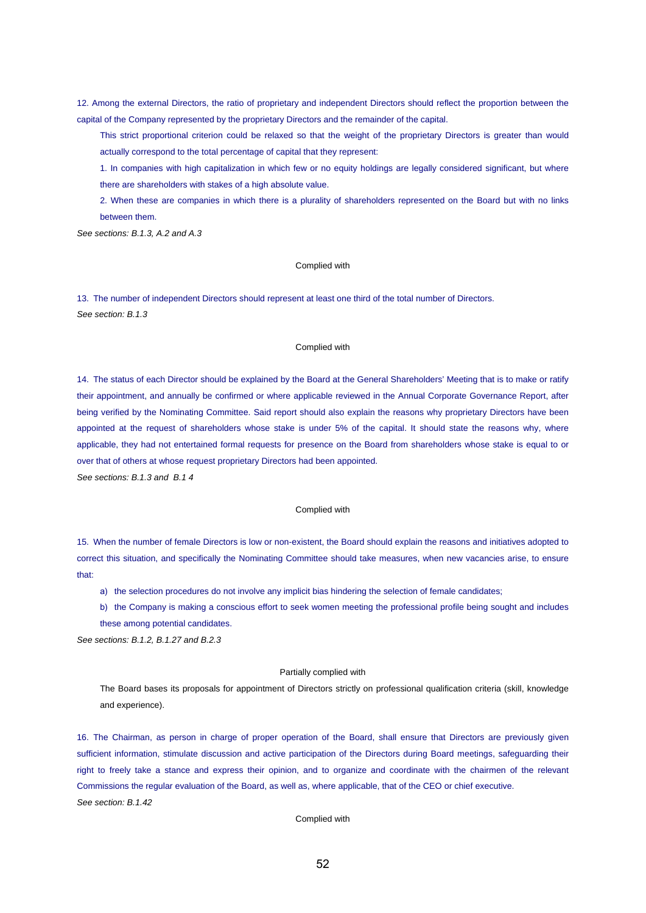12. Among the external Directors, the ratio of proprietary and independent Directors should reflect the proportion between the capital of the Company represented by the proprietary Directors and the remainder of the capital.

This strict proportional criterion could be relaxed so that the weight of the proprietary Directors is greater than would actually correspond to the total percentage of capital that they represent:

1. In companies with high capitalization in which few or no equity holdings are legally considered significant, but where there are shareholders with stakes of a high absolute value.

2. When these are companies in which there is a plurality of shareholders represented on the Board but with no links between them.

*See sections: B.1.3, A.2 and A.3*

Complied with

13. The number of independent Directors should represent at least one third of the total number of Directors.

*See section: B.1.3*

Complied with

14. The status of each Director should be explained by the Board at the General Shareholders' Meeting that is to make or ratify their appointment, and annually be confirmed or where applicable reviewed in the Annual Corporate Governance Report, after being verified by the Nominating Committee. Said report should also explain the reasons why proprietary Directors have been appointed at the request of shareholders whose stake is under 5% of the capital. It should state the reasons why, where applicable, they had not entertained formal requests for presence on the Board from shareholders whose stake is equal to or over that of others at whose request proprietary Directors had been appointed.

*See sections: B.1.3 and B.1 4*

Complied with

15. When the number of female Directors is low or non-existent, the Board should explain the reasons and initiatives adopted to correct this situation, and specifically the Nominating Committee should take measures, when new vacancies arise, to ensure that:

a) the selection procedures do not involve any implicit bias hindering the selection of female candidates;

b) the Company is making a conscious effort to seek women meeting the professional profile being sought and includes these among potential candidates.

*See sections: B.1.2, B.1.27 and B.2.3*

Partially complied with

The Board bases its proposals for appointment of Directors strictly on professional qualification criteria (skill, knowledge and experience).

16. The Chairman, as person in charge of proper operation of the Board, shall ensure that Directors are previously given sufficient information, stimulate discussion and active participation of the Directors during Board meetings, safeguarding their right to freely take a stance and express their opinion, and to organize and coordinate with the chairmen of the relevant Commissions the regular evaluation of the Board, as well as, where applicable, that of the CEO or chief executive.

*See section: B.1.42*

Complied with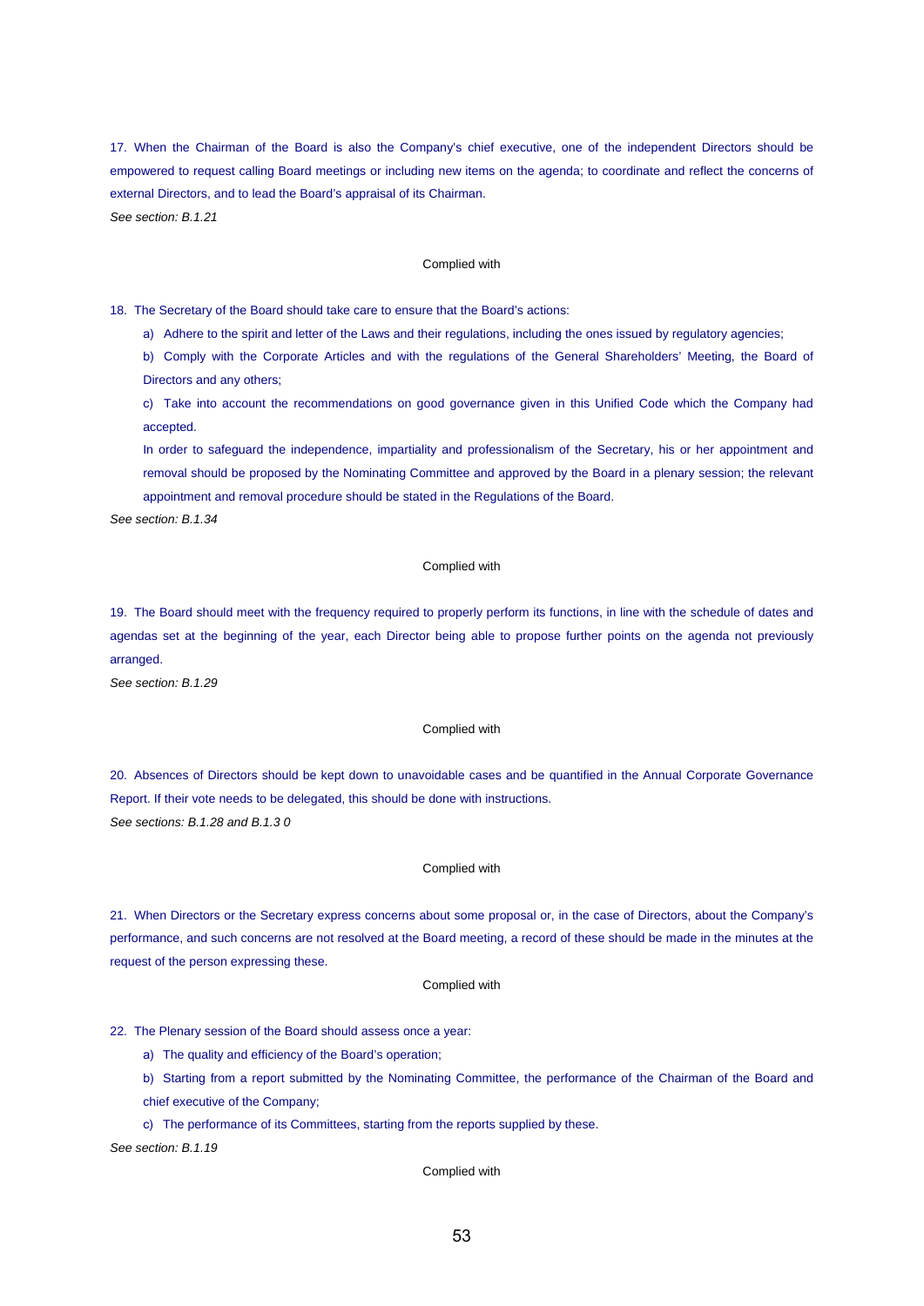17. When the Chairman of the Board is also the Company's chief executive, one of the independent Directors should be empowered to request calling Board meetings or including new items on the agenda; to coordinate and reflect the concerns of external Directors, and to lead the Board's appraisal of its Chairman.

*See section: B.1.21*

Complied with

18. The Secretary of the Board should take care to ensure that the Board's actions:

a) Adhere to the spirit and letter of the Laws and their regulations, including the ones issued by regulatory agencies;

b) Comply with the Corporate Articles and with the regulations of the General Shareholders' Meeting, the Board of Directors and any others;

c) Take into account the recommendations on good governance given in this Unified Code which the Company had accepted.

In order to safeguard the independence, impartiality and professionalism of the Secretary, his or her appointment and removal should be proposed by the Nominating Committee and approved by the Board in a plenary session; the relevant appointment and removal procedure should be stated in the Regulations of the Board.

*See section: B.1.34*

Complied with

19. The Board should meet with the frequency required to properly perform its functions, in line with the schedule of dates and agendas set at the beginning of the year, each Director being able to propose further points on the agenda not previously arranged.

*See section: B.1.29*

Complied with

20. Absences of Directors should be kept down to unavoidable cases and be quantified in the Annual Corporate Governance Report. If their vote needs to be delegated, this should be done with instructions.

*See sections: B.1.28 and B.1.3 0*

Complied with

21. When Directors or the Secretary express concerns about some proposal or, in the case of Directors, about the Company's performance, and such concerns are not resolved at the Board meeting, a record of these should be made in the minutes at the request of the person expressing these.

Complied with

22. The Plenary session of the Board should assess once a year:

a) The quality and efficiency of the Board's operation;

b) Starting from a report submitted by the Nominating Committee, the performance of the Chairman of the Board and chief executive of the Company;

c) The performance of its Committees, starting from the reports supplied by these.

*See section: B.1.19*

Complied with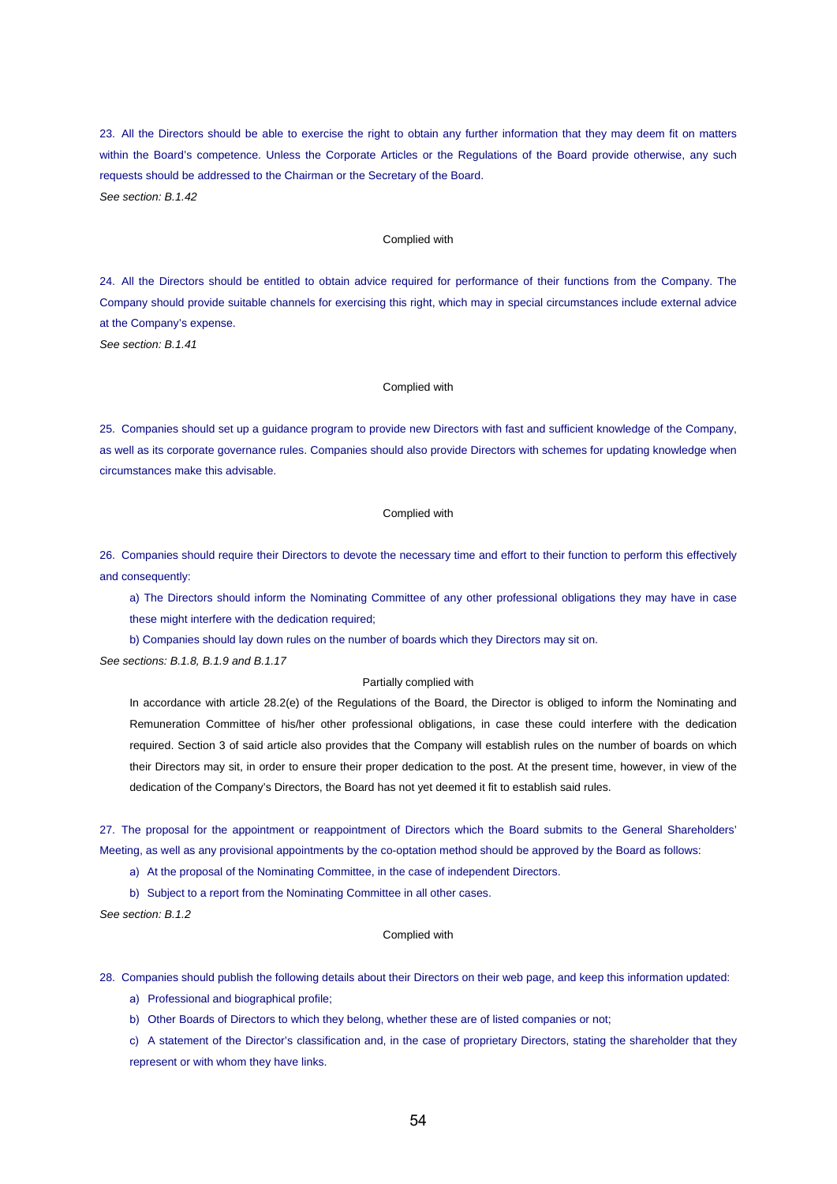23. All the Directors should be able to exercise the right to obtain any further information that they may deem fit on matters within the Board's competence. Unless the Corporate Articles or the Regulations of the Board provide otherwise, any such requests should be addressed to the Chairman or the Secretary of the Board.

*See section: B.1.42*

Complied with

24. All the Directors should be entitled to obtain advice required for performance of their functions from the Company. The Company should provide suitable channels for exercising this right, which may in special circumstances include external advice at the Company's expense.

*See section: B.1.41*

Complied with

25. Companies should set up a guidance program to provide new Directors with fast and sufficient knowledge of the Company, as well as its corporate governance rules. Companies should also provide Directors with schemes for updating knowledge when circumstances make this advisable.

Complied with

26. Companies should require their Directors to devote the necessary time and effort to their function to perform this effectively and consequently:

a) The Directors should inform the Nominating Committee of any other professional obligations they may have in case these might interfere with the dedication required;

b) Companies should lay down rules on the number of boards which they Directors may sit on.

*See sections: B.1.8, B.1.9 and B.1.17*

Partially complied with

In accordance with article 28.2(e) of the Regulations of the Board, the Director is obliged to inform the Nominating and Remuneration Committee of his/her other professional obligations, in case these could interfere with the dedication required. Section 3 of said article also provides that the Company will establish rules on the number of boards on which their Directors may sit, in order to ensure their proper dedication to the post. At the present time, however, in view of the dedication of the Company's Directors, the Board has not yet deemed it fit to establish said rules.

27. The proposal for the appointment or reappointment of Directors which the Board submits to the General Shareholders' Meeting, as well as any provisional appointments by the co-optation method should be approved by the Board as follows:

a) At the proposal of the Nominating Committee, in the case of independent Directors.

b) Subject to a report from the Nominating Committee in all other cases.

*See section: B.1.2*

Complied with

28. Companies should publish the following details about their Directors on their web page, and keep this information updated:

a) Professional and biographical profile;

b) Other Boards of Directors to which they belong, whether these are of listed companies or not;

c) A statement of the Director's classification and, in the case of proprietary Directors, stating the shareholder that they represent or with whom they have links.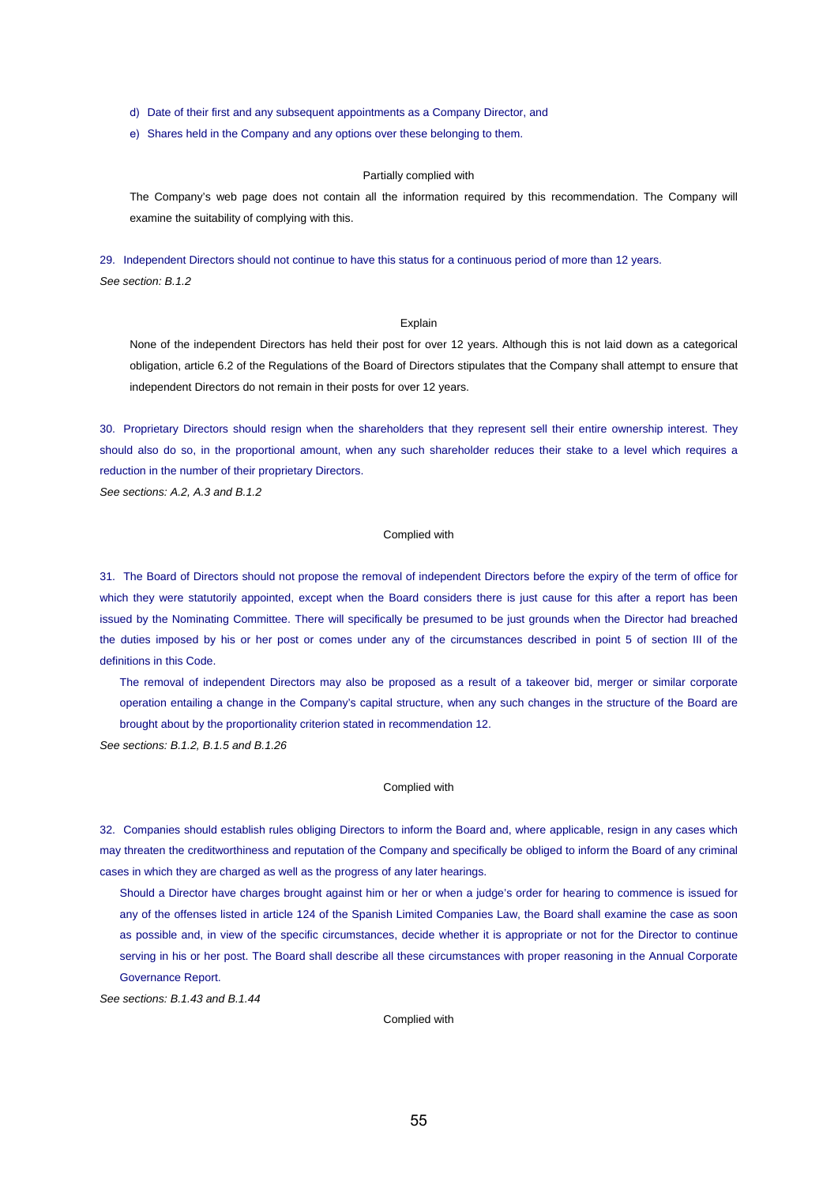d) Date of their first and any subsequent appointments as a Company Director, and

e) Shares held in the Company and any options over these belonging to them.

Partially complied with

The Company's web page does not contain all the information required by this recommendation. The Company will examine the suitability of complying with this.

29. Independent Directors should not continue to have this status for a continuous period of more than 12 years.

*See section: B.1.2*

Explain

None of the independent Directors has held their post for over 12 years. Although this is not laid down as a categorical obligation, article 6.2 of the Regulations of the Board of Directors stipulates that the Company shall attempt to ensure that independent Directors do not remain in their posts for over 12 years.

30. Proprietary Directors should resign when the shareholders that they represent sell their entire ownership interest. They should also do so, in the proportional amount, when any such shareholder reduces their stake to a level which requires a reduction in the number of their proprietary Directors.

*See sections: A.2, A.3 and B.1.2*

Complied with

31. The Board of Directors should not propose the removal of independent Directors before the expiry of the term of office for which they were statutorily appointed, except when the Board considers there is just cause for this after a report has been issued by the Nominating Committee. There will specifically be presumed to be just grounds when the Director had breached the duties imposed by his or her post or comes under any of the circumstances described in point 5 of section III of the definitions in this Code.

The removal of independent Directors may also be proposed as a result of a takeover bid, merger or similar corporate operation entailing a change in the Company's capital structure, when any such changes in the structure of the Board are brought about by the proportionality criterion stated in recommendation 12.

*See sections: B.1.2, B.1.5 and B.1.26*

Complied with

32. Companies should establish rules obliging Directors to inform the Board and, where applicable, resign in any cases which may threaten the creditworthiness and reputation of the Company and specifically be obliged to inform the Board of any criminal cases in which they are charged as well as the progress of any later hearings.

Should a Director have charges brought against him or her or when a judge's order for hearing to commence is issued for any of the offenses listed in article 124 of the Spanish Limited Companies Law, the Board shall examine the case as soon as possible and, in view of the specific circumstances, decide whether it is appropriate or not for the Director to continue serving in his or her post. The Board shall describe all these circumstances with proper reasoning in the Annual Corporate Governance Report.

*See sections: B.1.43 and B.1.44*

Complied with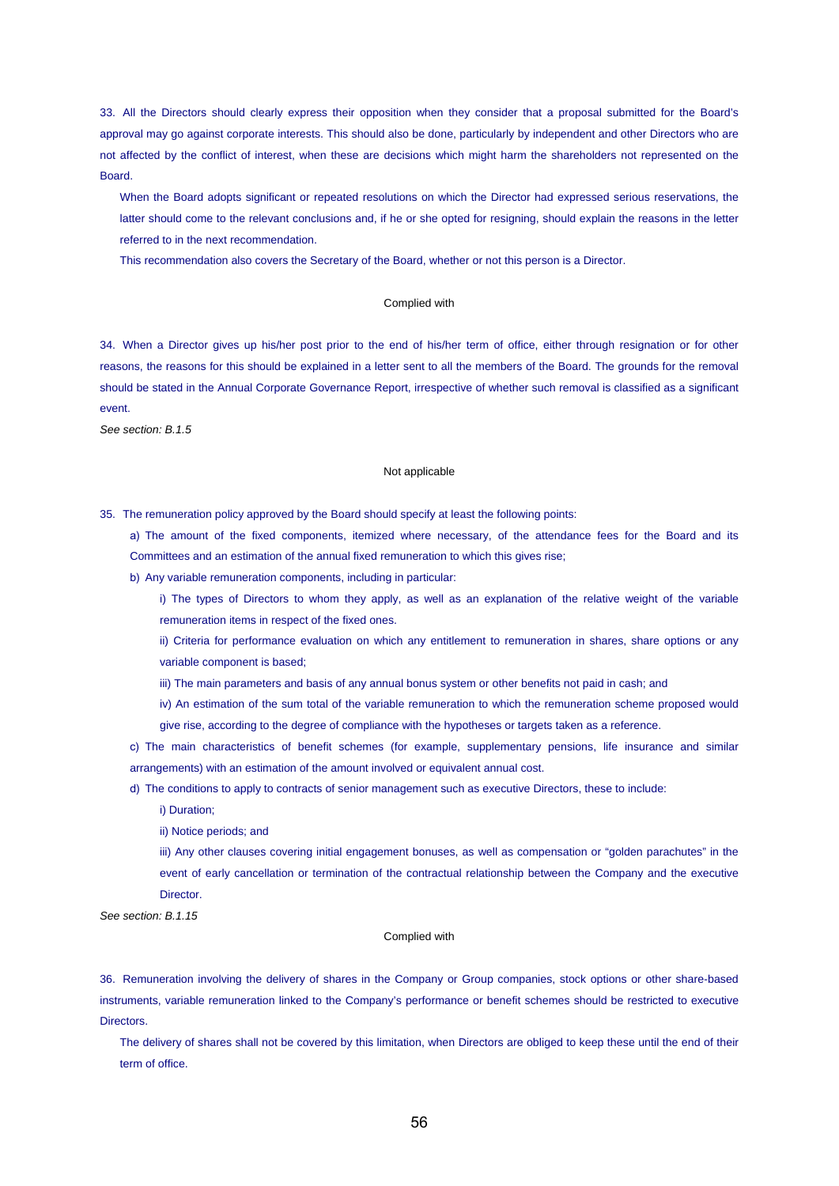33. All the Directors should clearly express their opposition when they consider that a proposal submitted for the Board's approval may go against corporate interests. This should also be done, particularly by independent and other Directors who are not affected by the conflict of interest, when these are decisions which might harm the shareholders not represented on the Board.

When the Board adopts significant or repeated resolutions on which the Director had expressed serious reservations, the latter should come to the relevant conclusions and, if he or she opted for resigning, should explain the reasons in the letter referred to in the next recommendation.

This recommendation also covers the Secretary of the Board, whether or not this person is a Director.

Complied with

34. When a Director gives up his/her post prior to the end of his/her term of office, either through resignation or for other reasons, the reasons for this should be explained in a letter sent to all the members of the Board. The grounds for the removal should be stated in the Annual Corporate Governance Report, irrespective of whether such removal is classified as a significant event.

*See section: B.1.5*

Not applicable

35. The remuneration policy approved by the Board should specify at least the following points:

a) The amount of the fixed components, itemized where necessary, of the attendance fees for the Board and its Committees and an estimation of the annual fixed remuneration to which this gives rise;

b) Any variable remuneration components, including in particular:

i) The types of Directors to whom they apply, as well as an explanation of the relative weight of the variable remuneration items in respect of the fixed ones.

ii) Criteria for performance evaluation on which any entitlement to remuneration in shares, share options or any variable component is based;

iii) The main parameters and basis of any annual bonus system or other benefits not paid in cash; and

iv) An estimation of the sum total of the variable remuneration to which the remuneration scheme proposed would give rise, according to the degree of compliance with the hypotheses or targets taken as a reference.

c) The main characteristics of benefit schemes (for example, supplementary pensions, life insurance and similar arrangements) with an estimation of the amount involved or equivalent annual cost.

d) The conditions to apply to contracts of senior management such as executive Directors, these to include:

i) Duration;

ii) Notice periods; and

iii) Any other clauses covering initial engagement bonuses, as well as compensation or "golden parachutes" in the event of early cancellation or termination of the contractual relationship between the Company and the executive Director.

*See section: B.1.15*

Complied with

36. Remuneration involving the delivery of shares in the Company or Group companies, stock options or other share-based instruments, variable remuneration linked to the Company's performance or benefit schemes should be restricted to executive Directors.

The delivery of shares shall not be covered by this limitation, when Directors are obliged to keep these until the end of their term of office.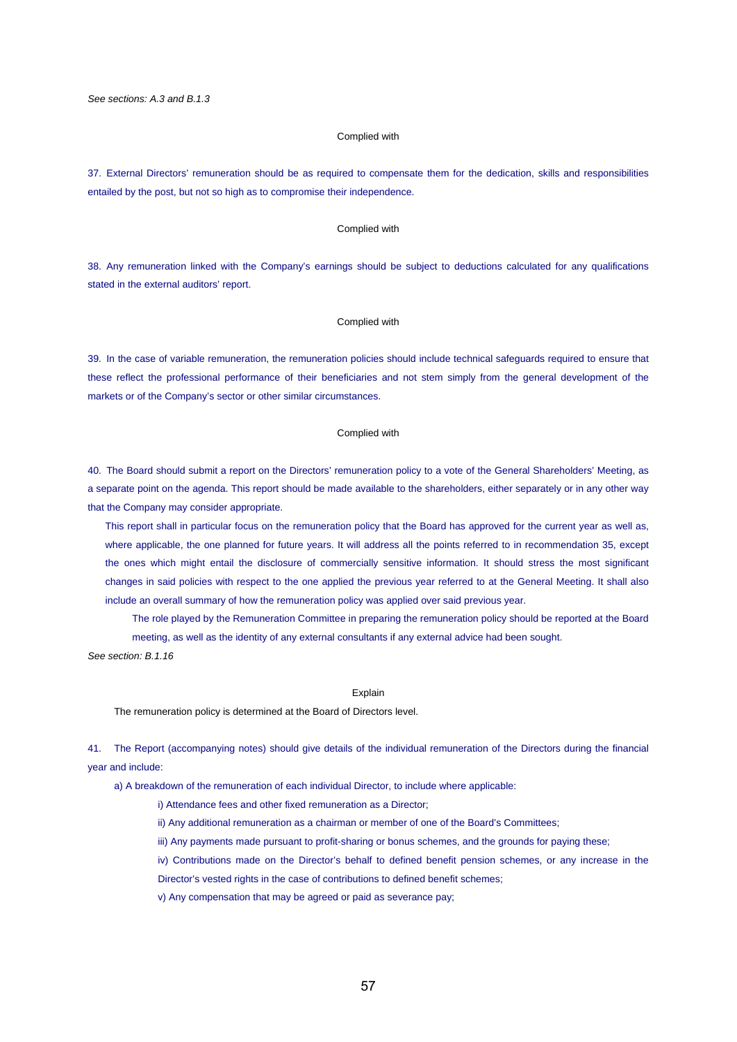*See sections: A.3 and B.1.3*

Complied with

37. External Directors' remuneration should be as required to compensate them for the dedication, skills and responsibilities entailed by the post, but not so high as to compromise their independence.

Complied with

38. Any remuneration linked with the Company's earnings should be subject to deductions calculated for any qualifications stated in the external auditors' report.

Complied with

39. In the case of variable remuneration, the remuneration policies should include technical safeguards required to ensure that these reflect the professional performance of their beneficiaries and not stem simply from the general development of the markets or of the Company's sector or other similar circumstances.

Complied with

40. The Board should submit a report on the Directors' remuneration policy to a vote of the General Shareholders' Meeting, as a separate point on the agenda. This report should be made available to the shareholders, either separately or in any other way that the Company may consider appropriate.

This report shall in particular focus on the remuneration policy that the Board has approved for the current year as well as, where applicable, the one planned for future years. It will address all the points referred to in recommendation 35, except the ones which might entail the disclosure of commercially sensitive information. It should stress the most significant changes in said policies with respect to the one applied the previous year referred to at the General Meeting. It shall also include an overall summary of how the remuneration policy was applied over said previous year.

The role played by the Remuneration Committee in preparing the remuneration policy should be reported at the Board meeting, as well as the identity of any external consultants if any external advice had been sought.

*See section: B.1.16*

Explain

The remuneration policy is determined at the Board of Directors level.

41. The Report (accompanying notes) should give details of the individual remuneration of the Directors during the financial year and include:

a) A breakdown of the remuneration of each individual Director, to include where applicable:

i) Attendance fees and other fixed remuneration as a Director;

ii) Any additional remuneration as a chairman or member of one of the Board's Committees;

iii) Any payments made pursuant to profit-sharing or bonus schemes, and the grounds for paying these;

iv) Contributions made on the Director's behalf to defined benefit pension schemes, or any increase in the Director's vested rights in the case of contributions to defined benefit schemes;

v) Any compensation that may be agreed or paid as severance pay;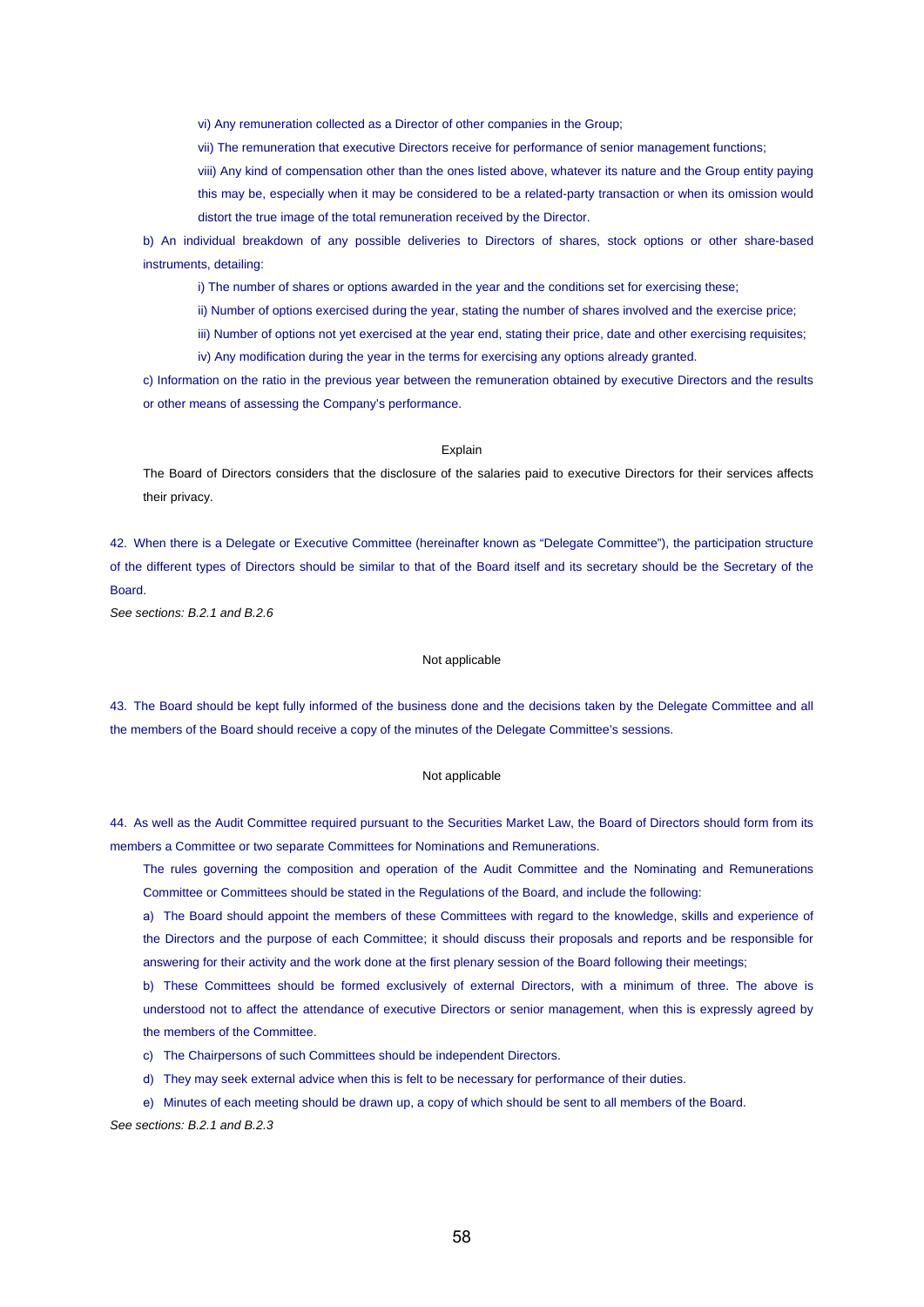vi) Any remuneration collected as a Director of other companies in the Group;

vii) The remuneration that executive Directors receive for performance of senior management functions;

viii) Any kind of compensation other than the ones listed above, whatever its nature and the Group entity paying this may be, especially when it may be considered to be a related-party transaction or when its omission would distort the true image of the total remuneration received by the Director.

b) An individual breakdown of any possible deliveries to Directors of shares, stock options or other share-based instruments, detailing:

i) The number of shares or options awarded in the year and the conditions set for exercising these;

ii) Number of options exercised during the year, stating the number of shares involved and the exercise price;

iii) Number of options not yet exercised at the year end, stating their price, date and other exercising requisites;

iv) Any modification during the year in the terms for exercising any options already granted.

c) Information on the ratio in the previous year between the remuneration obtained by executive Directors and the results or other means of assessing the Company's performance.

Explain

The Board of Directors considers that the disclosure of the salaries paid to executive Directors for their services affects their privacy.

42. When there is a Delegate or Executive Committee (hereinafter known as "Delegate Committee"), the participation structure of the different types of Directors should be similar to that of the Board itself and its secretary should be the Secretary of the Board.

*See sections: B.2.1 and B.2.6*

Not applicable

43. The Board should be kept fully informed of the business done and the decisions taken by the Delegate Committee and all the members of the Board should receive a copy of the minutes of the Delegate Committee's sessions.

Not applicable

44. As well as the Audit Committee required pursuant to the Securities Market Law, the Board of Directors should form from its members a Committee or two separate Committees for Nominations and Remunerations.

The rules governing the composition and operation of the Audit Committee and the Nominating and Remunerations Committee or Committees should be stated in the Regulations of the Board, and include the following:

a) The Board should appoint the members of these Committees with regard to the knowledge, skills and experience of the Directors and the purpose of each Committee; it should discuss their proposals and reports and be responsible for answering for their activity and the work done at the first plenary session of the Board following their meetings;

b) These Committees should be formed exclusively of external Directors, with a minimum of three. The above is understood not to affect the attendance of executive Directors or senior management, when this is expressly agreed by the members of the Committee.

c) The Chairpersons of such Committees should be independent Directors.

d) They may seek external advice when this is felt to be necessary for performance of their duties.

e) Minutes of each meeting should be drawn up, a copy of which should be sent to all members of the Board.

*See sections: B.2.1 and B.2.3*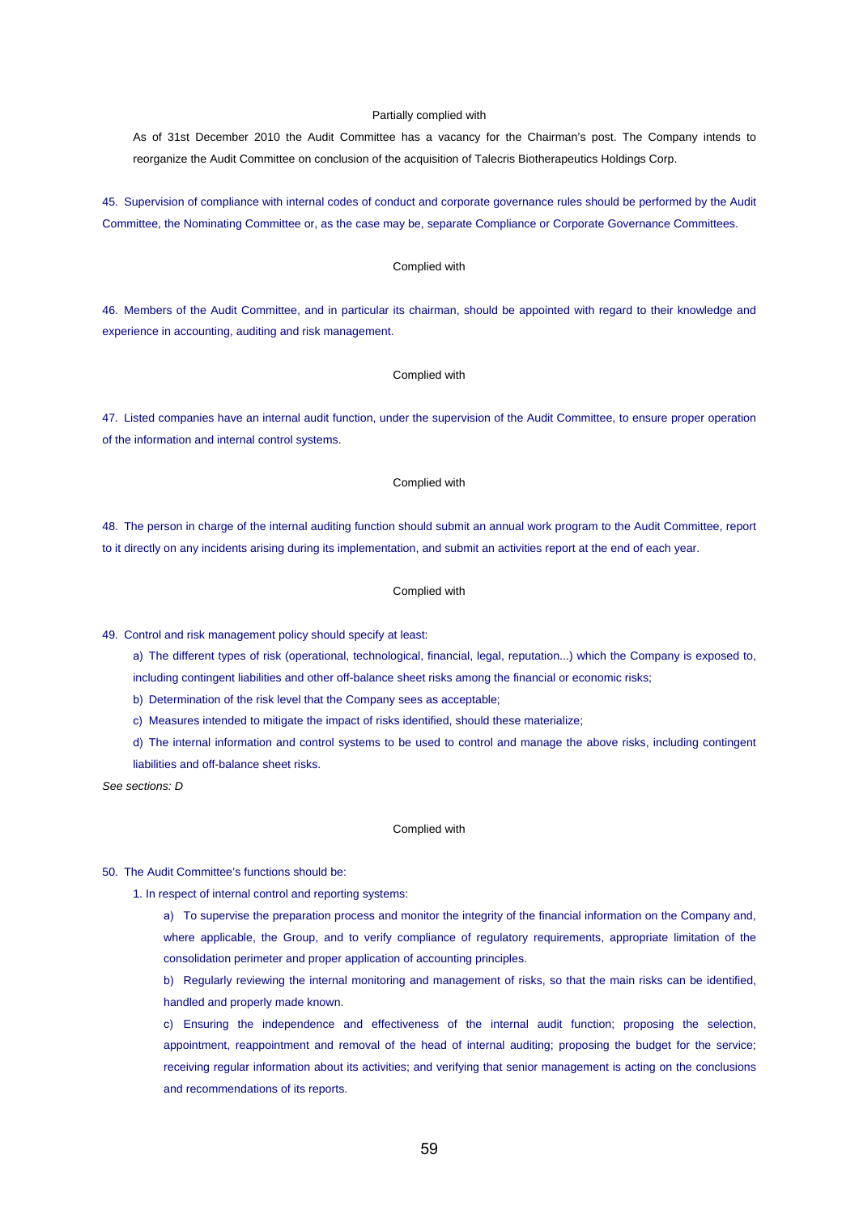Partially complied with

As of 31st December 2010 the Audit Committee has a vacancy for the Chairman's post. The Company intends to reorganize the Audit Committee on conclusion of the acquisition of Talecris Biotherapeutics Holdings Corp.

45. Supervision of compliance with internal codes of conduct and corporate governance rules should be performed by the Audit Committee, the Nominating Committee or, as the case may be, separate Compliance or Corporate Governance Committees.

Complied with

46. Members of the Audit Committee, and in particular its chairman, should be appointed with regard to their knowledge and experience in accounting, auditing and risk management.

Complied with

47. Listed companies have an internal audit function, under the supervision of the Audit Committee, to ensure proper operation of the information and internal control systems.

Complied with

48. The person in charge of the internal auditing function should submit an annual work program to the Audit Committee, report to it directly on any incidents arising during its implementation, and submit an activities report at the end of each year.

Complied with

49. Control and risk management policy should specify at least:

a) The different types of risk (operational, technological, financial, legal, reputation...) which the Company is exposed to, including contingent liabilities and other off-balance sheet risks among the financial or economic risks;

b) Determination of the risk level that the Company sees as acceptable;

c) Measures intended to mitigate the impact of risks identified, should these materialize;

d) The internal information and control systems to be used to control and manage the above risks, including contingent liabilities and off-balance sheet risks.

*See sections: D*

Complied with

50. The Audit Committee's functions should be:

1. In respect of internal control and reporting systems:

a) To supervise the preparation process and monitor the integrity of the financial information on the Company and, where applicable, the Group, and to verify compliance of regulatory requirements, appropriate limitation of the consolidation perimeter and proper application of accounting principles.

b) Regularly reviewing the internal monitoring and management of risks, so that the main risks can be identified, handled and properly made known.

c) Ensuring the independence and effectiveness of the internal audit function; proposing the selection, appointment, reappointment and removal of the head of internal auditing; proposing the budget for the service; receiving regular information about its activities; and verifying that senior management is acting on the conclusions and recommendations of its reports.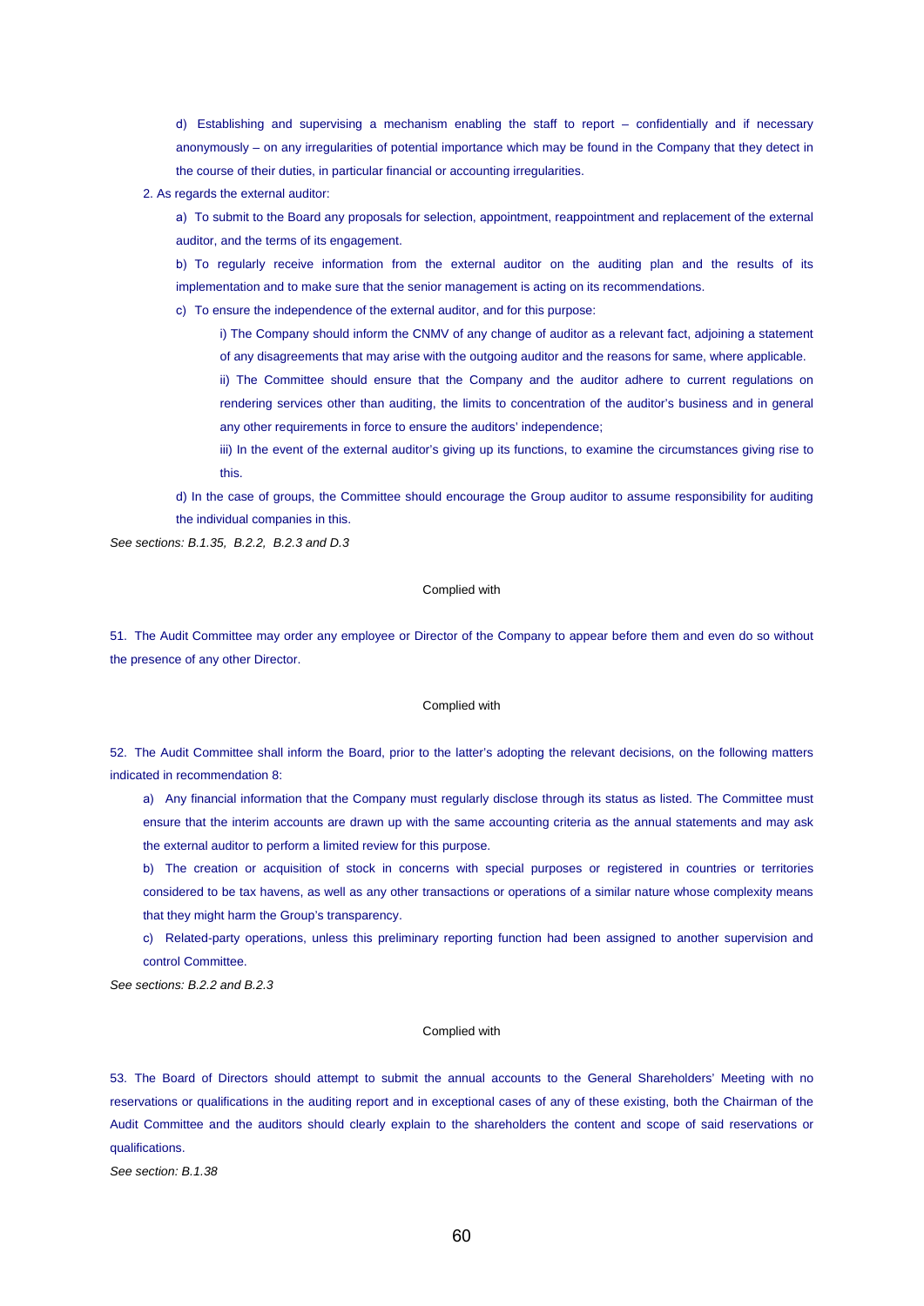d) Establishing and supervising a mechanism enabling the staff to report – confidentially and if necessary anonymously – on any irregularities of potential importance which may be found in the Company that they detect in the course of their duties, in particular financial or accounting irregularities.

2. As regards the external auditor:

a) To submit to the Board any proposals for selection, appointment, reappointment and replacement of the external auditor, and the terms of its engagement.

b) To regularly receive information from the external auditor on the auditing plan and the results of its implementation and to make sure that the senior management is acting on its recommendations.

c) To ensure the independence of the external auditor, and for this purpose:

i) The Company should inform the CNMV of any change of auditor as a relevant fact, adjoining a statement of any disagreements that may arise with the outgoing auditor and the reasons for same, where applicable.

ii) The Committee should ensure that the Company and the auditor adhere to current regulations on rendering services other than auditing, the limits to concentration of the auditor's business and in general any other requirements in force to ensure the auditors' independence;

iii) In the event of the external auditor's giving up its functions, to examine the circumstances giving rise to this.

d) In the case of groups, the Committee should encourage the Group auditor to assume responsibility for auditing the individual companies in this.

*See sections: B.1.35, B.2.2, B.2.3 and D.3*

Complied with

51. The Audit Committee may order any employee or Director of the Company to appear before them and even do so without the presence of any other Director.

Complied with

52. The Audit Committee shall inform the Board, prior to the latter's adopting the relevant decisions, on the following matters indicated in recommendation 8:

a) Any financial information that the Company must regularly disclose through its status as listed. The Committee must ensure that the interim accounts are drawn up with the same accounting criteria as the annual statements and may ask the external auditor to perform a limited review for this purpose.

b) The creation or acquisition of stock in concerns with special purposes or registered in countries or territories considered to be tax havens, as well as any other transactions or operations of a similar nature whose complexity means that they might harm the Group's transparency.

c) Related-party operations, unless this preliminary reporting function had been assigned to another supervision and control Committee.

*See sections: B.2.2 and B.2.3*

Complied with

53. The Board of Directors should attempt to submit the annual accounts to the General Shareholders' Meeting with no reservations or qualifications in the auditing report and in exceptional cases of any of these existing, both the Chairman of the Audit Committee and the auditors should clearly explain to the shareholders the content and scope of said reservations or qualifications.

*See section: B.1.38*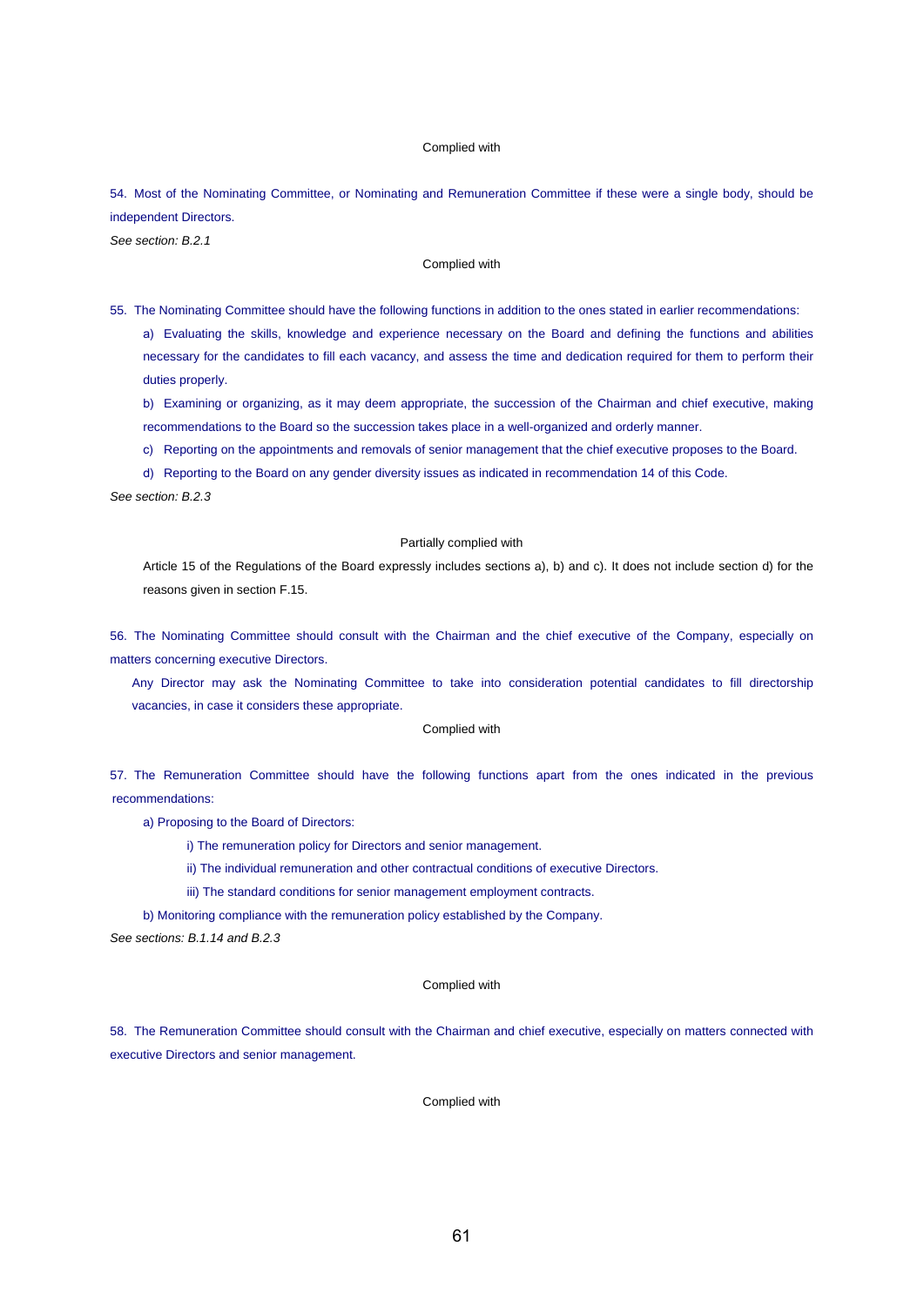Complied with

54. Most of the Nominating Committee, or Nominating and Remuneration Committee if these were a single body, should be independent Directors.

*See section: B.2.1*

Complied with

55. The Nominating Committee should have the following functions in addition to the ones stated in earlier recommendations:

a) Evaluating the skills, knowledge and experience necessary on the Board and defining the functions and abilities necessary for the candidates to fill each vacancy, and assess the time and dedication required for them to perform their duties properly.

b) Examining or organizing, as it may deem appropriate, the succession of the Chairman and chief executive, making recommendations to the Board so the succession takes place in a well-organized and orderly manner.

c) Reporting on the appointments and removals of senior management that the chief executive proposes to the Board.

d) Reporting to the Board on any gender diversity issues as indicated in recommendation 14 of this Code.

*See section: B.2.3*

Partially complied with

Article 15 of the Regulations of the Board expressly includes sections a), b) and c). It does not include section d) for the reasons given in section F.15.

56. The Nominating Committee should consult with the Chairman and the chief executive of the Company, especially on matters concerning executive Directors.

Any Director may ask the Nominating Committee to take into consideration potential candidates to fill directorship vacancies, in case it considers these appropriate.

Complied with

57. The Remuneration Committee should have the following functions apart from the ones indicated in the previous recommendations:

a) Proposing to the Board of Directors:

i) The remuneration policy for Directors and senior management.

ii) The individual remuneration and other contractual conditions of executive Directors.

iii) The standard conditions for senior management employment contracts.

b) Monitoring compliance with the remuneration policy established by the Company.

*See sections: B.1.14 and B.2.3*

Complied with

58. The Remuneration Committee should consult with the Chairman and chief executive, especially on matters connected with executive Directors and senior management.

Complied with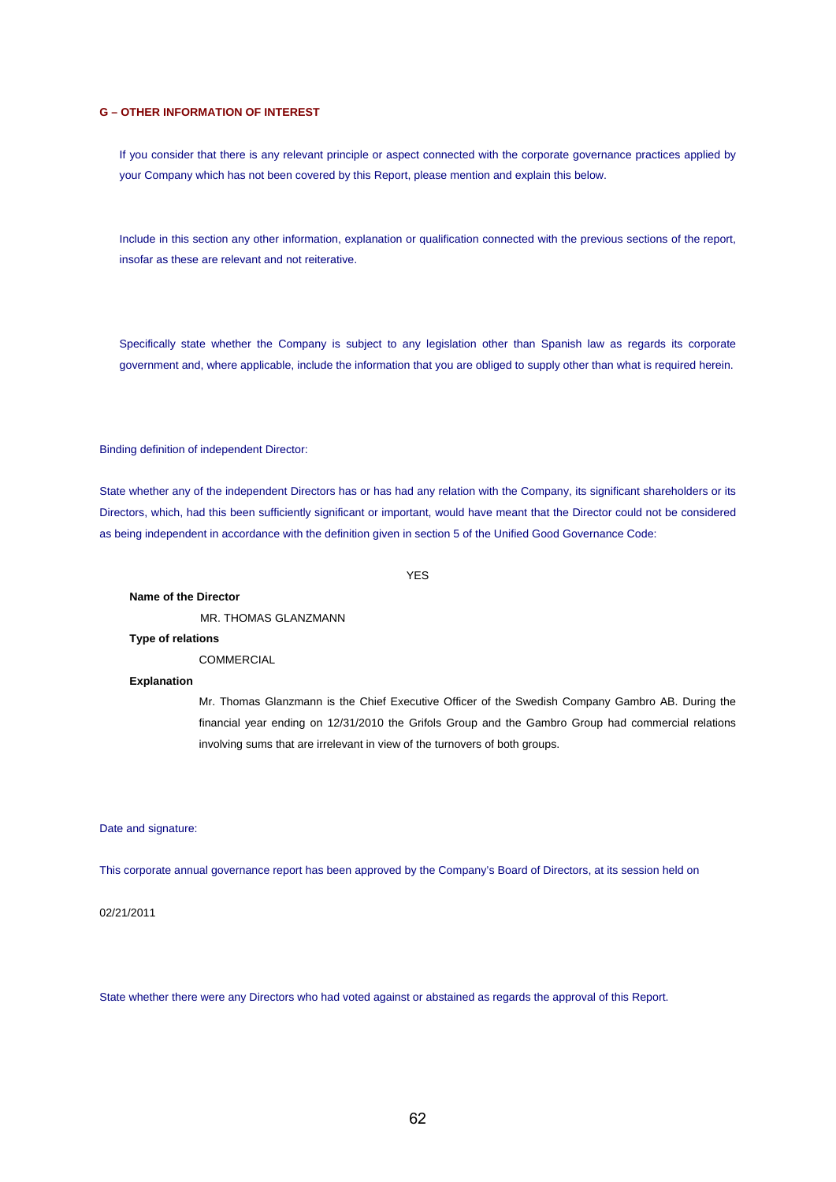## G – OTHER INFORMATION OF INTEREST

If you consider that there is any relevant principle or aspect connected with the corporate governance practices applied by your Company which has not been covered by this Report, please mention and explain this below.

Include in this section any other information, explanation or qualification connected with the previous sections of the report, insofar as these are relevant and not reiterative.

Specifically state whether the Company is subject to any legislation other than Spanish law as regards its corporate government and, where applicable, include the information that you are obliged to supply other than what is required herein.

Binding definition of independent Director:

State whether any of the independent Directors has or has had any relation with the Company, its significant shareholders or its Directors, which, had this been sufficiently significant or important, would have meant that the Director could not be considered as being independent in accordance with the definition given in section 5 of the Unified Good Governance Code:

YES

**Name of the Director**

MR. THOMAS GLANZMANN

**Type of relations**

COMMERCIAL

**Explanation**

Mr. Thomas Glanzmann is the Chief Executive Officer of the Swedish Company Gambro AB. During the financial year ending on 12/31/2010 the Grifols Group and the Gambro Group had commercial relations involving sums that are irrelevant in view of the turnovers of both groups.

Date and signature:

This corporate annual governance report has been approved by the Company's Board of Directors, at its session held on

02/21/2011

State whether there were any Directors who had voted against or abstained as regards the approval of this Report.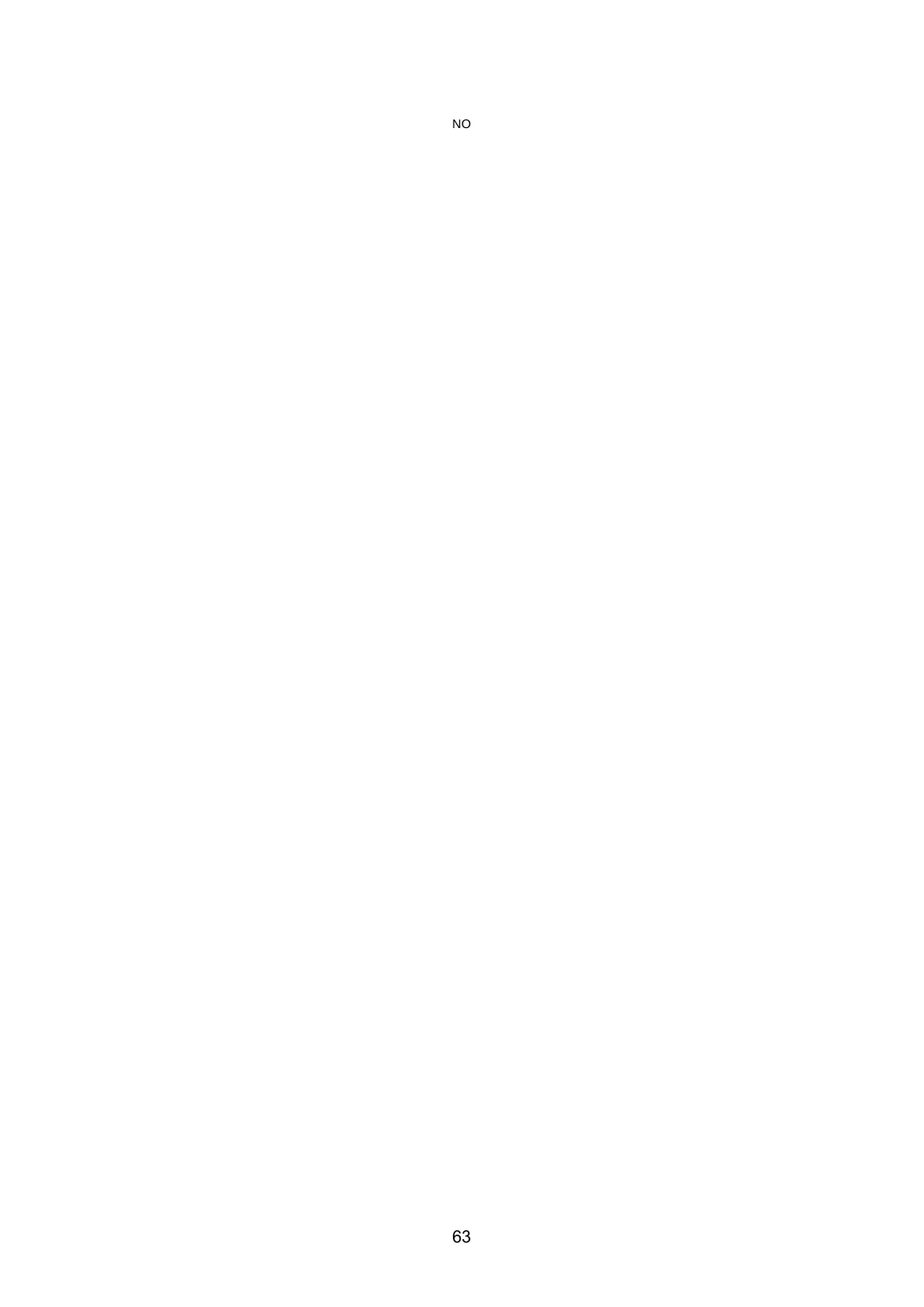NO